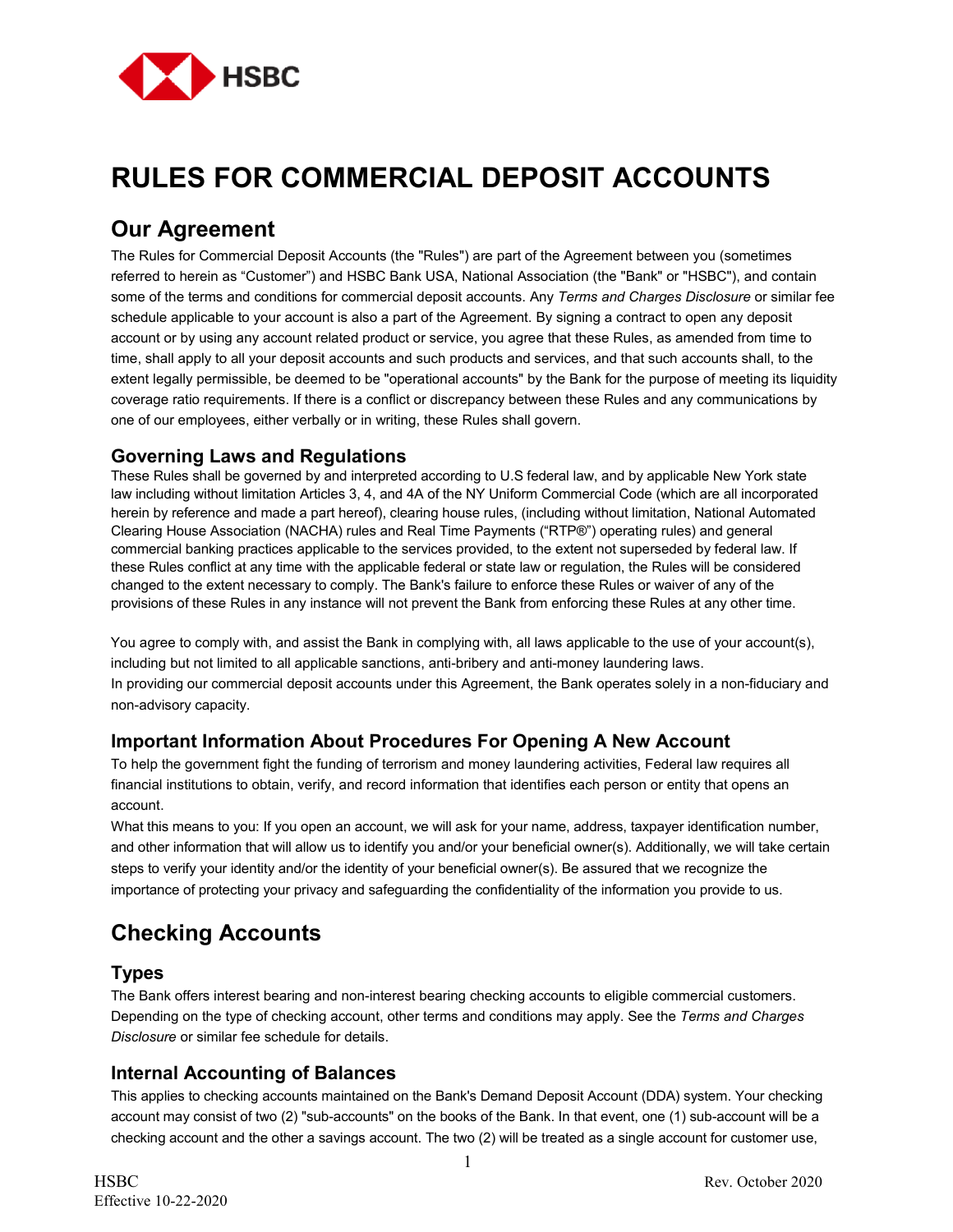# RULES FOR COMMERCIAL DEPOSIT ACCOUNTS

## Our Agreement

The Rules for Commercial Deposit Accounts (the "Rules") are part of the Agreement between you (sometimes referred to herein as "Customer") and HSBC Bank USA, National Association (the "Bank" or "HSBC"), and contain some of the terms and conditions for commercial deposit accounts. Any *Terms and Charges Disclosure* or similar fee schedule applicable to your account is also a part of the Agreement. By signing a contract to open any deposit account or by using any account related product or service, you agree that these Rules, as amended from time to time, shall apply to all your deposit accounts and such products and services, and that such accounts shall, to the extent legally permissible, be deemed to be "operational accounts" by the Bank for the purpose of meeting its liquidity coverage ratio requirements. If there is a conflict or discrepancy between these Rules and any communications by one of our employees, either verbally or in writing, these Rules shall govern.

### Governing Laws and Regulations

These Rules shall be governed by and interpreted according to U.S federal law, and by applicable New York state law including without limitation Articles 3, 4, and 4A of the NY Uniform Commercial Code (which are all incorporated herein by reference and made a part hereof), clearing house rules, (including without limitation, National Automated Clearing House Association (NACHA) rules and Real Time Payments ("RTP®") operating rules) and general commercial banking practices applicable to the services provided, to the extent not superseded by federal law. If these Rules conflict at any time with the applicable federal or state law or regulation, the Rules will be considered changed to the extent necessary to comply. The Bank's failure to enforce these Rules or waiver of any of the provisions of these Rules in any instance will not prevent the Bank from enforcing these Rules at any other time.

You agree to comply with, and assist the Bank in complying with, all laws applicable to the use of your account(s), including but not limited to all applicable sanctions, anti-bribery and anti-money laundering laws.
In providing our commercial deposit accounts under this Agreement, the Bank operates solely in a non-fiduciary and non-advisory capacity.

### Important Information About Procedures For Opening A New Account

To help the government fight the funding of terrorism and money laundering activities, Federal law requires all financial institutions to obtain, verify, and record information that identifies each person or entity that opens an account.
What this means to you: If you open an account, we will ask for your name, address, taxpayer identification number, and other information that will allow us to identify you and/or your beneficial owner(s). Additionally, we will take certain steps to verify your identity and/or the identity of your beneficial owner(s). Be assured that we recognize the importance of protecting your privacy and safeguarding the confidentiality of the information you provide to us.

## Checking Accounts

### Types

The Bank offers interest bearing and non-interest bearing checking accounts to eligible commercial customers. Depending on the type of checking account, other terms and conditions may apply. See the *Terms and Charges Disclosure* or similar fee schedule for details.

### Internal Accounting of Balances

This applies to checking accounts maintained on the Bank's Demand Deposit Account (DDA) system. Your checking account may consist of two (2) "sub-accounts" on the books of the Bank. In that event, one (1) sub-account will be a checking account and the other a savings account. The two (2) will be treated as a single account for customer use,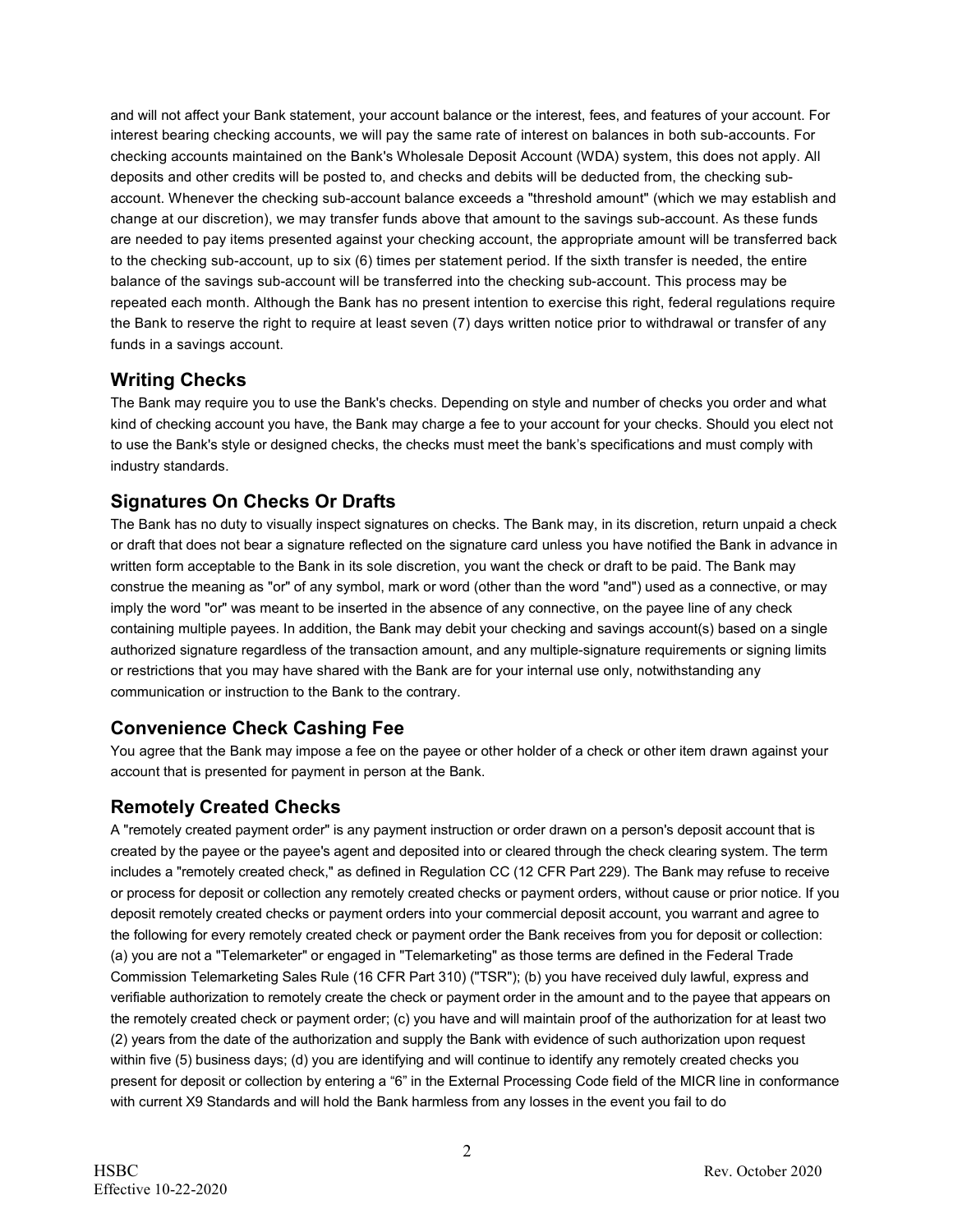and will not affect your Bank statement, your account balance or the interest, fees, and features of your account. For interest bearing checking accounts, we will pay the same rate of interest on balances in both sub-accounts. For checking accounts maintained on the Bank's Wholesale Deposit Account (WDA) system, this does not apply. All deposits and other credits will be posted to, and checks and debits will be deducted from, the checking sub-account. Whenever the checking sub-account balance exceeds a "threshold amount" (which we may establish and change at our discretion), we may transfer funds above that amount to the savings sub-account. As these funds are needed to pay items presented against your checking account, the appropriate amount will be transferred back to the checking sub-account, up to six (6) times per statement period. If the sixth transfer is needed, the entire balance of the savings sub-account will be transferred into the checking sub-account. This process may be repeated each month. Although the Bank has no present intention to exercise this right, federal regulations require the Bank to reserve the right to require at least seven (7) days written notice prior to withdrawal or transfer of any funds in a savings account.

## Writing Checks

The Bank may require you to use the Bank's checks. Depending on style and number of checks you order and what kind of checking account you have, the Bank may charge a fee to your account for your checks. Should you elect not to use the Bank's style or designed checks, the checks must meet the bank's specifications and must comply with industry standards.

## Signatures On Checks Or Drafts

The Bank has no duty to visually inspect signatures on checks. The Bank may, in its discretion, return unpaid a check or draft that does not bear a signature reflected on the signature card unless you have notified the Bank in advance in written form acceptable to the Bank in its sole discretion, you want the check or draft to be paid. The Bank may construe the meaning as "or" of any symbol, mark or word (other than the word "and") used as a connective, or may imply the word "or" was meant to be inserted in the absence of any connective, on the payee line of any check containing multiple payees. In addition, the Bank may debit your checking and savings account(s) based on a single authorized signature regardless of the transaction amount, and any multiple-signature requirements or signing limits or restrictions that you may have shared with the Bank are for your internal use only, notwithstanding any communication or instruction to the Bank to the contrary.

## Convenience Check Cashing Fee

You agree that the Bank may impose a fee on the payee or other holder of a check or other item drawn against your account that is presented for payment in person at the Bank.

## Remotely Created Checks

A "remotely created payment order" is any payment instruction or order drawn on a person's deposit account that is created by the payee or the payee's agent and deposited into or cleared through the check clearing system. The term includes a "remotely created check," as defined in Regulation CC (12 CFR Part 229). The Bank may refuse to receive or process for deposit or collection any remotely created checks or payment orders, without cause or prior notice. If you deposit remotely created checks or payment orders into your commercial deposit account, you warrant and agree to the following for every remotely created check or payment order the Bank receives from you for deposit or collection: (a) you are not a "Telemarketer" or engaged in "Telemarketing" as those terms are defined in the Federal Trade Commission Telemarketing Sales Rule (16 CFR Part 310) ("TSR"); (b) you have received duly lawful, express and verifiable authorization to remotely create the check or payment order in the amount and to the payee that appears on the remotely created check or payment order; (c) you have and will maintain proof of the authorization for at least two (2) years from the date of the authorization and supply the Bank with evidence of such authorization upon request within five (5) business days; (d) you are identifying and will continue to identify any remotely created checks you present for deposit or collection by entering a "6" in the External Processing Code field of the MICR line in conformance with current X9 Standards and will hold the Bank harmless from any losses in the event you fail to do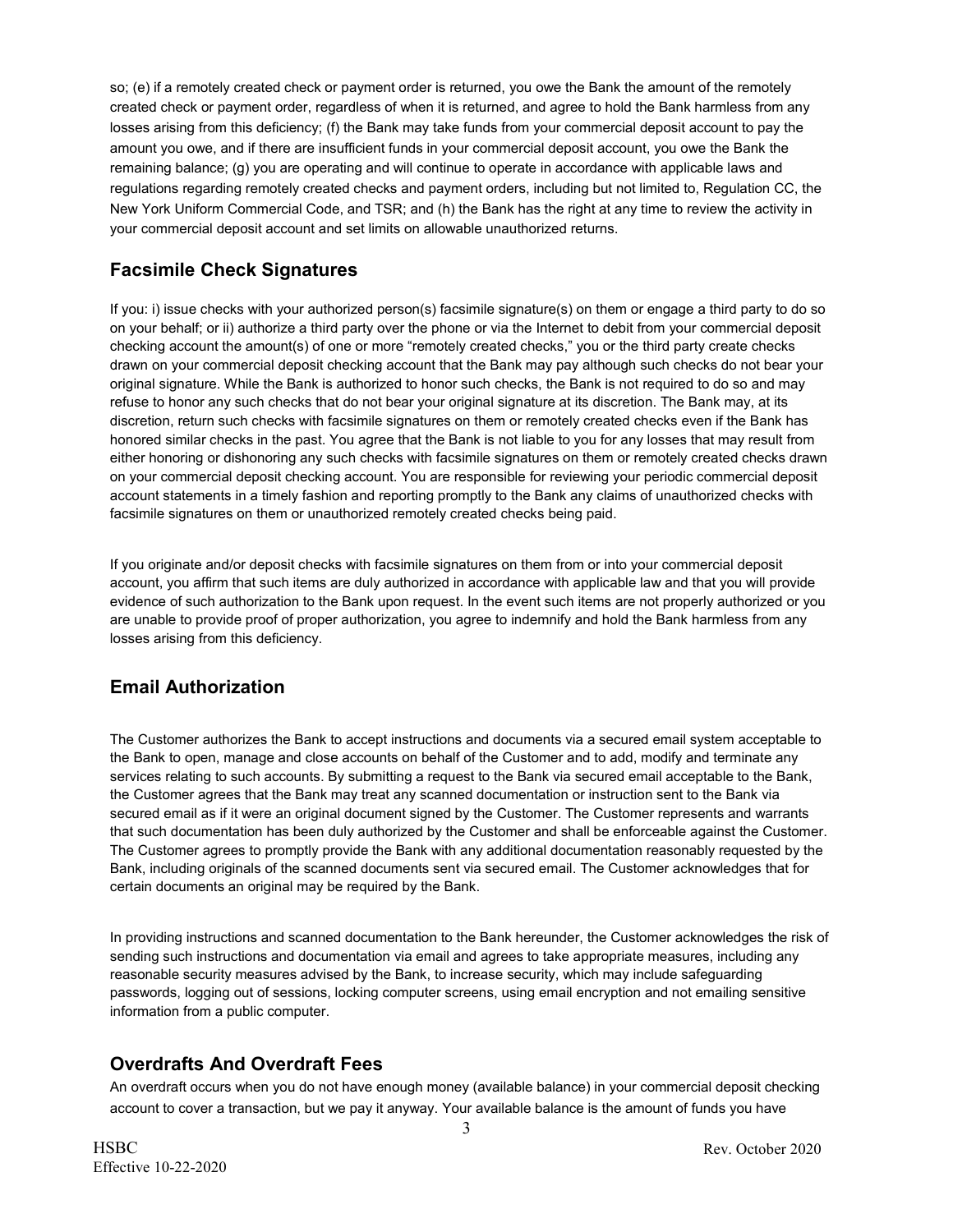so; (e) if a remotely created check or payment order is returned, you owe the Bank the amount of the remotely created check or payment order, regardless of when it is returned, and agree to hold the Bank harmless from any losses arising from this deficiency; (f) the Bank may take funds from your commercial deposit account to pay the amount you owe, and if there are insufficient funds in your commercial deposit account, you owe the Bank the remaining balance; (g) you are operating and will continue to operate in accordance with applicable laws and regulations regarding remotely created checks and payment orders, including but not limited to, Regulation CC, the New York Uniform Commercial Code, and TSR; and (h) the Bank has the right at any time to review the activity in your commercial deposit account and set limits on allowable unauthorized returns.

## Facsimile Check Signatures

If you: i) issue checks with your authorized person(s) facsimile signature(s) on them or engage a third party to do so on your behalf; or ii) authorize a third party over the phone or via the Internet to debit from your commercial deposit checking account the amount(s) of one or more "remotely created checks," you or the third party create checks drawn on your commercial deposit checking account that the Bank may pay although such checks do not bear your original signature. While the Bank is authorized to honor such checks, the Bank is not required to do so and may refuse to honor any such checks that do not bear your original signature at its discretion. The Bank may, at its discretion, return such checks with facsimile signatures on them or remotely created checks even if the Bank has honored similar checks in the past. You agree that the Bank is not liable to you for any losses that may result from either honoring or dishonoring any such checks with facsimile signatures on them or remotely created checks drawn on your commercial deposit checking account. You are responsible for reviewing your periodic commercial deposit account statements in a timely fashion and reporting promptly to the Bank any claims of unauthorized checks with facsimile signatures on them or unauthorized remotely created checks being paid.

If you originate and/or deposit checks with facsimile signatures on them from or into your commercial deposit account, you affirm that such items are duly authorized in accordance with applicable law and that you will provide evidence of such authorization to the Bank upon request. In the event such items are not properly authorized or you are unable to provide proof of proper authorization, you agree to indemnify and hold the Bank harmless from any losses arising from this deficiency.

## Email Authorization

The Customer authorizes the Bank to accept instructions and documents via a secured email system acceptable to the Bank to open, manage and close accounts on behalf of the Customer and to add, modify and terminate any services relating to such accounts. By submitting a request to the Bank via secured email acceptable to the Bank, the Customer agrees that the Bank may treat any scanned documentation or instruction sent to the Bank via secured email as if it were an original document signed by the Customer. The Customer represents and warrants that such documentation has been duly authorized by the Customer and shall be enforceable against the Customer. The Customer agrees to promptly provide the Bank with any additional documentation reasonably requested by the Bank, including originals of the scanned documents sent via secured email. The Customer acknowledges that for certain documents an original may be required by the Bank.

In providing instructions and scanned documentation to the Bank hereunder, the Customer acknowledges the risk of sending such instructions and documentation via email and agrees to take appropriate measures, including any reasonable security measures advised by the Bank, to increase security, which may include safeguarding passwords, logging out of sessions, locking computer screens, using email encryption and not emailing sensitive information from a public computer.

## Overdrafts And Overdraft Fees

An overdraft occurs when you do not have enough money (available balance) in your commercial deposit checking account to cover a transaction, but we pay it anyway. Your available balance is the amount of funds you have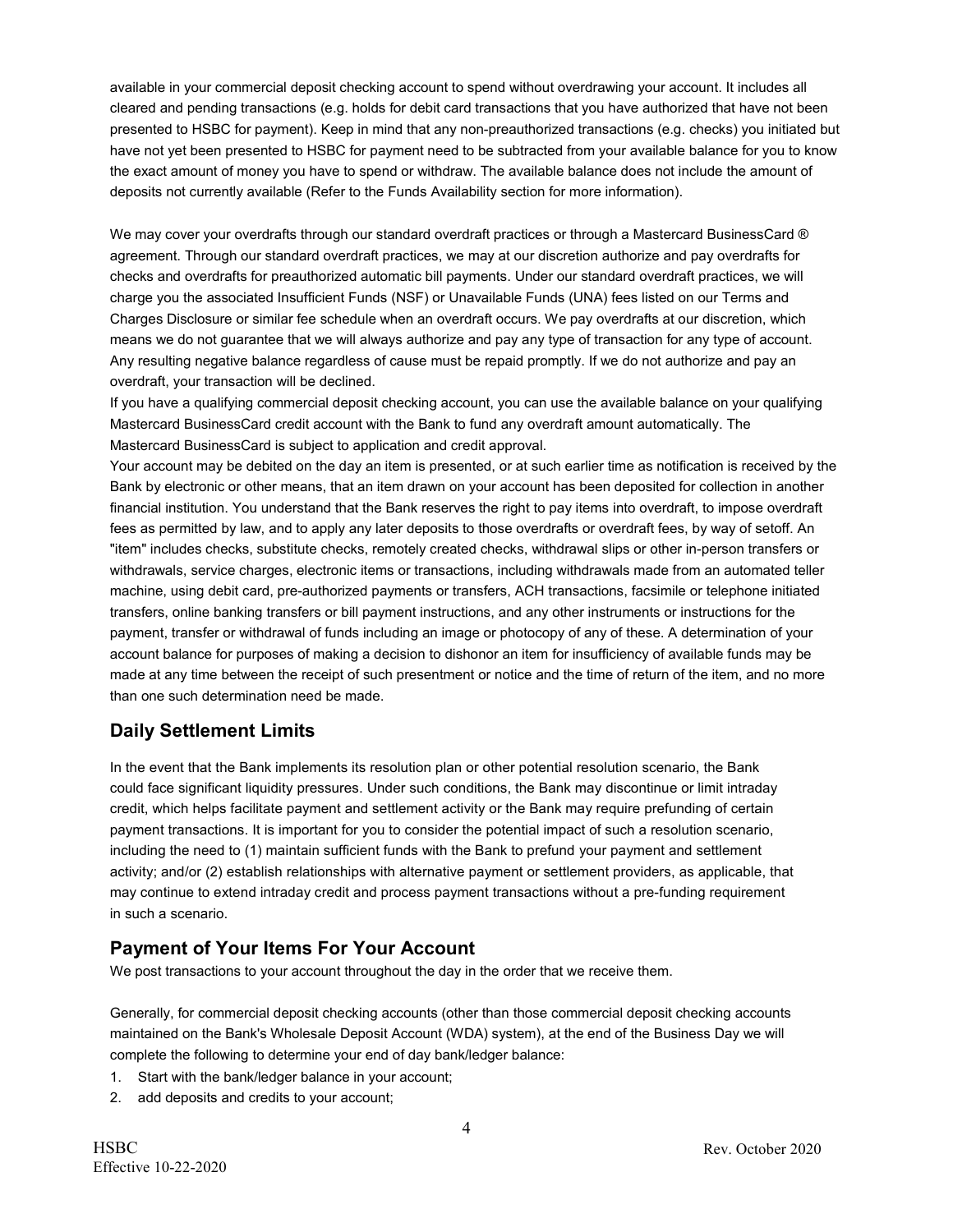available in your commercial deposit checking account to spend without overdrawing your account. It includes all cleared and pending transactions (e.g. holds for debit card transactions that you have authorized that have not been presented to HSBC for payment). Keep in mind that any non-preauthorized transactions (e.g. checks) you initiated but have not yet been presented to HSBC for payment need to be subtracted from your available balance for you to know the exact amount of money you have to spend or withdraw. The available balance does not include the amount of deposits not currently available (Refer to the Funds Availability section for more information).

We may cover your overdrafts through our standard overdraft practices or through a Mastercard BusinessCard ® agreement. Through our standard overdraft practices, we may at our discretion authorize and pay overdrafts for checks and overdrafts for preauthorized automatic bill payments. Under our standard overdraft practices, we will charge you the associated Insufficient Funds (NSF) or Unavailable Funds (UNA) fees listed on our Terms and Charges Disclosure or similar fee schedule when an overdraft occurs. We pay overdrafts at our discretion, which means we do not guarantee that we will always authorize and pay any type of transaction for any type of account. Any resulting negative balance regardless of cause must be repaid promptly. If we do not authorize and pay an overdraft, your transaction will be declined.

If you have a qualifying commercial deposit checking account, you can use the available balance on your qualifying Mastercard BusinessCard credit account with the Bank to fund any overdraft amount automatically. The Mastercard BusinessCard is subject to application and credit approval.

Your account may be debited on the day an item is presented, or at such earlier time as notification is received by the Bank by electronic or other means, that an item drawn on your account has been deposited for collection in another financial institution. You understand that the Bank reserves the right to pay items into overdraft, to impose overdraft fees as permitted by law, and to apply any later deposits to those overdrafts or overdraft fees, by way of setoff. An "item" includes checks, substitute checks, remotely created checks, withdrawal slips or other in-person transfers or withdrawals, service charges, electronic items or transactions, including withdrawals made from an automated teller machine, using debit card, pre-authorized payments or transfers, ACH transactions, facsimile or telephone initiated transfers, online banking transfers or bill payment instructions, and any other instruments or instructions for the payment, transfer or withdrawal of funds including an image or photocopy of any of these. A determination of your account balance for purposes of making a decision to dishonor an item for insufficiency of available funds may be made at any time between the receipt of such presentment or notice and the time of return of the item, and no more than one such determination need be made.

## Daily Settlement Limits

In the event that the Bank implements its resolution plan or other potential resolution scenario, the Bank could face significant liquidity pressures. Under such conditions, the Bank may discontinue or limit intraday credit, which helps facilitate payment and settlement activity or the Bank may require prefunding of certain payment transactions. It is important for you to consider the potential impact of such a resolution scenario, including the need to (1) maintain sufficient funds with the Bank to prefund your payment and settlement activity; and/or (2) establish relationships with alternative payment or settlement providers, as applicable, that may continue to extend intraday credit and process payment transactions without a pre-funding requirement in such a scenario.

## Payment of Your Items For Your Account

We post transactions to your account throughout the day in the order that we receive them.

Generally, for commercial deposit checking accounts (other than those commercial deposit checking accounts maintained on the Bank's Wholesale Deposit Account (WDA) system), at the end of the Business Day we will complete the following to determine your end of day bank/ledger balance:

1. Start with the bank/ledger balance in your account;
2. add deposits and credits to your account;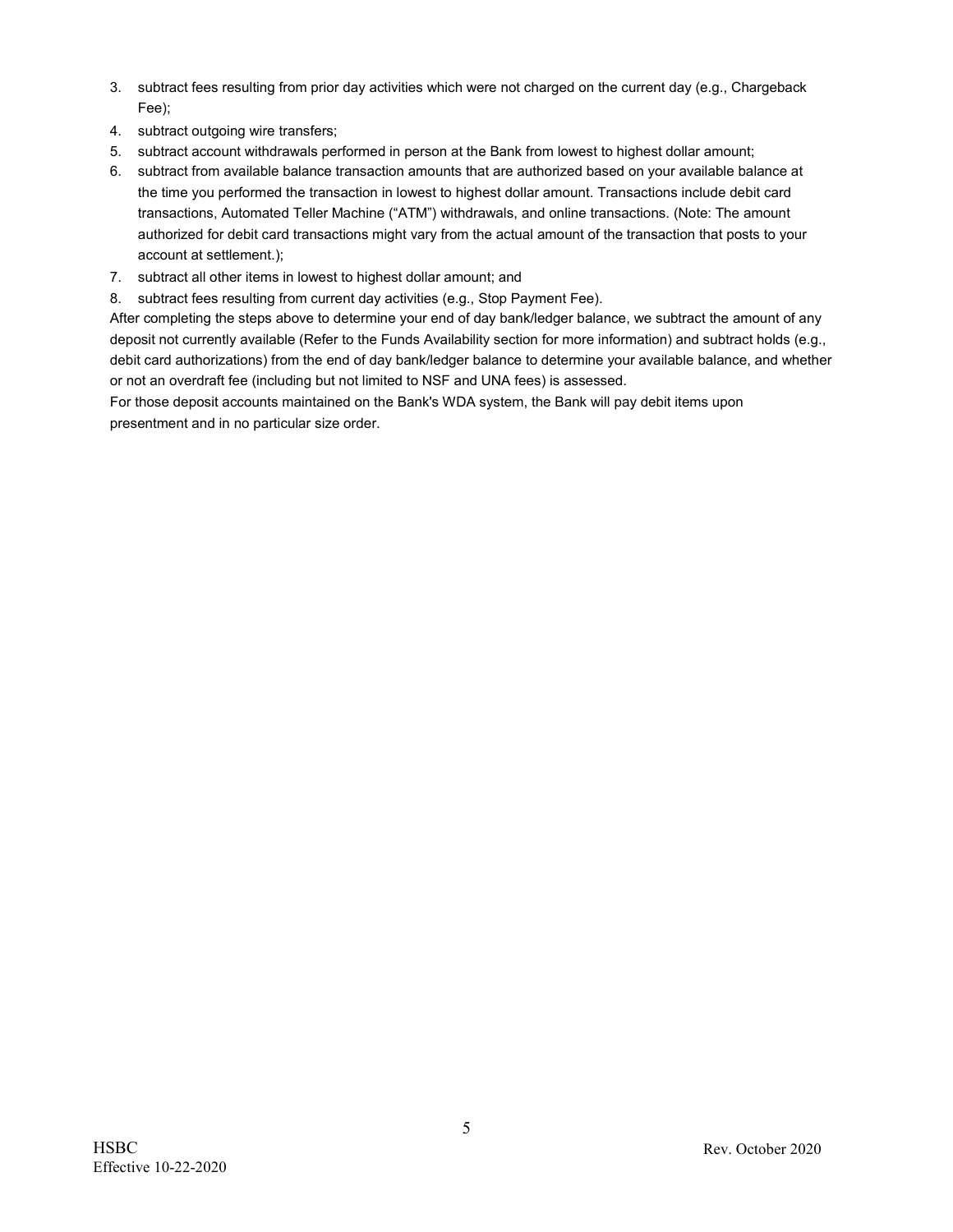3. subtract fees resulting from prior day activities which were not charged on the current day (e.g., Chargeback Fee);
4. subtract outgoing wire transfers;
5. subtract account withdrawals performed in person at the Bank from lowest to highest dollar amount;
6. subtract from available balance transaction amounts that are authorized based on your available balance at the time you performed the transaction in lowest to highest dollar amount. Transactions include debit card transactions, Automated Teller Machine ("ATM") withdrawals, and online transactions. (Note: The amount authorized for debit card transactions might vary from the actual amount of the transaction that posts to your account at settlement.);
7. subtract all other items in lowest to highest dollar amount; and
8. subtract fees resulting from current day activities (e.g., Stop Payment Fee).

After completing the steps above to determine your end of day bank/ledger balance, we subtract the amount of any deposit not currently available (Refer to the Funds Availability section for more information) and subtract holds (e.g., debit card authorizations) from the end of day bank/ledger balance to determine your available balance, and whether or not an overdraft fee (including but not limited to NSF and UNA fees) is assessed.

For those deposit accounts maintained on the Bank's WDA system, the Bank will pay debit items upon presentment and in no particular size order.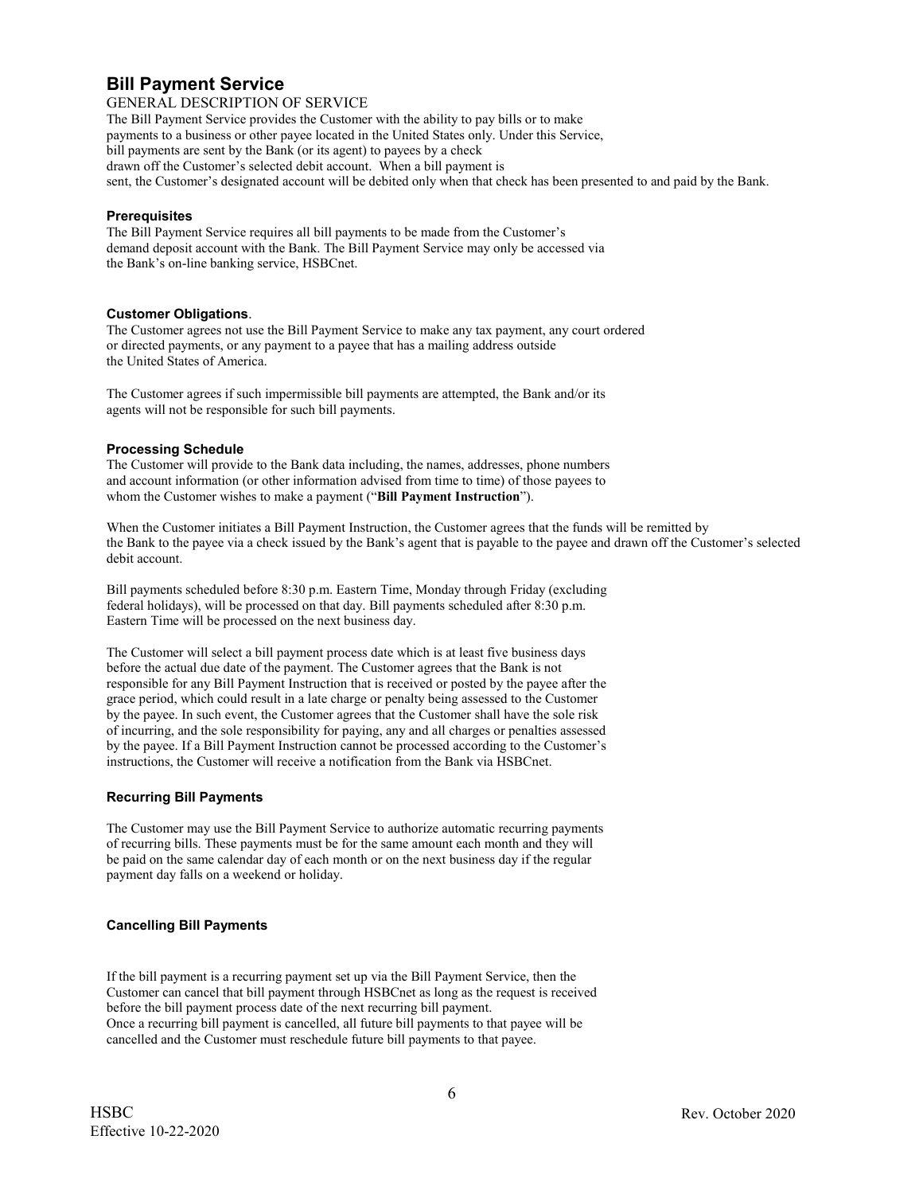## Bill Payment Service

GENERAL DESCRIPTION OF SERVICE

The Bill Payment Service provides the Customer with the ability to pay bills or to make payments to a business or other payee located in the United States only. Under this Service, bill payments are sent by the Bank (or its agent) to payees by a check drawn off the Customer's selected debit account. When a bill payment is sent, the Customer's designated account will be debited only when that check has been presented to and paid by the Bank.

### Prerequisites

The Bill Payment Service requires all bill payments to be made from the Customer's demand deposit account with the Bank. The Bill Payment Service may only be accessed via the Bank's on-line banking service, HSBCnet.

### Customer Obligations.

The Customer agrees not use the Bill Payment Service to make any tax payment, any court ordered or directed payments, or any payment to a payee that has a mailing address outside the United States of America.

The Customer agrees if such impermissible bill payments are attempted, the Bank and/or its agents will not be responsible for such bill payments.

### Processing Schedule

The Customer will provide to the Bank data including, the names, addresses, phone numbers and account information (or other information advised from time to time) of those payees to whom the Customer wishes to make a payment ("**Bill Payment Instruction**").

When the Customer initiates a Bill Payment Instruction, the Customer agrees that the funds will be remitted by the Bank to the payee via a check issued by the Bank's agent that is payable to the payee and drawn off the Customer's selected debit account.

Bill payments scheduled before 8:30 p.m. Eastern Time, Monday through Friday (excluding federal holidays), will be processed on that day. Bill payments scheduled after 8:30 p.m. Eastern Time will be processed on the next business day.

The Customer will select a bill payment process date which is at least five business days before the actual due date of the payment. The Customer agrees that the Bank is not responsible for any Bill Payment Instruction that is received or posted by the payee after the grace period, which could result in a late charge or penalty being assessed to the Customer by the payee. In such event, the Customer agrees that the Customer shall have the sole risk of incurring, and the sole responsibility for paying, any and all charges or penalties assessed by the payee. If a Bill Payment Instruction cannot be processed according to the Customer's instructions, the Customer will receive a notification from the Bank via HSBCnet.

### Recurring Bill Payments

The Customer may use the Bill Payment Service to authorize automatic recurring payments of recurring bills. These payments must be for the same amount each month and they will be paid on the same calendar day of each month or on the next business day if the regular payment day falls on a weekend or holiday.

### Cancelling Bill Payments

If the bill payment is a recurring payment set up via the Bill Payment Service, then the Customer can cancel that bill payment through HSBCnet as long as the request is received before the bill payment process date of the next recurring bill payment. Once a recurring bill payment is cancelled, all future bill payments to that payee will be cancelled and the Customer must reschedule future bill payments to that payee.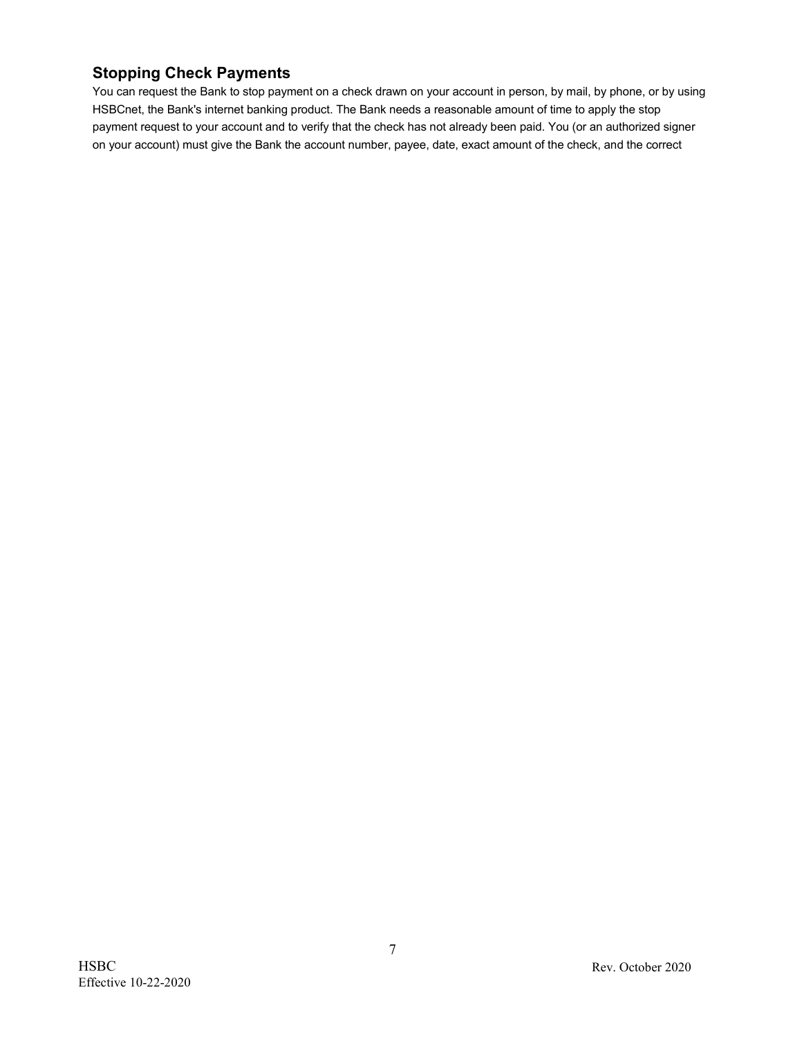## Stopping Check Payments

You can request the Bank to stop payment on a check drawn on your account in person, by mail, by phone, or by using HSBCnet, the Bank's internet banking product. The Bank needs a reasonable amount of time to apply the stop payment request to your account and to verify that the check has not already been paid. You (or an authorized signer on your account) must give the Bank the account number, payee, date, exact amount of the check, and the correct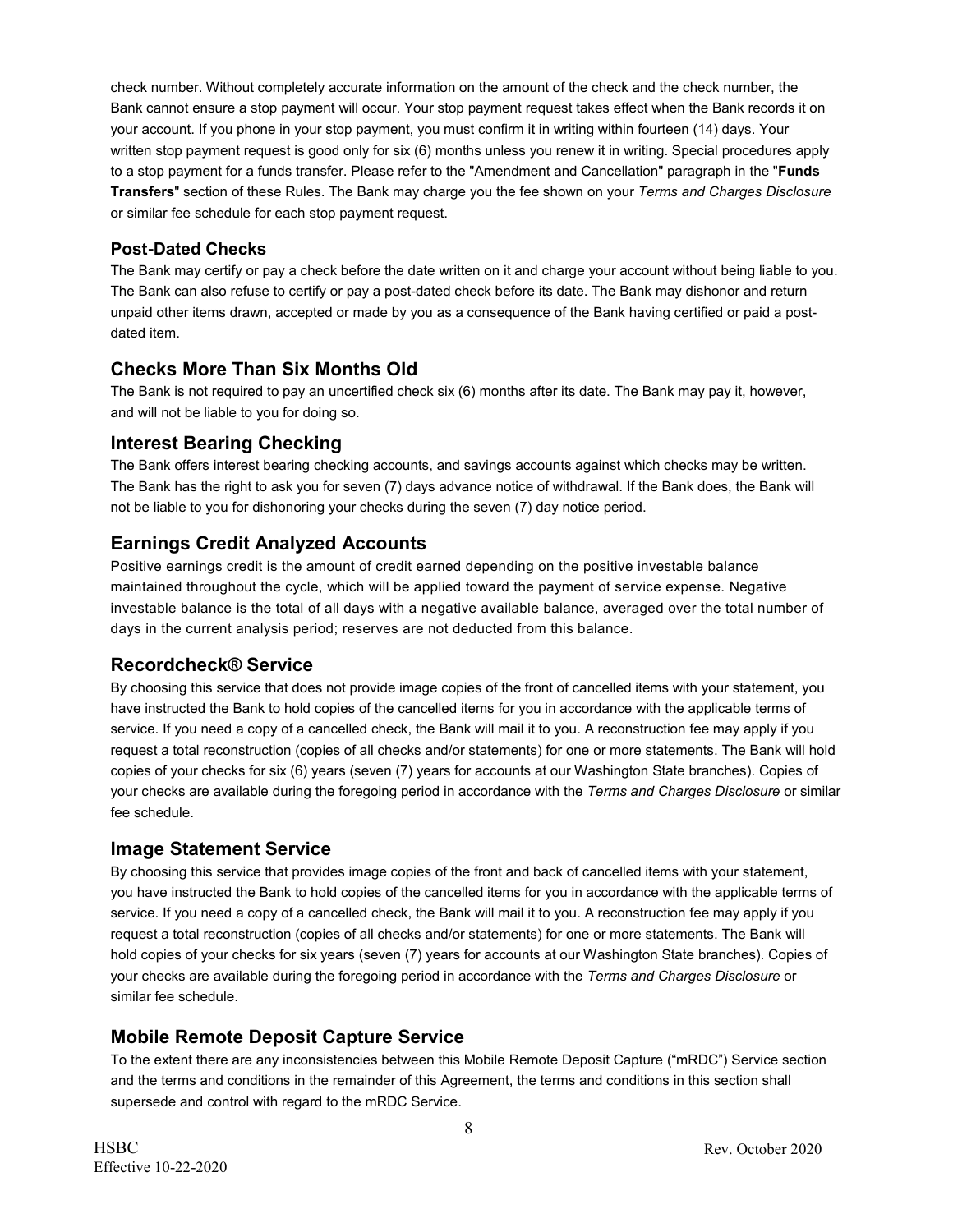check number. Without completely accurate information on the amount of the check and the check number, the Bank cannot ensure a stop payment will occur. Your stop payment request takes effect when the Bank records it on your account. If you phone in your stop payment, you must confirm it in writing within fourteen (14) days. Your written stop payment request is good only for six (6) months unless you renew it in writing. Special procedures apply to a stop payment for a funds transfer. Please refer to the "Amendment and Cancellation" paragraph in the "**Funds Transfers**" section of these Rules. The Bank may charge you the fee shown on your *Terms and Charges Disclosure* or similar fee schedule for each stop payment request.

### Post-Dated Checks

The Bank may certify or pay a check before the date written on it and charge your account without being liable to you. The Bank can also refuse to certify or pay a post-dated check before its date. The Bank may dishonor and return unpaid other items drawn, accepted or made by you as a consequence of the Bank having certified or paid a post-dated item.

## Checks More Than Six Months Old

The Bank is not required to pay an uncertified check six (6) months after its date. The Bank may pay it, however, and will not be liable to you for doing so.

## Interest Bearing Checking

The Bank offers interest bearing checking accounts, and savings accounts against which checks may be written. The Bank has the right to ask you for seven (7) days advance notice of withdrawal. If the Bank does, the Bank will not be liable to you for dishonoring your checks during the seven (7) day notice period.

## Earnings Credit Analyzed Accounts

Positive earnings credit is the amount of credit earned depending on the positive investable balance maintained throughout the cycle, which will be applied toward the payment of service expense. Negative investable balance is the total of all days with a negative available balance, averaged over the total number of days in the current analysis period; reserves are not deducted from this balance.

## Recordcheck® Service

By choosing this service that does not provide image copies of the front of cancelled items with your statement, you have instructed the Bank to hold copies of the cancelled items for you in accordance with the applicable terms of service. If you need a copy of a cancelled check, the Bank will mail it to you. A reconstruction fee may apply if you request a total reconstruction (copies of all checks and/or statements) for one or more statements. The Bank will hold copies of your checks for six (6) years (seven (7) years for accounts at our Washington State branches). Copies of your checks are available during the foregoing period in accordance with the *Terms and Charges Disclosure* or similar fee schedule.

## Image Statement Service

By choosing this service that provides image copies of the front and back of cancelled items with your statement, you have instructed the Bank to hold copies of the cancelled items for you in accordance with the applicable terms of service. If you need a copy of a cancelled check, the Bank will mail it to you. A reconstruction fee may apply if you request a total reconstruction (copies of all checks and/or statements) for one or more statements. The Bank will hold copies of your checks for six years (seven (7) years for accounts at our Washington State branches). Copies of your checks are available during the foregoing period in accordance with the *Terms and Charges Disclosure* or similar fee schedule.

## Mobile Remote Deposit Capture Service

To the extent there are any inconsistencies between this Mobile Remote Deposit Capture ("mRDC") Service section and the terms and conditions in the remainder of this Agreement, the terms and conditions in this section shall supersede and control with regard to the mRDC Service.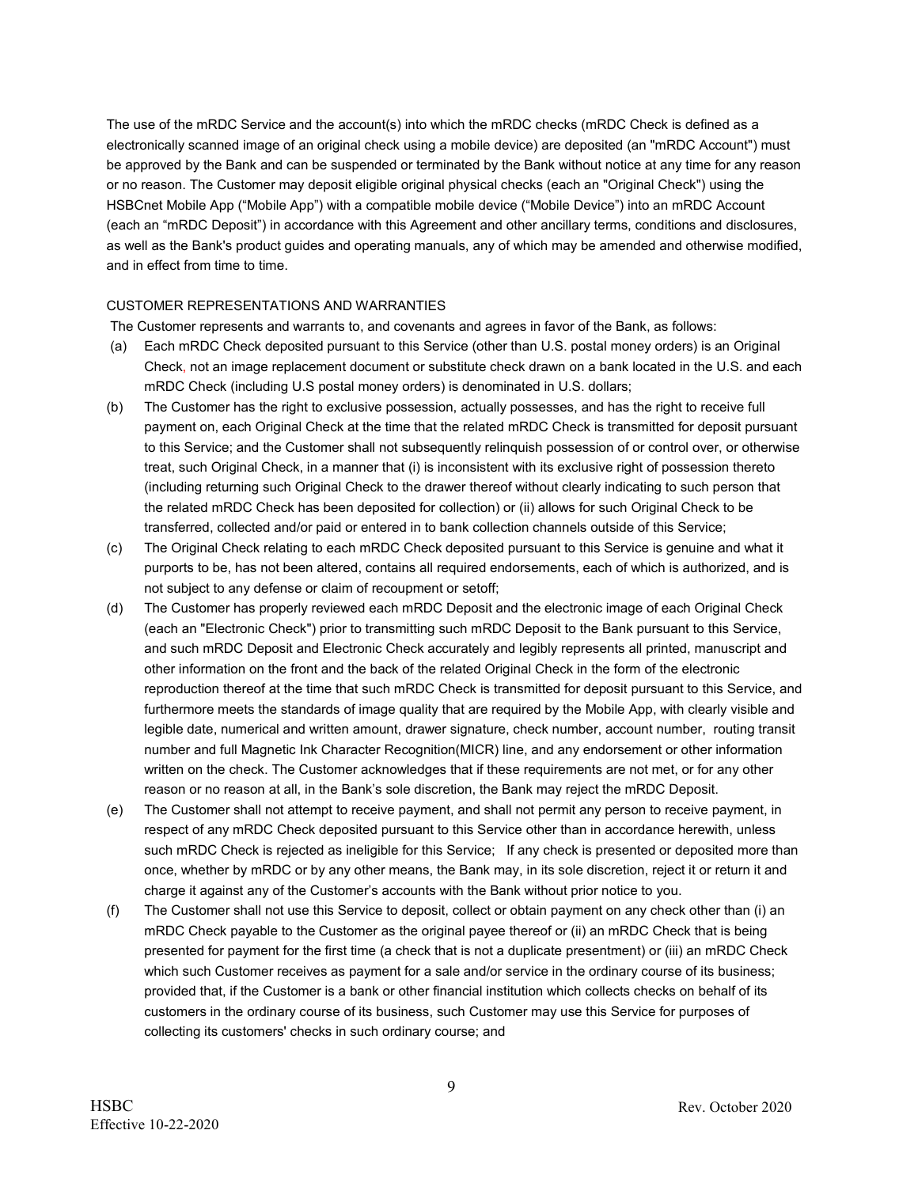The use of the mRDC Service and the account(s) into which the mRDC checks (mRDC Check is defined as a electronically scanned image of an original check using a mobile device) are deposited (an "mRDC Account") must be approved by the Bank and can be suspended or terminated by the Bank without notice at any time for any reason or no reason. The Customer may deposit eligible original physical checks (each an "Original Check") using the HSBCnet Mobile App ("Mobile App") with a compatible mobile device ("Mobile Device") into an mRDC Account (each an "mRDC Deposit") in accordance with this Agreement and other ancillary terms, conditions and disclosures, as well as the Bank's product guides and operating manuals, any of which may be amended and otherwise modified, and in effect from time to time.

## CUSTOMER REPRESENTATIONS AND WARRANTIES

The Customer represents and warrants to, and covenants and agrees in favor of the Bank, as follows:

(a) Each mRDC Check deposited pursuant to this Service (other than U.S. postal money orders) is an Original Check, not an image replacement document or substitute check drawn on a bank located in the U.S. and each mRDC Check (including U.S postal money orders) is denominated in U.S. dollars;

(b) The Customer has the right to exclusive possession, actually possesses, and has the right to receive full payment on, each Original Check at the time that the related mRDC Check is transmitted for deposit pursuant to this Service; and the Customer shall not subsequently relinquish possession of or control over, or otherwise treat, such Original Check, in a manner that (i) is inconsistent with its exclusive right of possession thereto (including returning such Original Check to the drawer thereof without clearly indicating to such person that the related mRDC Check has been deposited for collection) or (ii) allows for such Original Check to be transferred, collected and/or paid or entered in to bank collection channels outside of this Service;

(c) The Original Check relating to each mRDC Check deposited pursuant to this Service is genuine and what it purports to be, has not been altered, contains all required endorsements, each of which is authorized, and is not subject to any defense or claim of recoupment or setoff;

(d) The Customer has properly reviewed each mRDC Deposit and the electronic image of each Original Check (each an "Electronic Check") prior to transmitting such mRDC Deposit to the Bank pursuant to this Service, and such mRDC Deposit and Electronic Check accurately and legibly represents all printed, manuscript and other information on the front and the back of the related Original Check in the form of the electronic reproduction thereof at the time that such mRDC Check is transmitted for deposit pursuant to this Service, and furthermore meets the standards of image quality that are required by the Mobile App, with clearly visible and legible date, numerical and written amount, drawer signature, check number, account number, routing transit number and full Magnetic Ink Character Recognition(MICR) line, and any endorsement or other information written on the check. The Customer acknowledges that if these requirements are not met, or for any other reason or no reason at all, in the Bank's sole discretion, the Bank may reject the mRDC Deposit.

(e) The Customer shall not attempt to receive payment, and shall not permit any person to receive payment, in respect of any mRDC Check deposited pursuant to this Service other than in accordance herewith, unless such mRDC Check is rejected as ineligible for this Service; If any check is presented or deposited more than once, whether by mRDC or by any other means, the Bank may, in its sole discretion, reject it or return it and charge it against any of the Customer's accounts with the Bank without prior notice to you.

(f) The Customer shall not use this Service to deposit, collect or obtain payment on any check other than (i) an mRDC Check payable to the Customer as the original payee thereof or (ii) an mRDC Check that is being presented for payment for the first time (a check that is not a duplicate presentment) or (iii) an mRDC Check which such Customer receives as payment for a sale and/or service in the ordinary course of its business; provided that, if the Customer is a bank or other financial institution which collects checks on behalf of its customers in the ordinary course of its business, such Customer may use this Service for purposes of collecting its customers' checks in such ordinary course; and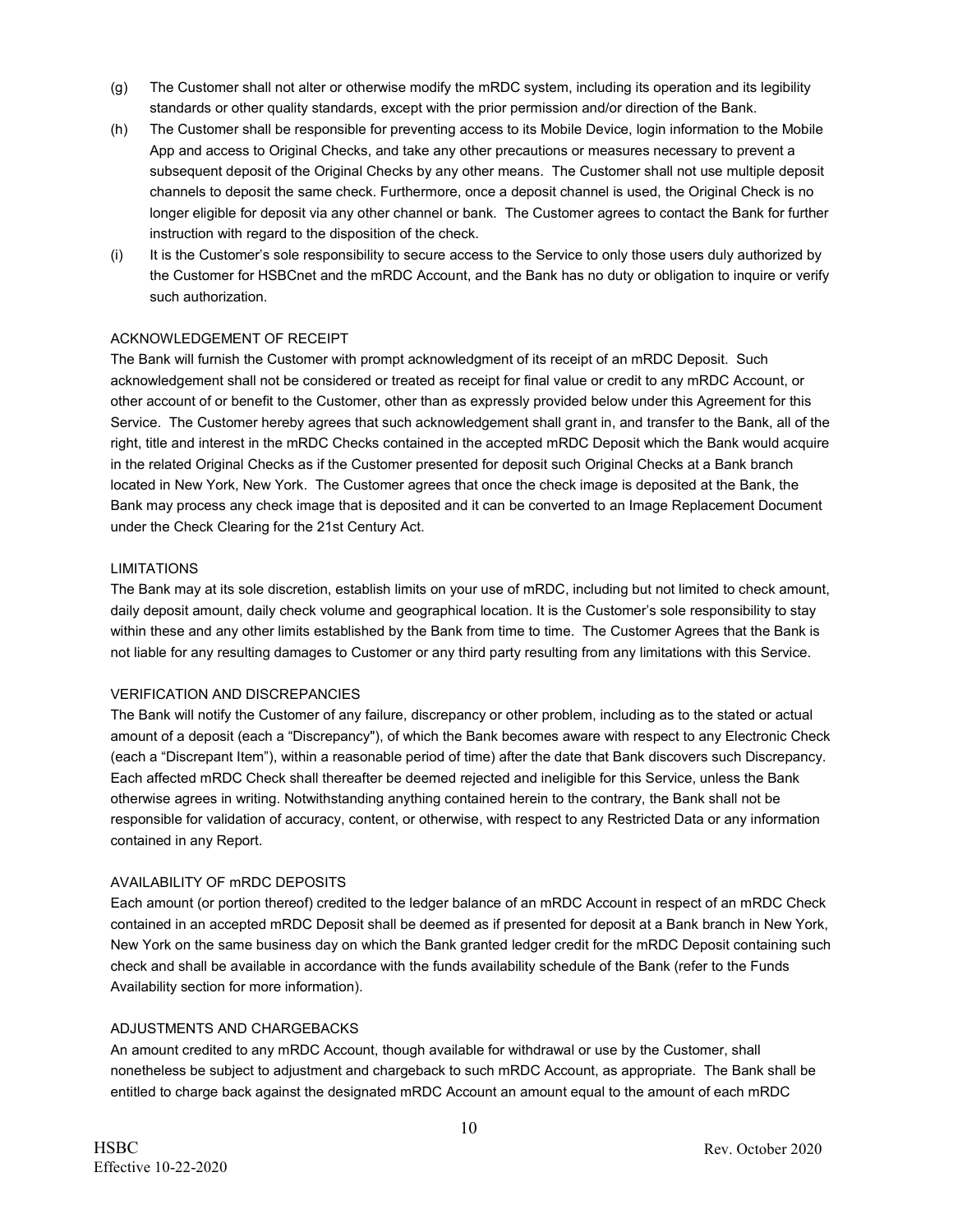(g) The Customer shall not alter or otherwise modify the mRDC system, including its operation and its legibility standards or other quality standards, except with the prior permission and/or direction of the Bank.

(h) The Customer shall be responsible for preventing access to its Mobile Device, login information to the Mobile App and access to Original Checks, and take any other precautions or measures necessary to prevent a subsequent deposit of the Original Checks by any other means. The Customer shall not use multiple deposit channels to deposit the same check. Furthermore, once a deposit channel is used, the Original Check is no longer eligible for deposit via any other channel or bank. The Customer agrees to contact the Bank for further instruction with regard to the disposition of the check.

(i) It is the Customer's sole responsibility to secure access to the Service to only those users duly authorized by the Customer for HSBCnet and the mRDC Account, and the Bank has no duty or obligation to inquire or verify such authorization.

ACKNOWLEDGEMENT OF RECEIPT

The Bank will furnish the Customer with prompt acknowledgment of its receipt of an mRDC Deposit. Such acknowledgement shall not be considered or treated as receipt for final value or credit to any mRDC Account, or other account of or benefit to the Customer, other than as expressly provided below under this Agreement for this Service. The Customer hereby agrees that such acknowledgement shall grant in, and transfer to the Bank, all of the right, title and interest in the mRDC Checks contained in the accepted mRDC Deposit which the Bank would acquire in the related Original Checks as if the Customer presented for deposit such Original Checks at a Bank branch located in New York, New York. The Customer agrees that once the check image is deposited at the Bank, the Bank may process any check image that is deposited and it can be converted to an Image Replacement Document under the Check Clearing for the 21st Century Act.

LIMITATIONS

The Bank may at its sole discretion, establish limits on your use of mRDC, including but not limited to check amount, daily deposit amount, daily check volume and geographical location. It is the Customer's sole responsibility to stay within these and any other limits established by the Bank from time to time. The Customer Agrees that the Bank is not liable for any resulting damages to Customer or any third party resulting from any limitations with this Service.

VERIFICATION AND DISCREPANCIES

The Bank will notify the Customer of any failure, discrepancy or other problem, including as to the stated or actual amount of a deposit (each a "Discrepancy"), of which the Bank becomes aware with respect to any Electronic Check (each a "Discrepant Item"), within a reasonable period of time) after the date that Bank discovers such Discrepancy. Each affected mRDC Check shall thereafter be deemed rejected and ineligible for this Service, unless the Bank otherwise agrees in writing. Notwithstanding anything contained herein to the contrary, the Bank shall not be responsible for validation of accuracy, content, or otherwise, with respect to any Restricted Data or any information contained in any Report.

AVAILABILITY OF mRDC DEPOSITS

Each amount (or portion thereof) credited to the ledger balance of an mRDC Account in respect of an mRDC Check contained in an accepted mRDC Deposit shall be deemed as if presented for deposit at a Bank branch in New York, New York on the same business day on which the Bank granted ledger credit for the mRDC Deposit containing such check and shall be available in accordance with the funds availability schedule of the Bank (refer to the Funds Availability section for more information).

ADJUSTMENTS AND CHARGEBACKS

An amount credited to any mRDC Account, though available for withdrawal or use by the Customer, shall nonetheless be subject to adjustment and chargeback to such mRDC Account, as appropriate. The Bank shall be entitled to charge back against the designated mRDC Account an amount equal to the amount of each mRDC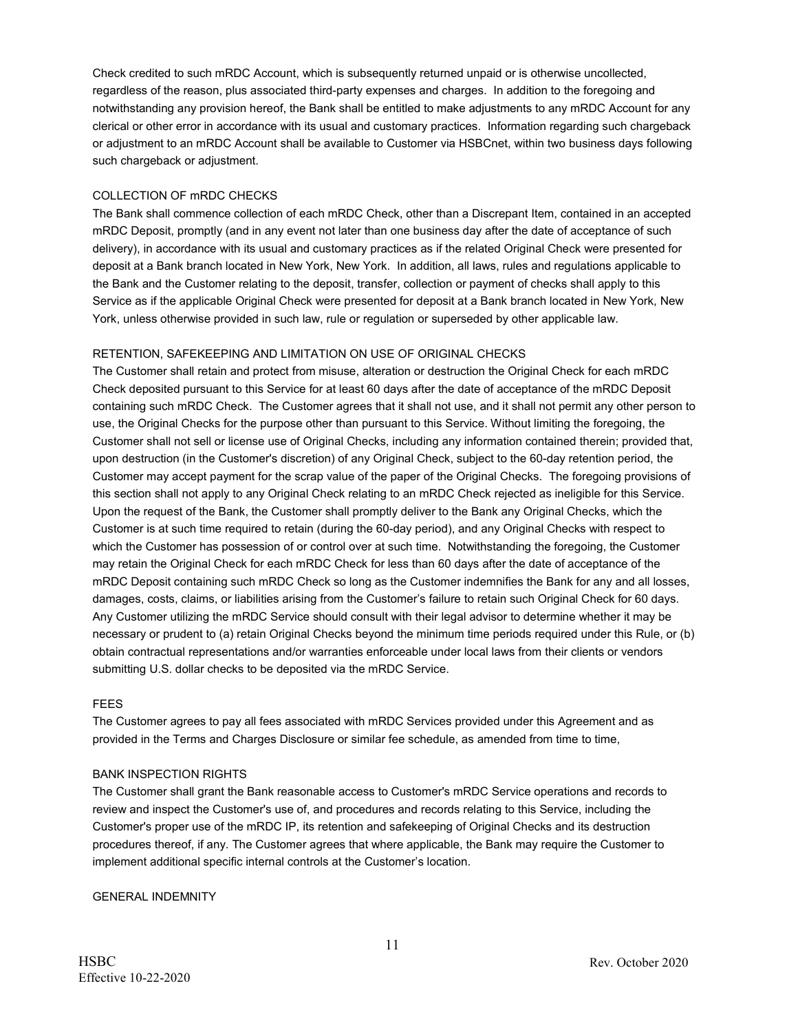Check credited to such mRDC Account, which is subsequently returned unpaid or is otherwise uncollected, regardless of the reason, plus associated third-party expenses and charges. In addition to the foregoing and notwithstanding any provision hereof, the Bank shall be entitled to make adjustments to any mRDC Account for any clerical or other error in accordance with its usual and customary practices. Information regarding such chargeback or adjustment to an mRDC Account shall be available to Customer via HSBCnet, within two business days following such chargeback or adjustment.

COLLECTION OF mRDC CHECKS

The Bank shall commence collection of each mRDC Check, other than a Discrepant Item, contained in an accepted mRDC Deposit, promptly (and in any event not later than one business day after the date of acceptance of such delivery), in accordance with its usual and customary practices as if the related Original Check were presented for deposit at a Bank branch located in New York, New York. In addition, all laws, rules and regulations applicable to the Bank and the Customer relating to the deposit, transfer, collection or payment of checks shall apply to this Service as if the applicable Original Check were presented for deposit at a Bank branch located in New York, New York, unless otherwise provided in such law, rule or regulation or superseded by other applicable law.

RETENTION, SAFEKEEPING AND LIMITATION ON USE OF ORIGINAL CHECKS

The Customer shall retain and protect from misuse, alteration or destruction the Original Check for each mRDC Check deposited pursuant to this Service for at least 60 days after the date of acceptance of the mRDC Deposit containing such mRDC Check. The Customer agrees that it shall not use, and it shall not permit any other person to use, the Original Checks for the purpose other than pursuant to this Service. Without limiting the foregoing, the Customer shall not sell or license use of Original Checks, including any information contained therein; provided that, upon destruction (in the Customer's discretion) of any Original Check, subject to the 60-day retention period, the Customer may accept payment for the scrap value of the paper of the Original Checks. The foregoing provisions of this section shall not apply to any Original Check relating to an mRDC Check rejected as ineligible for this Service. Upon the request of the Bank, the Customer shall promptly deliver to the Bank any Original Checks, which the Customer is at such time required to retain (during the 60-day period), and any Original Checks with respect to which the Customer has possession of or control over at such time. Notwithstanding the foregoing, the Customer may retain the Original Check for each mRDC Check for less than 60 days after the date of acceptance of the mRDC Deposit containing such mRDC Check so long as the Customer indemnifies the Bank for any and all losses, damages, costs, claims, or liabilities arising from the Customer's failure to retain such Original Check for 60 days. Any Customer utilizing the mRDC Service should consult with their legal advisor to determine whether it may be necessary or prudent to (a) retain Original Checks beyond the minimum time periods required under this Rule, or (b) obtain contractual representations and/or warranties enforceable under local laws from their clients or vendors submitting U.S. dollar checks to be deposited via the mRDC Service.

FEES

The Customer agrees to pay all fees associated with mRDC Services provided under this Agreement and as provided in the Terms and Charges Disclosure or similar fee schedule, as amended from time to time,

BANK INSPECTION RIGHTS

The Customer shall grant the Bank reasonable access to Customer's mRDC Service operations and records to review and inspect the Customer's use of, and procedures and records relating to this Service, including the Customer's proper use of the mRDC IP, its retention and safekeeping of Original Checks and its destruction procedures thereof, if any. The Customer agrees that where applicable, the Bank may require the Customer to implement additional specific internal controls at the Customer's location.

GENERAL INDEMNITY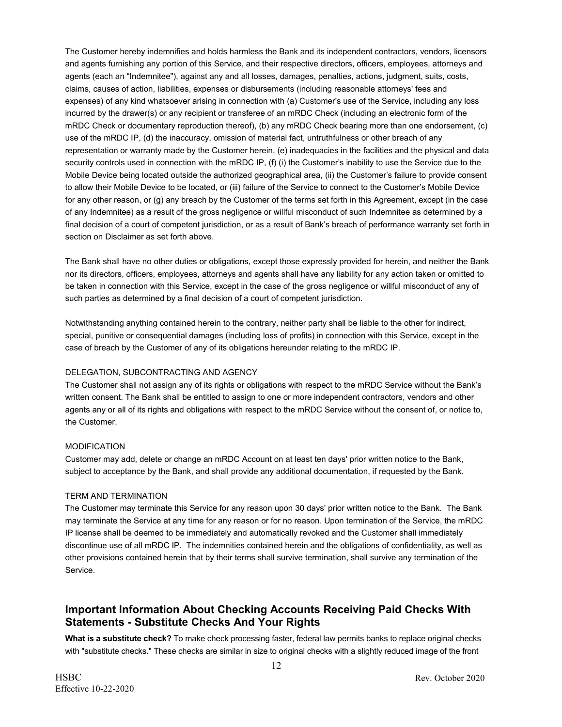The Customer hereby indemnifies and holds harmless the Bank and its independent contractors, vendors, licensors and agents furnishing any portion of this Service, and their respective directors, officers, employees, attorneys and agents (each an "Indemnitee"), against any and all losses, damages, penalties, actions, judgment, suits, costs, claims, causes of action, liabilities, expenses or disbursements (including reasonable attorneys' fees and expenses) of any kind whatsoever arising in connection with (a) Customer's use of the Service, including any loss incurred by the drawer(s) or any recipient or transferee of an mRDC Check (including an electronic form of the mRDC Check or documentary reproduction thereof), (b) any mRDC Check bearing more than one endorsement, (c) use of the mRDC IP, (d) the inaccuracy, omission of material fact, untruthfulness or other breach of any representation or warranty made by the Customer herein, (e) inadequacies in the facilities and the physical and data security controls used in connection with the mRDC IP, (f) (i) the Customer's inability to use the Service due to the Mobile Device being located outside the authorized geographical area, (ii) the Customer's failure to provide consent to allow their Mobile Device to be located, or (iii) failure of the Service to connect to the Customer's Mobile Device for any other reason, or (g) any breach by the Customer of the terms set forth in this Agreement, except (in the case of any Indemnitee) as a result of the gross negligence or willful misconduct of such Indemnitee as determined by a final decision of a court of competent jurisdiction, or as a result of Bank's breach of performance warranty set forth in section on Disclaimer as set forth above.

The Bank shall have no other duties or obligations, except those expressly provided for herein, and neither the Bank nor its directors, officers, employees, attorneys and agents shall have any liability for any action taken or omitted to be taken in connection with this Service, except in the case of the gross negligence or willful misconduct of any of such parties as determined by a final decision of a court of competent jurisdiction.

Notwithstanding anything contained herein to the contrary, neither party shall be liable to the other for indirect, special, punitive or consequential damages (including loss of profits) in connection with this Service, except in the case of breach by the Customer of any of its obligations hereunder relating to the mRDC IP.

DELEGATION, SUBCONTRACTING AND AGENCY

The Customer shall not assign any of its rights or obligations with respect to the mRDC Service without the Bank's written consent. The Bank shall be entitled to assign to one or more independent contractors, vendors and other agents any or all of its rights and obligations with respect to the mRDC Service without the consent of, or notice to, the Customer.

MODIFICATION

Customer may add, delete or change an mRDC Account on at least ten days' prior written notice to the Bank, subject to acceptance by the Bank, and shall provide any additional documentation, if requested by the Bank.

TERM AND TERMINATION

The Customer may terminate this Service for any reason upon 30 days' prior written notice to the Bank. The Bank may terminate the Service at any time for any reason or for no reason. Upon termination of the Service, the mRDC IP license shall be deemed to be immediately and automatically revoked and the Customer shall immediately discontinue use of all mRDC IP. The indemnities contained herein and the obligations of confidentiality, as well as other provisions contained herein that by their terms shall survive termination, shall survive any termination of the Service.

## Important Information About Checking Accounts Receiving Paid Checks With Statements - Substitute Checks And Your Rights

**What is a substitute check?** To make check processing faster, federal law permits banks to replace original checks with "substitute checks." These checks are similar in size to original checks with a slightly reduced image of the front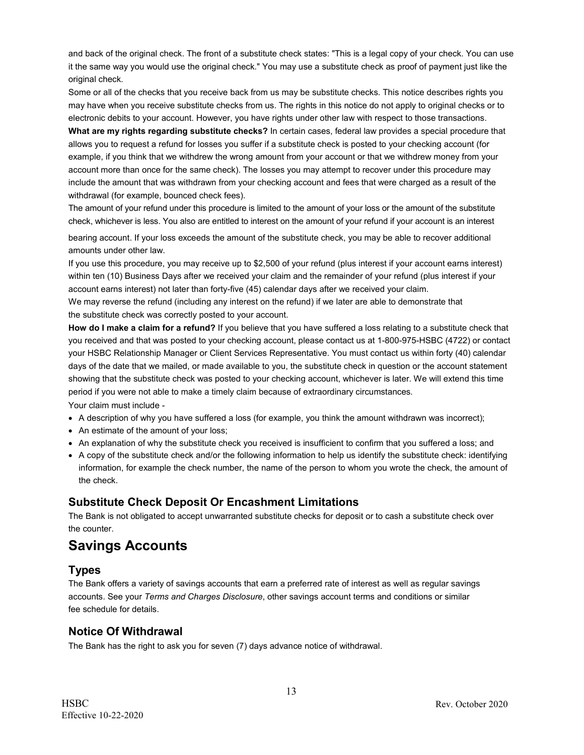and back of the original check. The front of a substitute check states: "This is a legal copy of your check. You can use it the same way you would use the original check." You may use a substitute check as proof of payment just like the original check.

Some or all of the checks that you receive back from us may be substitute checks. This notice describes rights you may have when you receive substitute checks from us. The rights in this notice do not apply to original checks or to electronic debits to your account. However, you have rights under other law with respect to those transactions.

**What are my rights regarding substitute checks?** In certain cases, federal law provides a special procedure that allows you to request a refund for losses you suffer if a substitute check is posted to your checking account (for example, if you think that we withdrew the wrong amount from your account or that we withdrew money from your account more than once for the same check). The losses you may attempt to recover under this procedure may include the amount that was withdrawn from your checking account and fees that were charged as a result of the withdrawal (for example, bounced check fees).

The amount of your refund under this procedure is limited to the amount of your loss or the amount of the substitute check, whichever is less. You also are entitled to interest on the amount of your refund if your account is an interest bearing account. If your loss exceeds the amount of the substitute check, you may be able to recover additional amounts under other law.

If you use this procedure, you may receive up to $2,500 of your refund (plus interest if your account earns interest) within ten (10) Business Days after we received your claim and the remainder of your refund (plus interest if your account earns interest) not later than forty-five (45) calendar days after we received your claim.

We may reverse the refund (including any interest on the refund) if we later are able to demonstrate that the substitute check was correctly posted to your account.

**How do I make a claim for a refund?** If you believe that you have suffered a loss relating to a substitute check that you received and that was posted to your checking account, please contact us at 1-800-975-HSBC (4722) or contact your HSBC Relationship Manager or Client Services Representative. You must contact us within forty (40) calendar days of the date that we mailed, or made available to you, the substitute check in question or the account statement showing that the substitute check was posted to your checking account, whichever is later. We will extend this time period if you were not able to make a timely claim because of extraordinary circumstances.

Your claim must include -

- A description of why you have suffered a loss (for example, you think the amount withdrawn was incorrect);
- An estimate of the amount of your loss;
- An explanation of why the substitute check you received is insufficient to confirm that you suffered a loss; and
- A copy of the substitute check and/or the following information to help us identify the substitute check: identifying information, for example the check number, the name of the person to whom you wrote the check, the amount of the check.

### Substitute Check Deposit Or Encashment Limitations

The Bank is not obligated to accept unwarranted substitute checks for deposit or to cash a substitute check over the counter.

## Savings Accounts

### Types

The Bank offers a variety of savings accounts that earn a preferred rate of interest as well as regular savings accounts. See your *Terms and Charges Disclosure*, other savings account terms and conditions or similar fee schedule for details.

### Notice Of Withdrawal

The Bank has the right to ask you for seven (7) days advance notice of withdrawal.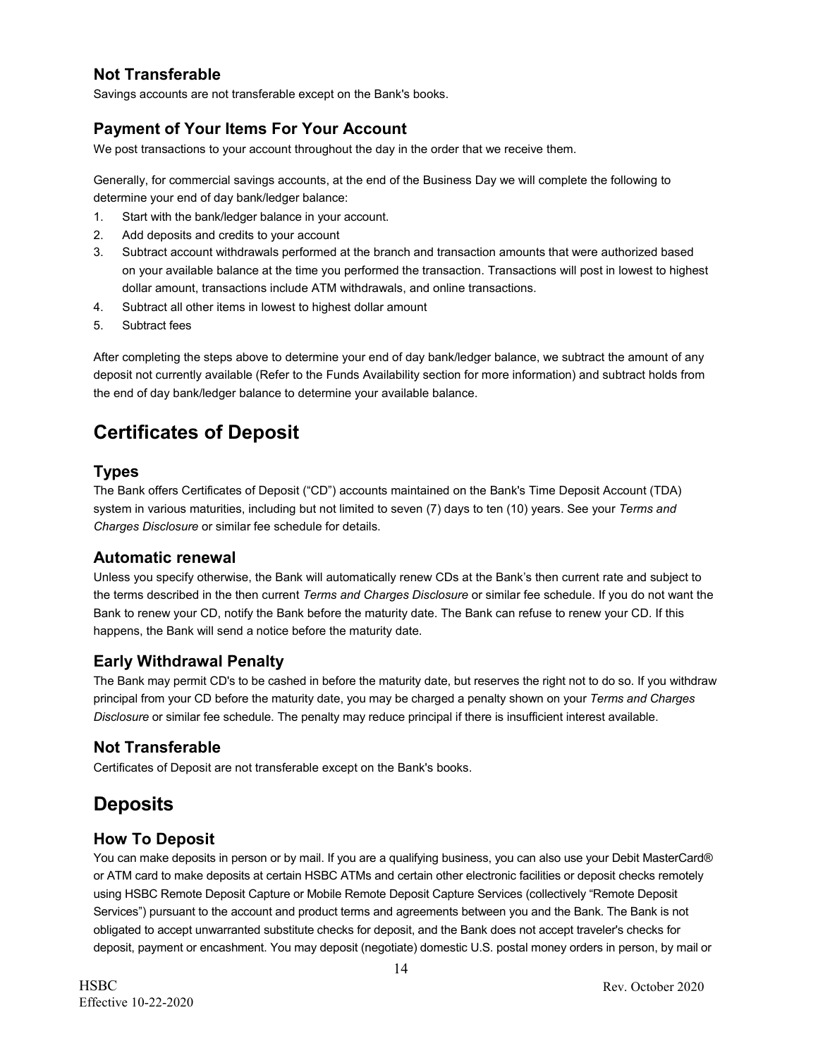### Not Transferable

Savings accounts are not transferable except on the Bank's books.

### Payment of Your Items For Your Account

We post transactions to your account throughout the day in the order that we receive them.

Generally, for commercial savings accounts, at the end of the Business Day we will complete the following to determine your end of day bank/ledger balance:

1. Start with the bank/ledger balance in your account.
2. Add deposits and credits to your account
3. Subtract account withdrawals performed at the branch and transaction amounts that were authorized based on your available balance at the time you performed the transaction. Transactions will post in lowest to highest dollar amount, transactions include ATM withdrawals, and online transactions.
4. Subtract all other items in lowest to highest dollar amount
5. Subtract fees

After completing the steps above to determine your end of day bank/ledger balance, we subtract the amount of any deposit not currently available (Refer to the Funds Availability section for more information) and subtract holds from the end of day bank/ledger balance to determine your available balance.

## Certificates of Deposit

### Types

The Bank offers Certificates of Deposit ("CD") accounts maintained on the Bank's Time Deposit Account (TDA) system in various maturities, including but not limited to seven (7) days to ten (10) years. See your *Terms and Charges Disclosure* or similar fee schedule for details.

### Automatic renewal

Unless you specify otherwise, the Bank will automatically renew CDs at the Bank's then current rate and subject to the terms described in the then current *Terms and Charges Disclosure* or similar fee schedule. If you do not want the Bank to renew your CD, notify the Bank before the maturity date. The Bank can refuse to renew your CD. If this happens, the Bank will send a notice before the maturity date.

### Early Withdrawal Penalty

The Bank may permit CD's to be cashed in before the maturity date, but reserves the right not to do so. If you withdraw principal from your CD before the maturity date, you may be charged a penalty shown on your *Terms and Charges Disclosure* or similar fee schedule. The penalty may reduce principal if there is insufficient interest available.

### Not Transferable

Certificates of Deposit are not transferable except on the Bank's books.

## Deposits

### How To Deposit

You can make deposits in person or by mail. If you are a qualifying business, you can also use your Debit MasterCard® or ATM card to make deposits at certain HSBC ATMs and certain other electronic facilities or deposit checks remotely using HSBC Remote Deposit Capture or Mobile Remote Deposit Capture Services (collectively "Remote Deposit Services") pursuant to the account and product terms and agreements between you and the Bank. The Bank is not obligated to accept unwarranted substitute checks for deposit, and the Bank does not accept traveler's checks for deposit, payment or encashment. You may deposit (negotiate) domestic U.S. postal money orders in person, by mail or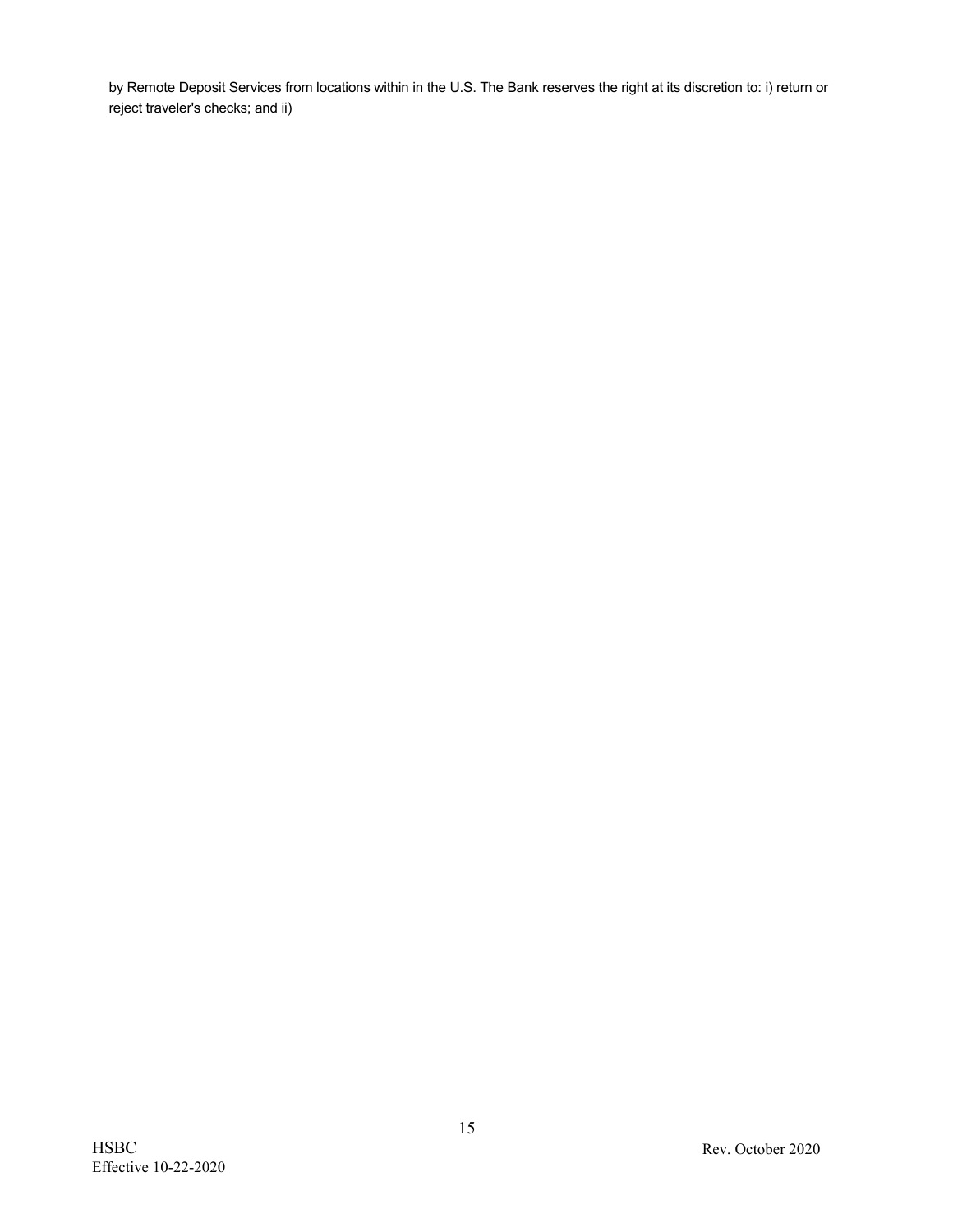by Remote Deposit Services from locations within in the U.S. The Bank reserves the right at its discretion to: i) return or reject traveler's checks; and ii)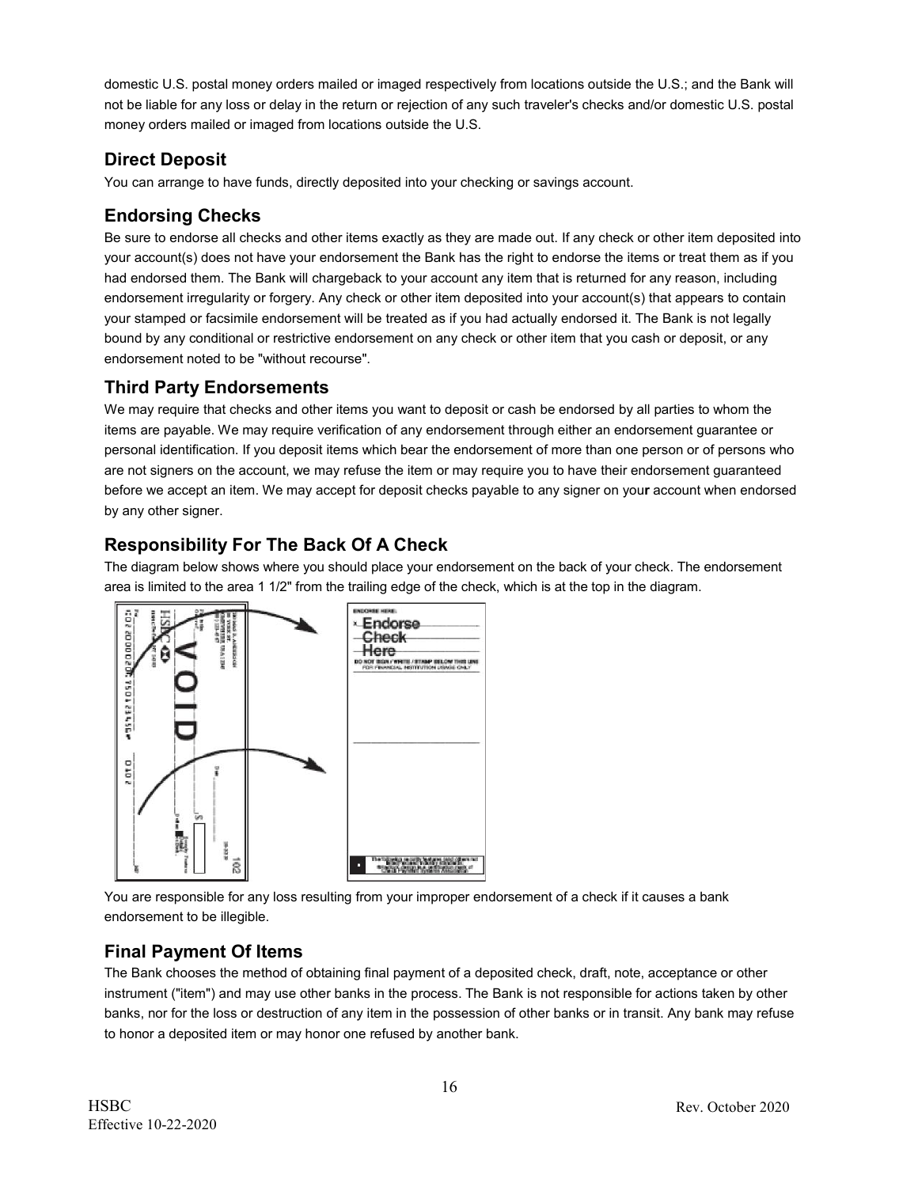domestic U.S. postal money orders mailed or imaged respectively from locations outside the U.S.; and the Bank will not be liable for any loss or delay in the return or rejection of any such traveler's checks and/or domestic U.S. postal money orders mailed or imaged from locations outside the U.S.

## Direct Deposit

You can arrange to have funds, directly deposited into your checking or savings account.

## Endorsing Checks

Be sure to endorse all checks and other items exactly as they are made out. If any check or other item deposited into your account(s) does not have your endorsement the Bank has the right to endorse the items or treat them as if you had endorsed them. The Bank will chargeback to your account any item that is returned for any reason, including endorsement irregularity or forgery. Any check or other item deposited into your account(s) that appears to contain your stamped or facsimile endorsement will be treated as if you had actually endorsed it. The Bank is not legally bound by any conditional or restrictive endorsement on any check or other item that you cash or deposit, or any endorsement noted to be "without recourse".

## Third Party Endorsements

We may require that checks and other items you want to deposit or cash be endorsed by all parties to whom the items are payable. We may require verification of any endorsement through either an endorsement guarantee or personal identification. If you deposit items which bear the endorsement of more than one person or of persons who are not signers on the account, we may refuse the item or may require you to have their endorsement guaranteed before we accept an item. We may accept for deposit checks payable to any signer on your account when endorsed by any other signer.

## Responsibility For The Back Of A Check

The diagram below shows where you should place your endorsement on the back of your check. The endorsement area is limited to the area 1 1/2" from the trailing edge of the check, which is at the top in the diagram.

You are responsible for any loss resulting from your improper endorsement of a check if it causes a bank endorsement to be illegible.

## Final Payment Of Items

The Bank chooses the method of obtaining final payment of a deposited check, draft, note, acceptance or other instrument ("item") and may use other banks in the process. The Bank is not responsible for actions taken by other banks, nor for the loss or destruction of any item in the possession of other banks or in transit. Any bank may refuse to honor a deposited item or may honor one refused by another bank.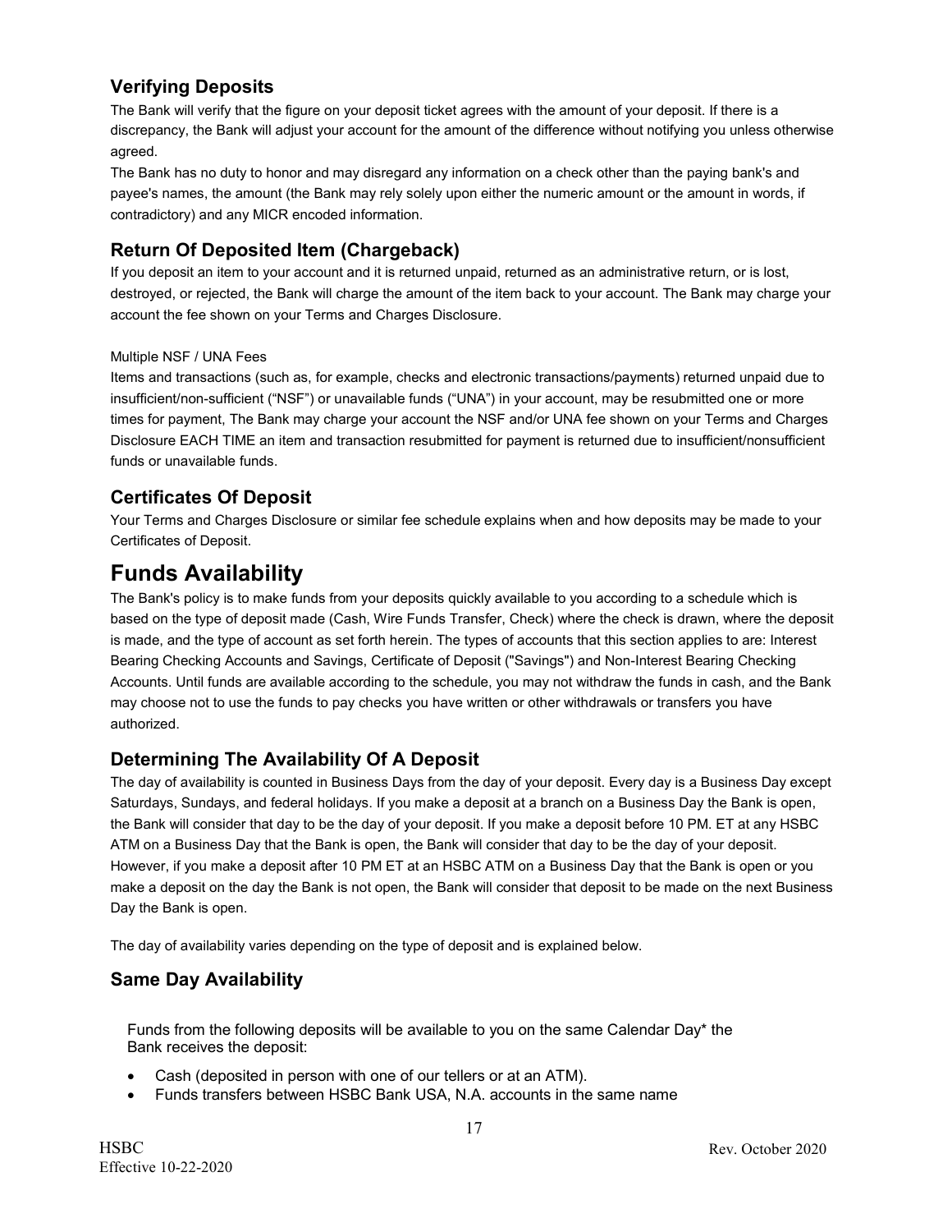## Verifying Deposits

The Bank will verify that the figure on your deposit ticket agrees with the amount of your deposit. If there is a discrepancy, the Bank will adjust your account for the amount of the difference without notifying you unless otherwise agreed.

The Bank has no duty to honor and may disregard any information on a check other than the paying bank's and payee's names, the amount (the Bank may rely solely upon either the numeric amount or the amount in words, if contradictory) and any MICR encoded information.

## Return Of Deposited Item (Chargeback)

If you deposit an item to your account and it is returned unpaid, returned as an administrative return, or is lost, destroyed, or rejected, the Bank will charge the amount of the item back to your account. The Bank may charge your account the fee shown on your Terms and Charges Disclosure.

Multiple NSF / UNA Fees

Items and transactions (such as, for example, checks and electronic transactions/payments) returned unpaid due to insufficient/non-sufficient ("NSF") or unavailable funds ("UNA") in your account, may be resubmitted one or more times for payment, The Bank may charge your account the NSF and/or UNA fee shown on your Terms and Charges Disclosure EACH TIME an item and transaction resubmitted for payment is returned due to insufficient/nonsufficient funds or unavailable funds.

## Certificates Of Deposit

Your Terms and Charges Disclosure or similar fee schedule explains when and how deposits may be made to your Certificates of Deposit.

# Funds Availability

The Bank's policy is to make funds from your deposits quickly available to you according to a schedule which is based on the type of deposit made (Cash, Wire Funds Transfer, Check) where the check is drawn, where the deposit is made, and the type of account as set forth herein. The types of accounts that this section applies to are: Interest Bearing Checking Accounts and Savings, Certificate of Deposit ("Savings") and Non-Interest Bearing Checking Accounts. Until funds are available according to the schedule, you may not withdraw the funds in cash, and the Bank may choose not to use the funds to pay checks you have written or other withdrawals or transfers you have authorized.

## Determining The Availability Of A Deposit

The day of availability is counted in Business Days from the day of your deposit. Every day is a Business Day except Saturdays, Sundays, and federal holidays. If you make a deposit at a branch on a Business Day the Bank is open, the Bank will consider that day to be the day of your deposit. If you make a deposit before 10 PM. ET at any HSBC ATM on a Business Day that the Bank is open, the Bank will consider that day to be the day of your deposit. However, if you make a deposit after 10 PM ET at an HSBC ATM on a Business Day that the Bank is open or you make a deposit on the day the Bank is not open, the Bank will consider that deposit to be made on the next Business Day the Bank is open.

The day of availability varies depending on the type of deposit and is explained below.

## Same Day Availability

Funds from the following deposits will be available to you on the same Calendar Day* the Bank receives the deposit:

- Cash (deposited in person with one of our tellers or at an ATM).
- Funds transfers between HSBC Bank USA, N.A. accounts in the same name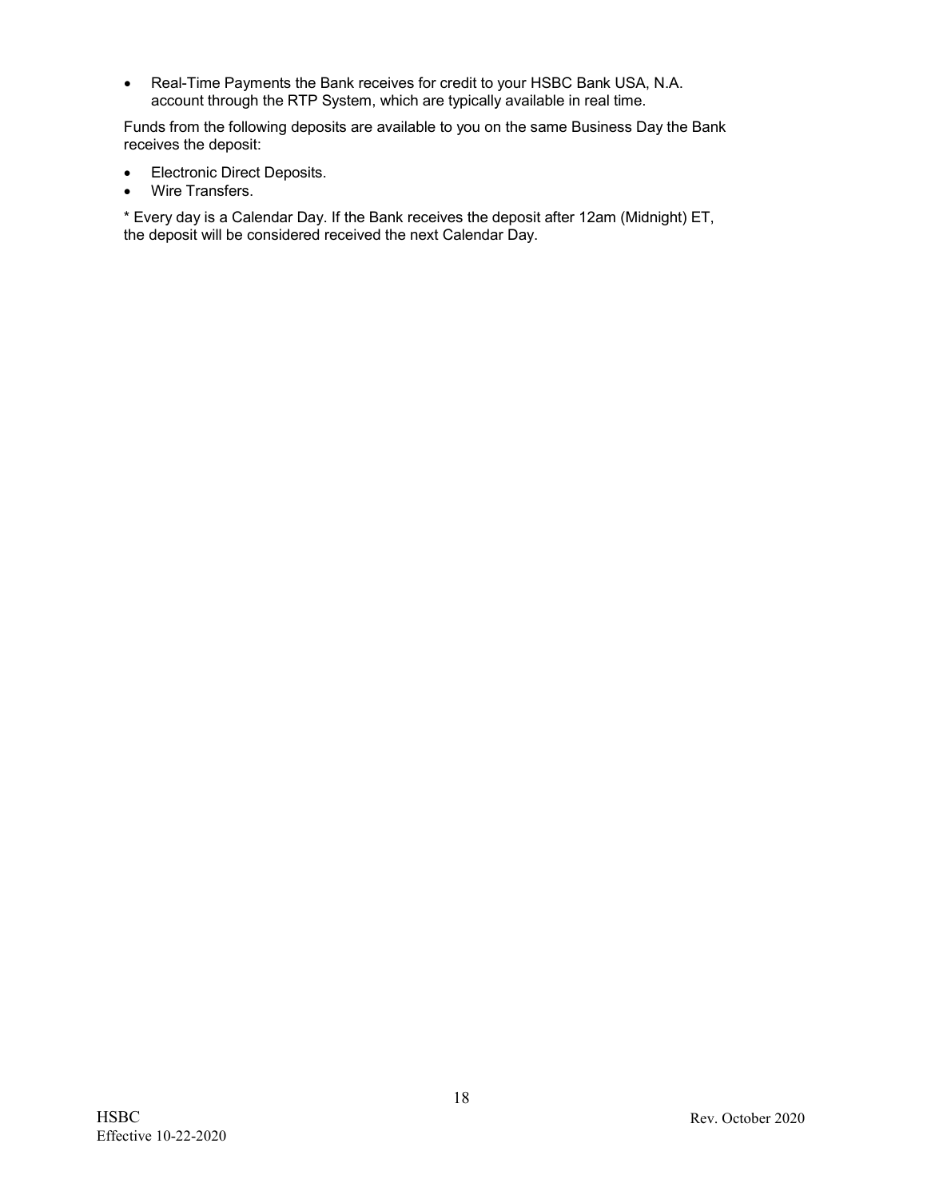- Real-Time Payments the Bank receives for credit to your HSBC Bank USA, N.A. account through the RTP System, which are typically available in real time.

Funds from the following deposits are available to you on the same Business Day the Bank receives the deposit:

- Electronic Direct Deposits.
- Wire Transfers.

* Every day is a Calendar Day. If the Bank receives the deposit after 12am (Midnight) ET, the deposit will be considered received the next Calendar Day.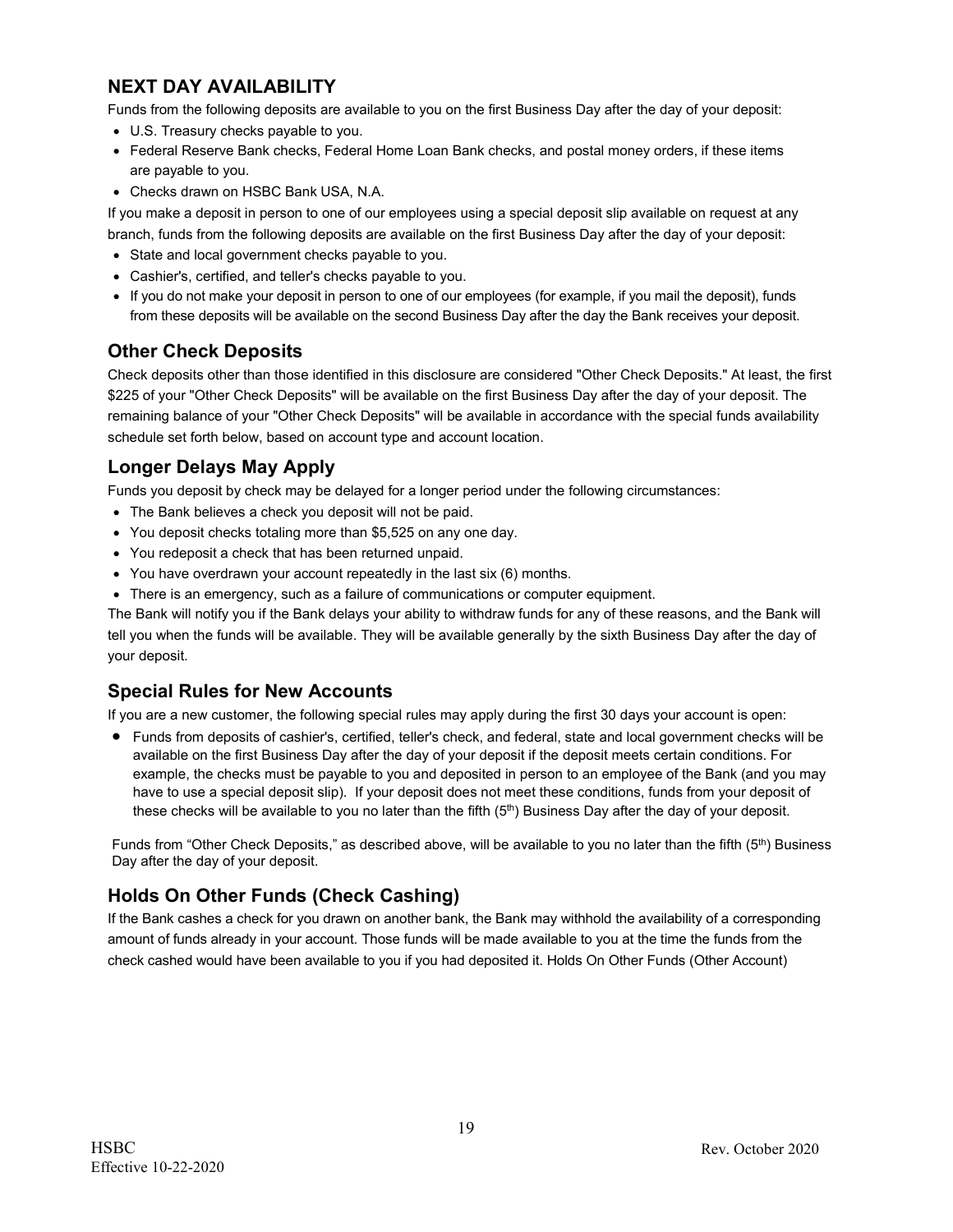## NEXT DAY AVAILABILITY

Funds from the following deposits are available to you on the first Business Day after the day of your deposit:

- U.S. Treasury checks payable to you.
- Federal Reserve Bank checks, Federal Home Loan Bank checks, and postal money orders, if these items are payable to you.
- Checks drawn on HSBC Bank USA, N.A.

If you make a deposit in person to one of our employees using a special deposit slip available on request at any branch, funds from the following deposits are available on the first Business Day after the day of your deposit:

- State and local government checks payable to you.
- Cashier's, certified, and teller's checks payable to you.
- If you do not make your deposit in person to one of our employees (for example, if you mail the deposit), funds from these deposits will be available on the second Business Day after the day the Bank receives your deposit.

## Other Check Deposits

Check deposits other than those identified in this disclosure are considered "Other Check Deposits." At least, the first $225 of your "Other Check Deposits" will be available on the first Business Day after the day of your deposit. The remaining balance of your "Other Check Deposits" will be available in accordance with the special funds availability schedule set forth below, based on account type and account location.

## Longer Delays May Apply

Funds you deposit by check may be delayed for a longer period under the following circumstances:

- The Bank believes a check you deposit will not be paid.
- You deposit checks totaling more than $5,525 on any one day.
- You redeposit a check that has been returned unpaid.
- You have overdrawn your account repeatedly in the last six (6) months.
- There is an emergency, such as a failure of communications or computer equipment.

The Bank will notify you if the Bank delays your ability to withdraw funds for any of these reasons, and the Bank will tell you when the funds will be available. They will be available generally by the sixth Business Day after the day of your deposit.

## Special Rules for New Accounts

If you are a new customer, the following special rules may apply during the first 30 days your account is open:

- Funds from deposits of cashier's, certified, teller's check, and federal, state and local government checks will be available on the first Business Day after the day of your deposit if the deposit meets certain conditions. For example, the checks must be payable to you and deposited in person to an employee of the Bank (and you may have to use a special deposit slip). If your deposit does not meet these conditions, funds from your deposit of these checks will be available to you no later than the fifth (5th) Business Day after the day of your deposit.

Funds from "Other Check Deposits," as described above, will be available to you no later than the fifth (5th) Business Day after the day of your deposit.

## Holds On Other Funds (Check Cashing)

If the Bank cashes a check for you drawn on another bank, the Bank may withhold the availability of a corresponding amount of funds already in your account. Those funds will be made available to you at the time the funds from the check cashed would have been available to you if you had deposited it. Holds On Other Funds (Other Account)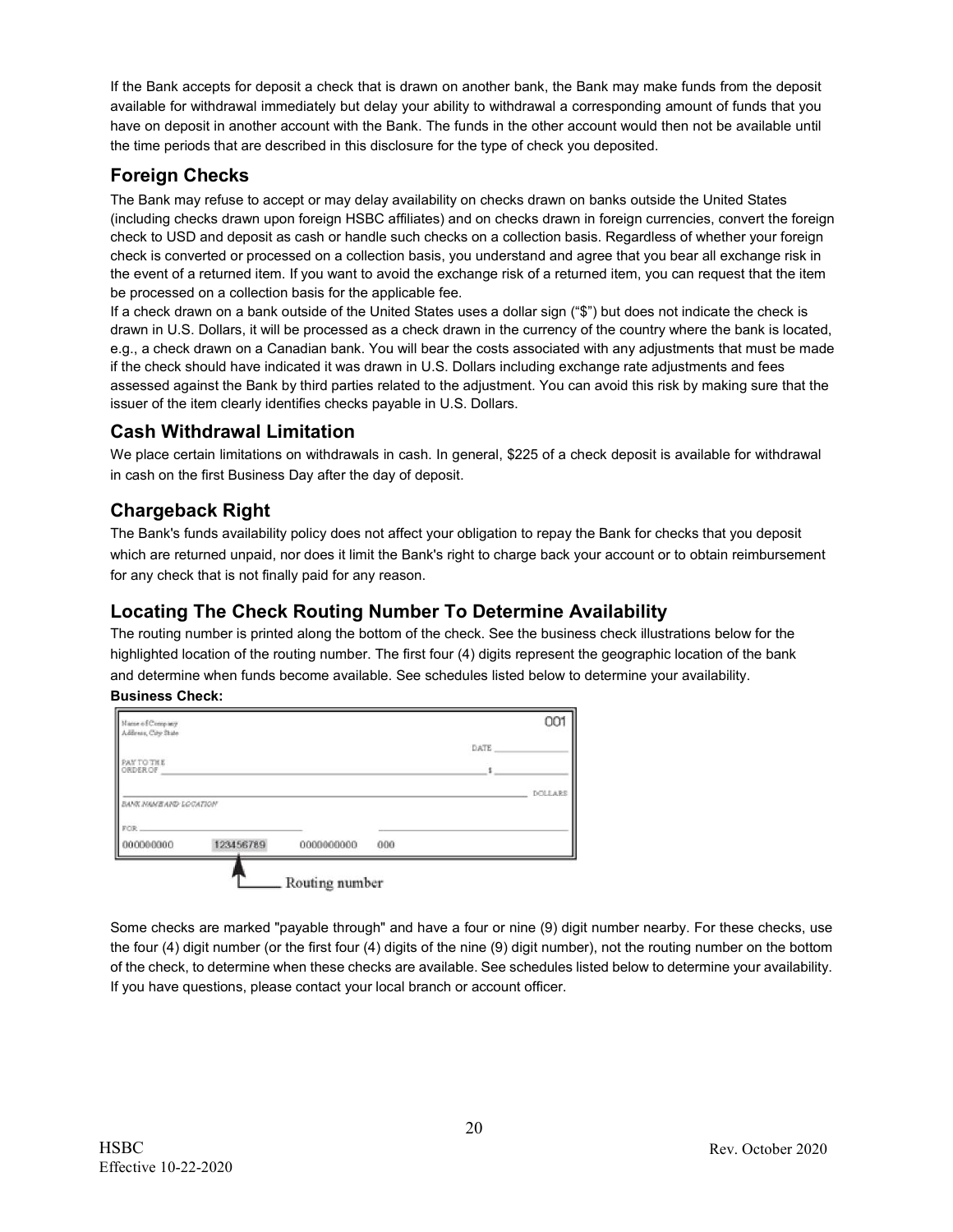If the Bank accepts for deposit a check that is drawn on another bank, the Bank may make funds from the deposit available for withdrawal immediately but delay your ability to withdrawal a corresponding amount of funds that you have on deposit in another account with the Bank. The funds in the other account would then not be available until the time periods that are described in this disclosure for the type of check you deposited.

## Foreign Checks

The Bank may refuse to accept or may delay availability on checks drawn on banks outside the United States (including checks drawn upon foreign HSBC affiliates) and on checks drawn in foreign currencies, convert the foreign check to USD and deposit as cash or handle such checks on a collection basis. Regardless of whether your foreign check is converted or processed on a collection basis, you understand and agree that you bear all exchange risk in the event of a returned item. If you want to avoid the exchange risk of a returned item, you can request that the item be processed on a collection basis for the applicable fee.

If a check drawn on a bank outside of the United States uses a dollar sign ("$") but does not indicate the check is drawn in U.S. Dollars, it will be processed as a check drawn in the currency of the country where the bank is located, e.g., a check drawn on a Canadian bank. You will bear the costs associated with any adjustments that must be made if the check should have indicated it was drawn in U.S. Dollars including exchange rate adjustments and fees assessed against the Bank by third parties related to the adjustment. You can avoid this risk by making sure that the issuer of the item clearly identifies checks payable in U.S. Dollars.

## Cash Withdrawal Limitation

We place certain limitations on withdrawals in cash. In general, $225 of a check deposit is available for withdrawal in cash on the first Business Day after the day of deposit.

## Chargeback Right

The Bank's funds availability policy does not affect your obligation to repay the Bank for checks that you deposit which are returned unpaid, nor does it limit the Bank's right to charge back your account or to obtain reimbursement for any check that is not finally paid for any reason.

## Locating The Check Routing Number To Determine Availability

The routing number is printed along the bottom of the check. See the business check illustrations below for the highlighted location of the routing number. The first four (4) digits represent the geographic location of the bank and determine when funds become available. See schedules listed below to determine your availability.

**Business Check:**

Name of Company
Address, City State

001

DATE

PAY TO THE ORDER OF $

DOLLARS

BANK NAME AND LOCATION

FOR

000000000 123456789 0000000000 000

Routing number

Some checks are marked "payable through" and have a four or nine (9) digit number nearby. For these checks, use the four (4) digit number (or the first four (4) digits of the nine (9) digit number), not the routing number on the bottom of the check, to determine when these checks are available. See schedules listed below to determine your availability. If you have questions, please contact your local branch or account officer.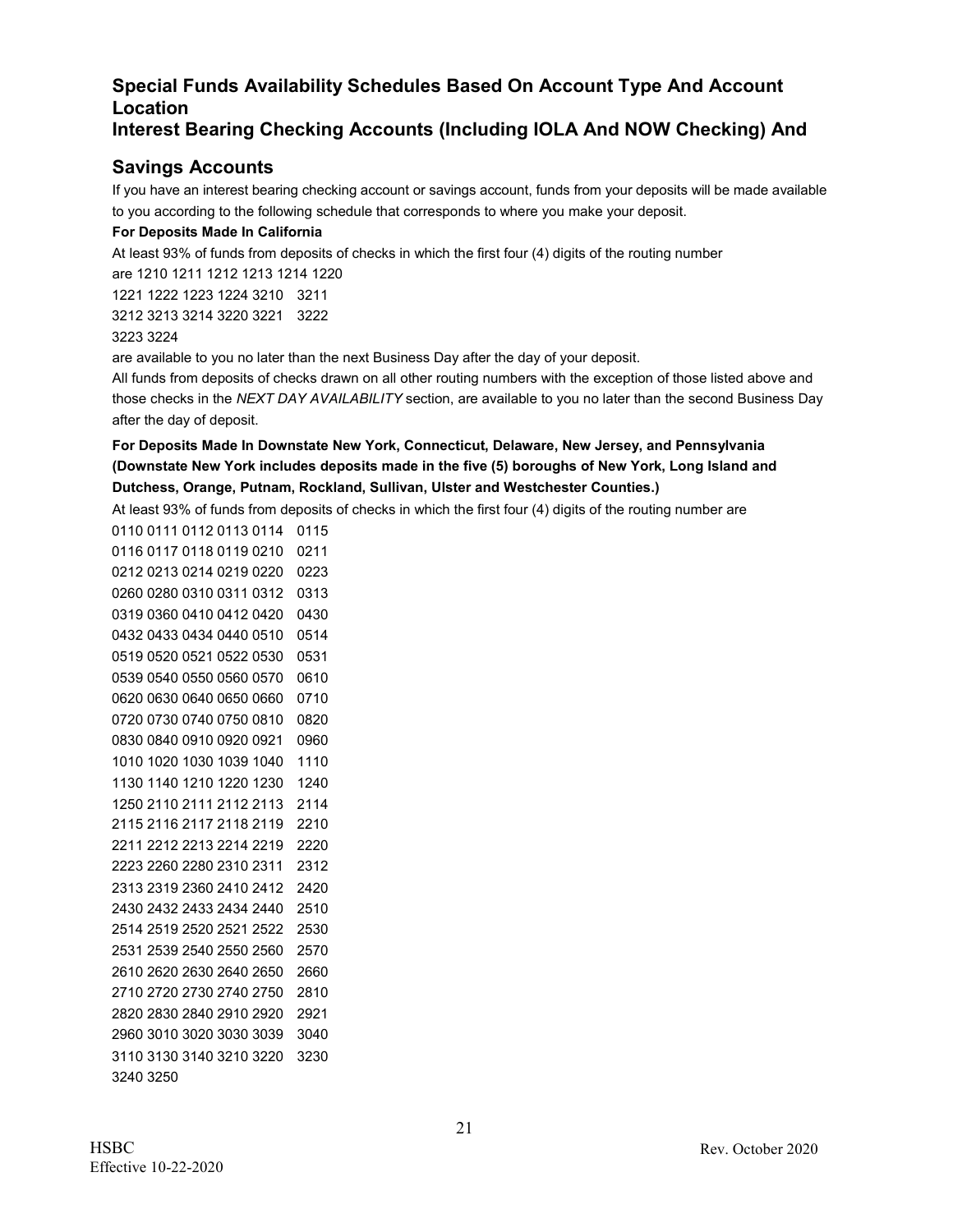## Special Funds Availability Schedules Based On Account Type And Account Location

## Interest Bearing Checking Accounts (Including IOLA And NOW Checking) And Savings Accounts

If you have an interest bearing checking account or savings account, funds from your deposits will be made available to you according to the following schedule that corresponds to where you make your deposit.

**For Deposits Made In California**

At least 93% of funds from deposits of checks in which the first four (4) digits of the routing number are 1210 1211 1212 1213 1214 1220
1221 1222 1223 1224 3210 3211
3212 3213 3214 3220 3221 3222
3223 3224

are available to you no later than the next Business Day after the day of your deposit.

All funds from deposits of checks drawn on all other routing numbers with the exception of those listed above and those checks in the *NEXT DAY AVAILABILITY* section, are available to you no later than the second Business Day after the day of deposit.

**For Deposits Made In Downstate New York, Connecticut, Delaware, New Jersey, and Pennsylvania (Downstate New York includes deposits made in the five (5) boroughs of New York, Long Island and Dutchess, Orange, Putnam, Rockland, Sullivan, Ulster and Westchester Counties.)**

At least 93% of funds from deposits of checks in which the first four (4) digits of the routing number are

0110 0111 0112 0113 0114 0115
0116 0117 0118 0119 0210 0211
0212 0213 0214 0219 0220 0223
0260 0280 0310 0311 0312 0313
0319 0360 0410 0412 0420 0430
0432 0433 0434 0440 0510 0514
0519 0520 0521 0522 0530 0531
0539 0540 0550 0560 0570 0610
0620 0630 0640 0650 0660 0710
0720 0730 0740 0750 0810 0820
0830 0840 0910 0920 0921 0960
1010 1020 1030 1039 1040 1110
1130 1140 1210 1220 1230 1240
1250 2110 2111 2112 2113 2114
2115 2116 2117 2118 2119 2210
2211 2212 2213 2214 2219 2220
2223 2260 2280 2310 2311 2312
2313 2319 2360 2410 2412 2420
2430 2432 2433 2434 2440 2510
2514 2519 2520 2521 2522 2530
2531 2539 2540 2550 2560 2570
2610 2620 2630 2640 2650 2660
2710 2720 2730 2740 2750 2810
2820 2830 2840 2910 2920 2921
2960 3010 3020 3030 3039 3040
3110 3130 3140 3210 3220 3230
3240 3250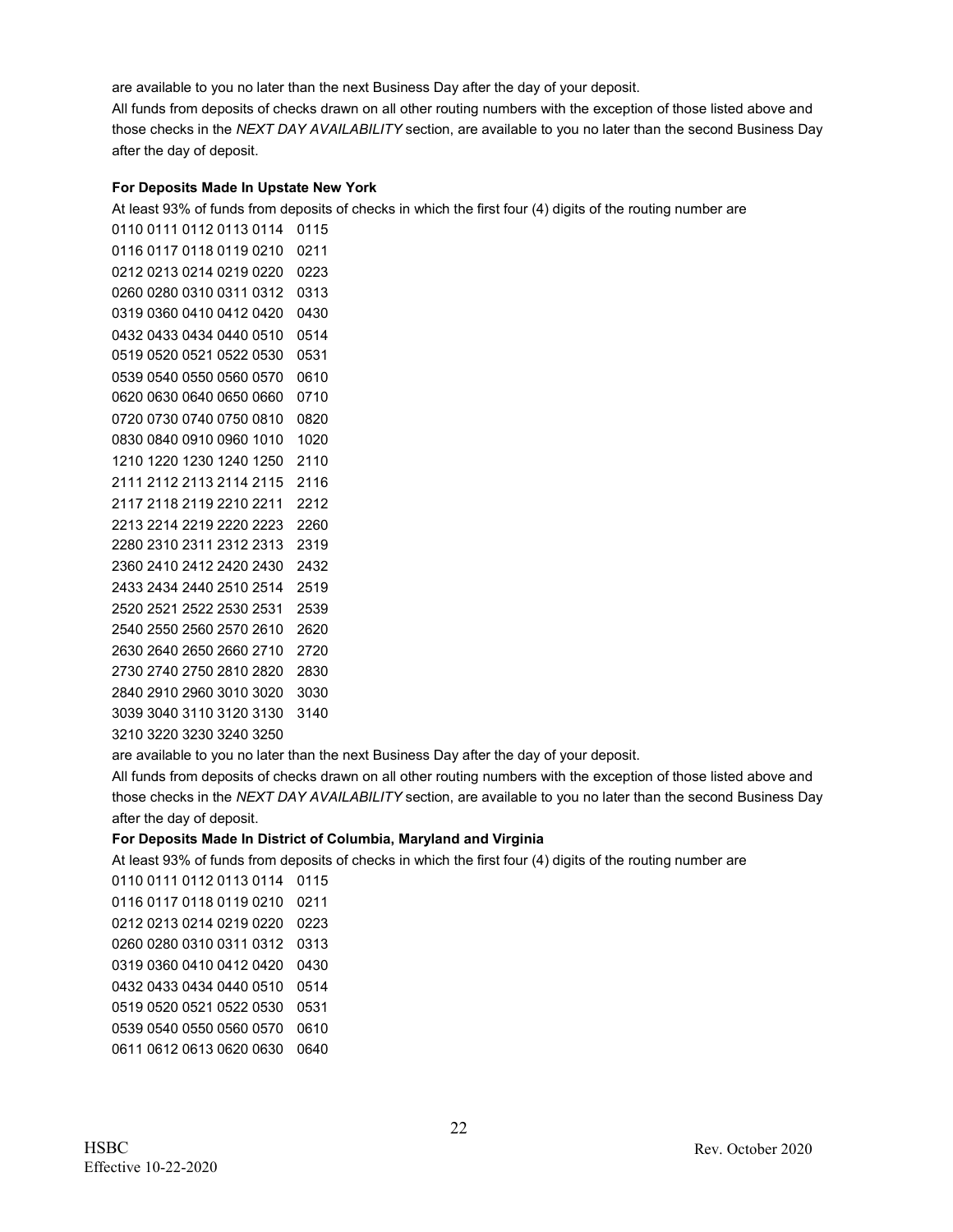are available to you no later than the next Business Day after the day of your deposit.

All funds from deposits of checks drawn on all other routing numbers with the exception of those listed above and those checks in the *NEXT DAY AVAILABILITY* section, are available to you no later than the second Business Day after the day of deposit.

**For Deposits Made In Upstate New York**

At least 93% of funds from deposits of checks in which the first four (4) digits of the routing number are

0110 0111 0112 0113 0114 0115
0116 0117 0118 0119 0210 0211
0212 0213 0214 0219 0220 0223
0260 0280 0310 0311 0312 0313
0319 0360 0410 0412 0420 0430
0432 0433 0434 0440 0510 0514
0519 0520 0521 0522 0530 0531
0539 0540 0550 0560 0570 0610
0620 0630 0640 0650 0660 0710
0720 0730 0740 0750 0810 0820
0830 0840 0910 0960 1010 1020
1210 1220 1230 1240 1250 2110
2111 2112 2113 2114 2115 2116
2117 2118 2119 2210 2211 2212
2213 2214 2219 2220 2223 2260
2280 2310 2311 2312 2313 2319
2360 2410 2412 2420 2430 2432
2433 2434 2440 2510 2514 2519
2520 2521 2522 2530 2531 2539
2540 2550 2560 2570 2610 2620
2630 2640 2650 2660 2710 2720
2730 2740 2750 2810 2820 2830
2840 2910 2960 3010 3020 3030
3039 3040 3110 3120 3130 3140
3210 3220 3230 3240 3250

are available to you no later than the next Business Day after the day of your deposit.

All funds from deposits of checks drawn on all other routing numbers with the exception of those listed above and those checks in the *NEXT DAY AVAILABILITY* section, are available to you no later than the second Business Day after the day of deposit.

**For Deposits Made In District of Columbia, Maryland and Virginia**

At least 93% of funds from deposits of checks in which the first four (4) digits of the routing number are

0110 0111 0112 0113 0114 0115
0116 0117 0118 0119 0210 0211
0212 0213 0214 0219 0220 0223
0260 0280 0310 0311 0312 0313
0319 0360 0410 0412 0420 0430
0432 0433 0434 0440 0510 0514
0519 0520 0521 0522 0530 0531
0539 0540 0550 0560 0570 0610
0611 0612 0613 0620 0630 0640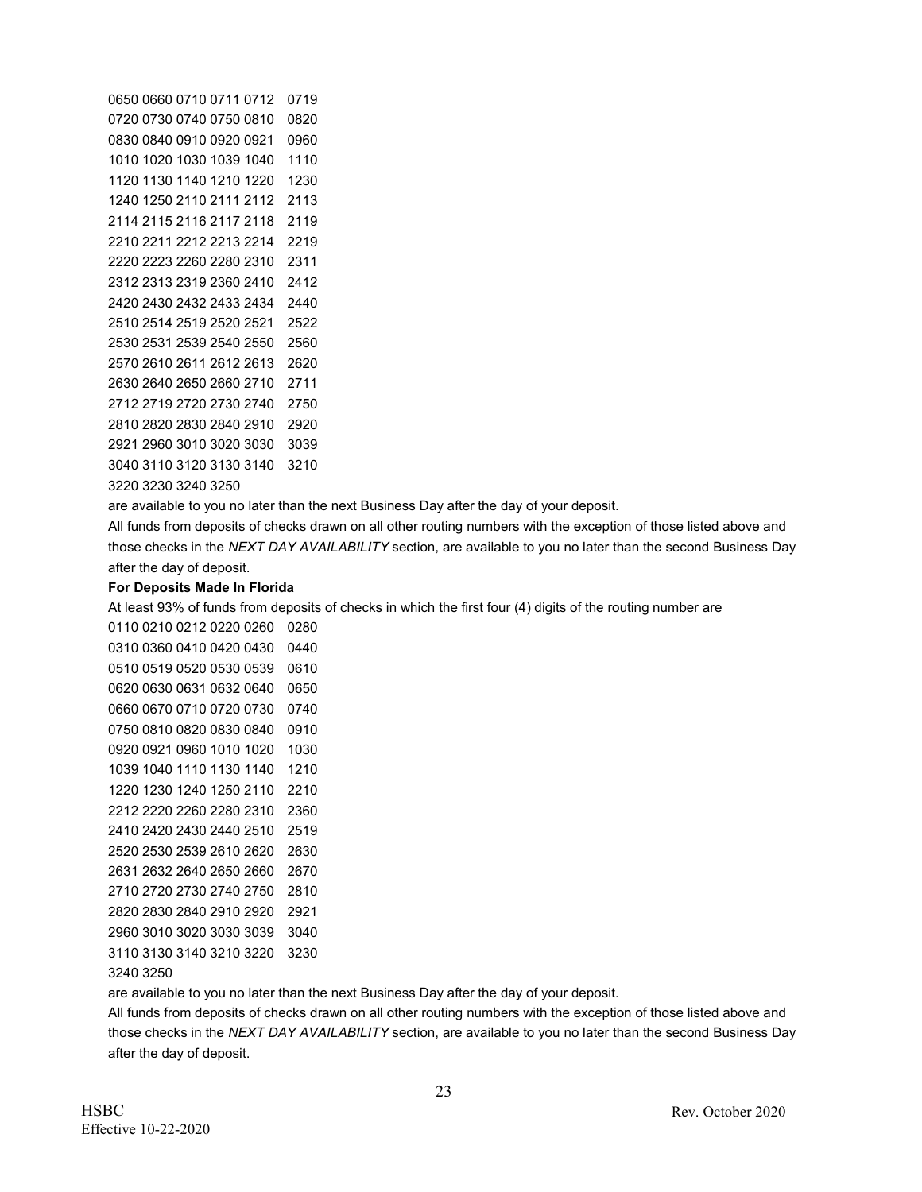0650 0660 0710 0711 0712 0719
0720 0730 0740 0750 0810 0820
0830 0840 0910 0920 0921 0960
1010 1020 1030 1039 1040 1110
1120 1130 1140 1210 1220 1230
1240 1250 2110 2111 2112 2113
2114 2115 2116 2117 2118 2119
2210 2211 2212 2213 2214 2219
2220 2223 2260 2280 2310 2311
2312 2313 2319 2360 2410 2412
2420 2430 2432 2433 2434 2440
2510 2514 2519 2520 2521 2522
2530 2531 2539 2540 2550 2560
2570 2610 2611 2612 2613 2620
2630 2640 2650 2660 2710 2711
2712 2719 2720 2730 2740 2750
2810 2820 2830 2840 2910 2920
2921 2960 3010 3020 3030 3039
3040 3110 3120 3130 3140 3210
3220 3230 3240 3250

are available to you no later than the next Business Day after the day of your deposit.

All funds from deposits of checks drawn on all other routing numbers with the exception of those listed above and those checks in the *NEXT DAY AVAILABILITY* section, are available to you no later than the second Business Day after the day of deposit.

**For Deposits Made In Florida**

At least 93% of funds from deposits of checks in which the first four (4) digits of the routing number are

0110 0210 0212 0220 0260 0280
0310 0360 0410 0420 0430 0440
0510 0519 0520 0530 0539 0610
0620 0630 0631 0632 0640 0650
0660 0670 0710 0720 0730 0740
0750 0810 0820 0830 0840 0910
0920 0921 0960 1010 1020 1030
1039 1040 1110 1130 1140 1210
1220 1230 1240 1250 2110 2210
2212 2220 2260 2280 2310 2360
2410 2420 2430 2440 2510 2519
2520 2530 2539 2610 2620 2630
2631 2632 2640 2650 2660 2670
2710 2720 2730 2740 2750 2810
2820 2830 2840 2910 2920 2921
2960 3010 3020 3030 3039 3040
3110 3130 3140 3210 3220 3230
3240 3250

are available to you no later than the next Business Day after the day of your deposit.

All funds from deposits of checks drawn on all other routing numbers with the exception of those listed above and those checks in the *NEXT DAY AVAILABILITY* section, are available to you no later than the second Business Day after the day of deposit.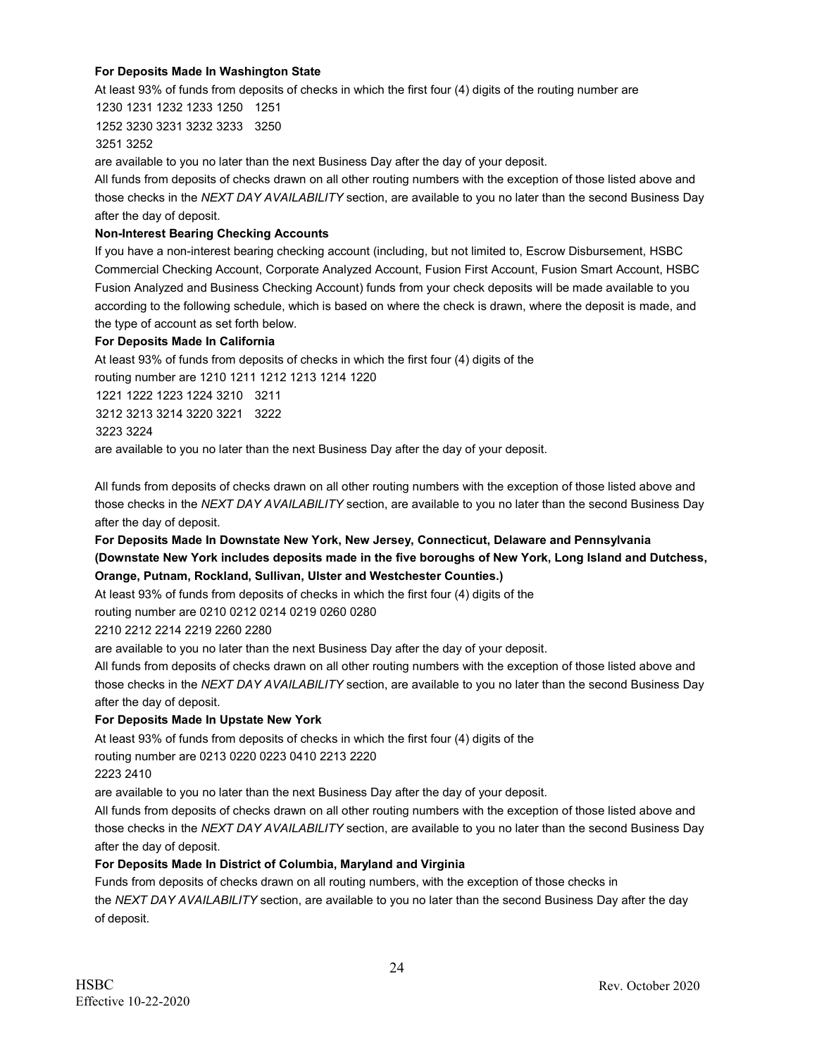**For Deposits Made In Washington State**

At least 93% of funds from deposits of checks in which the first four (4) digits of the routing number are

1230 1231 1232 1233 1250 1251

1252 3230 3231 3232 3233 3250

3251 3252

are available to you no later than the next Business Day after the day of your deposit.

All funds from deposits of checks drawn on all other routing numbers with the exception of those listed above and those checks in the *NEXT DAY AVAILABILITY* section, are available to you no later than the second Business Day after the day of deposit.

**Non-Interest Bearing Checking Accounts**

If you have a non-interest bearing checking account (including, but not limited to, Escrow Disbursement, HSBC Commercial Checking Account, Corporate Analyzed Account, Fusion First Account, Fusion Smart Account, HSBC Fusion Analyzed and Business Checking Account) funds from your check deposits will be made available to you according to the following schedule, which is based on where the check is drawn, where the deposit is made, and the type of account as set forth below.

**For Deposits Made In California**

At least 93% of funds from deposits of checks in which the first four (4) digits of the routing number are 1210 1211 1212 1213 1214 1220

1221 1222 1223 1224 3210 3211

3212 3213 3214 3220 3221 3222

3223 3224

are available to you no later than the next Business Day after the day of your deposit.

All funds from deposits of checks drawn on all other routing numbers with the exception of those listed above and those checks in the *NEXT DAY AVAILABILITY* section, are available to you no later than the second Business Day after the day of deposit.

**For Deposits Made In Downstate New York, New Jersey, Connecticut, Delaware and Pennsylvania (Downstate New York includes deposits made in the five boroughs of New York, Long Island and Dutchess, Orange, Putnam, Rockland, Sullivan, Ulster and Westchester Counties.)**

At least 93% of funds from deposits of checks in which the first four (4) digits of the routing number are 0210 0212 0214 0219 0260 0280

2210 2212 2214 2219 2260 2280

are available to you no later than the next Business Day after the day of your deposit.

All funds from deposits of checks drawn on all other routing numbers with the exception of those listed above and those checks in the *NEXT DAY AVAILABILITY* section, are available to you no later than the second Business Day after the day of deposit.

**For Deposits Made In Upstate New York**

At least 93% of funds from deposits of checks in which the first four (4) digits of the routing number are 0213 0220 0223 0410 2213 2220

2223 2410

are available to you no later than the next Business Day after the day of your deposit.

All funds from deposits of checks drawn on all other routing numbers with the exception of those listed above and those checks in the *NEXT DAY AVAILABILITY* section, are available to you no later than the second Business Day after the day of deposit.

**For Deposits Made In District of Columbia, Maryland and Virginia**

Funds from deposits of checks drawn on all routing numbers, with the exception of those checks in the *NEXT DAY AVAILABILITY* section, are available to you no later than the second Business Day after the day of deposit.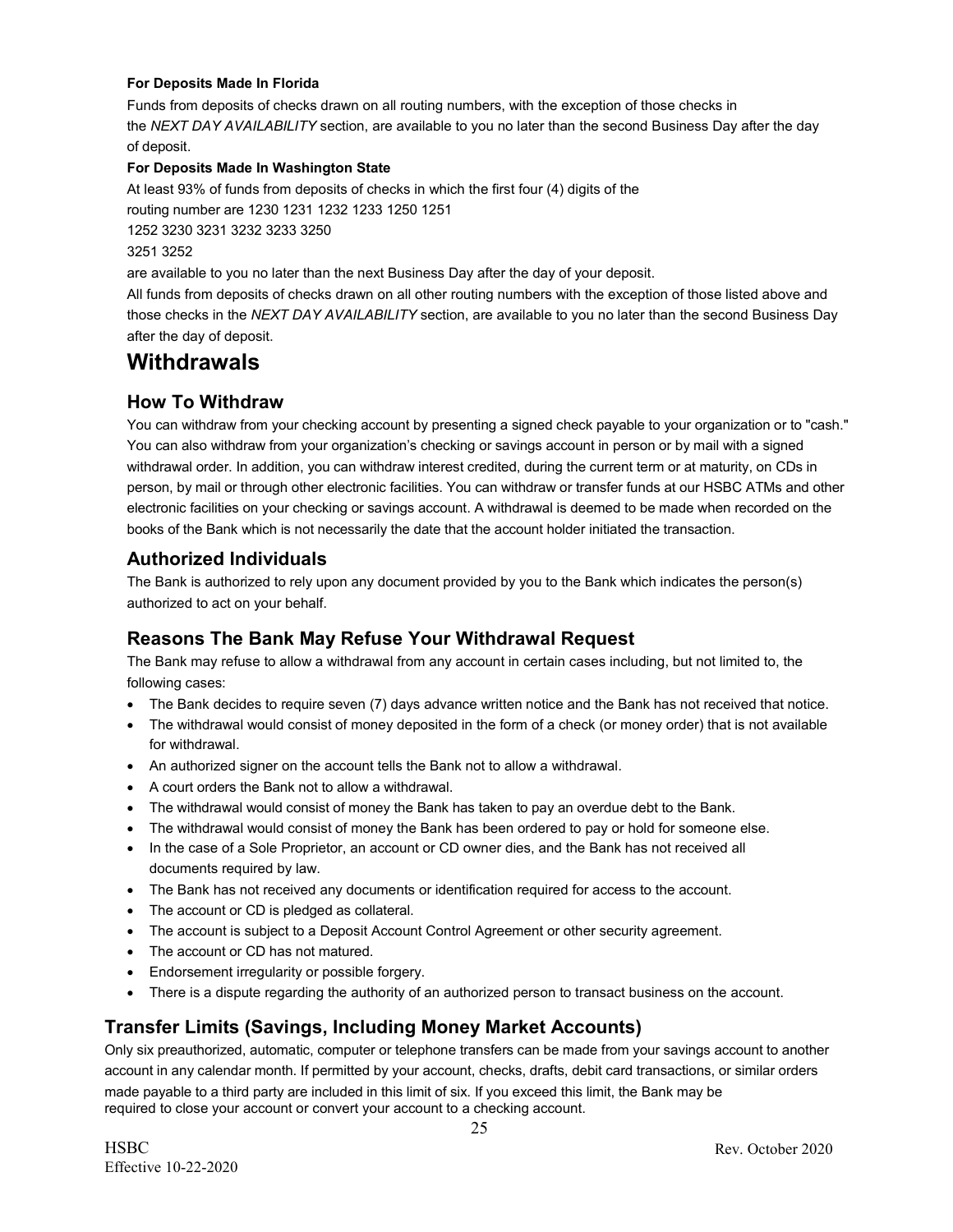**For Deposits Made In Florida**

Funds from deposits of checks drawn on all routing numbers, with the exception of those checks in the *NEXT DAY AVAILABILITY* section, are available to you no later than the second Business Day after the day of deposit.

**For Deposits Made In Washington State**

At least 93% of funds from deposits of checks in which the first four (4) digits of the routing number are 1230 1231 1232 1233 1250 1251 1252 3230 3231 3232 3233 3250 3251 3252 are available to you no later than the next Business Day after the day of your deposit.

All funds from deposits of checks drawn on all other routing numbers with the exception of those listed above and those checks in the *NEXT DAY AVAILABILITY* section, are available to you no later than the second Business Day after the day of deposit.

# Withdrawals

## How To Withdraw

You can withdraw from your checking account by presenting a signed check payable to your organization or to "cash." You can also withdraw from your organization's checking or savings account in person or by mail with a signed withdrawal order. In addition, you can withdraw interest credited, during the current term or at maturity, on CDs in person, by mail or through other electronic facilities. You can withdraw or transfer funds at our HSBC ATMs and other electronic facilities on your checking or savings account. A withdrawal is deemed to be made when recorded on the books of the Bank which is not necessarily the date that the account holder initiated the transaction.

## Authorized Individuals

The Bank is authorized to rely upon any document provided by you to the Bank which indicates the person(s) authorized to act on your behalf.

## Reasons The Bank May Refuse Your Withdrawal Request

The Bank may refuse to allow a withdrawal from any account in certain cases including, but not limited to, the following cases:

- The Bank decides to require seven (7) days advance written notice and the Bank has not received that notice.
- The withdrawal would consist of money deposited in the form of a check (or money order) that is not available for withdrawal.
- An authorized signer on the account tells the Bank not to allow a withdrawal.
- A court orders the Bank not to allow a withdrawal.
- The withdrawal would consist of money the Bank has taken to pay an overdue debt to the Bank.
- The withdrawal would consist of money the Bank has been ordered to pay or hold for someone else.
- In the case of a Sole Proprietor, an account or CD owner dies, and the Bank has not received all documents required by law.
- The Bank has not received any documents or identification required for access to the account.
- The account or CD is pledged as collateral.
- The account is subject to a Deposit Account Control Agreement or other security agreement.
- The account or CD has not matured.
- Endorsement irregularity or possible forgery.
- There is a dispute regarding the authority of an authorized person to transact business on the account.

## Transfer Limits (Savings, Including Money Market Accounts)

Only six preauthorized, automatic, computer or telephone transfers can be made from your savings account to another account in any calendar month. If permitted by your account, checks, drafts, debit card transactions, or similar orders made payable to a third party are included in this limit of six. If you exceed this limit, the Bank may be required to close your account or convert your account to a checking account.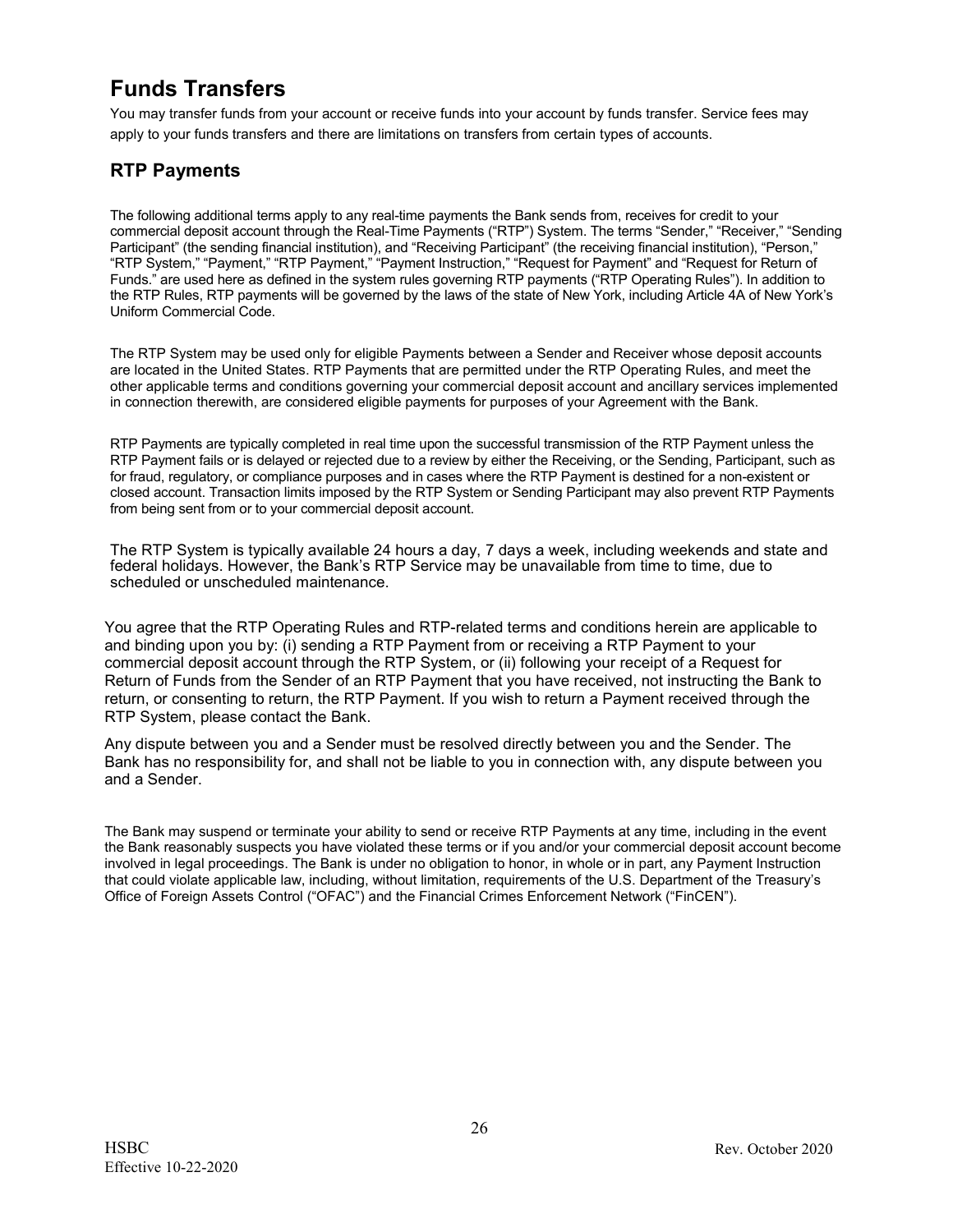# Funds Transfers

You may transfer funds from your account or receive funds into your account by funds transfer. Service fees may apply to your funds transfers and there are limitations on transfers from certain types of accounts.

## RTP Payments

The following additional terms apply to any real-time payments the Bank sends from, receives for credit to your commercial deposit account through the Real-Time Payments ("RTP") System. The terms "Sender," "Receiver," "Sending Participant" (the sending financial institution), and "Receiving Participant" (the receiving financial institution), "Person," "RTP System," "Payment," "RTP Payment," "Payment Instruction," "Request for Payment" and "Request for Return of Funds." are used here as defined in the system rules governing RTP payments ("RTP Operating Rules"). In addition to the RTP Rules, RTP payments will be governed by the laws of the state of New York, including Article 4A of New York's Uniform Commercial Code.

The RTP System may be used only for eligible Payments between a Sender and Receiver whose deposit accounts are located in the United States. RTP Payments that are permitted under the RTP Operating Rules, and meet the other applicable terms and conditions governing your commercial deposit account and ancillary services implemented in connection therewith, are considered eligible payments for purposes of your Agreement with the Bank.

RTP Payments are typically completed in real time upon the successful transmission of the RTP Payment unless the RTP Payment fails or is delayed or rejected due to a review by either the Receiving, or the Sending, Participant, such as for fraud, regulatory, or compliance purposes and in cases where the RTP Payment is destined for a non-existent or closed account. Transaction limits imposed by the RTP System or Sending Participant may also prevent RTP Payments from being sent from or to your commercial deposit account.

The RTP System is typically available 24 hours a day, 7 days a week, including weekends and state and federal holidays. However, the Bank's RTP Service may be unavailable from time to time, due to scheduled or unscheduled maintenance.

You agree that the RTP Operating Rules and RTP-related terms and conditions herein are applicable to and binding upon you by: (i) sending a RTP Payment from or receiving a RTP Payment to your commercial deposit account through the RTP System, or (ii) following your receipt of a Request for Return of Funds from the Sender of an RTP Payment that you have received, not instructing the Bank to return, or consenting to return, the RTP Payment. If you wish to return a Payment received through the RTP System, please contact the Bank.

Any dispute between you and a Sender must be resolved directly between you and the Sender. The Bank has no responsibility for, and shall not be liable to you in connection with, any dispute between you and a Sender.

The Bank may suspend or terminate your ability to send or receive RTP Payments at any time, including in the event the Bank reasonably suspects you have violated these terms or if you and/or your commercial deposit account become involved in legal proceedings. The Bank is under no obligation to honor, in whole or in part, any Payment Instruction that could violate applicable law, including, without limitation, requirements of the U.S. Department of the Treasury's Office of Foreign Assets Control ("OFAC") and the Financial Crimes Enforcement Network ("FinCEN").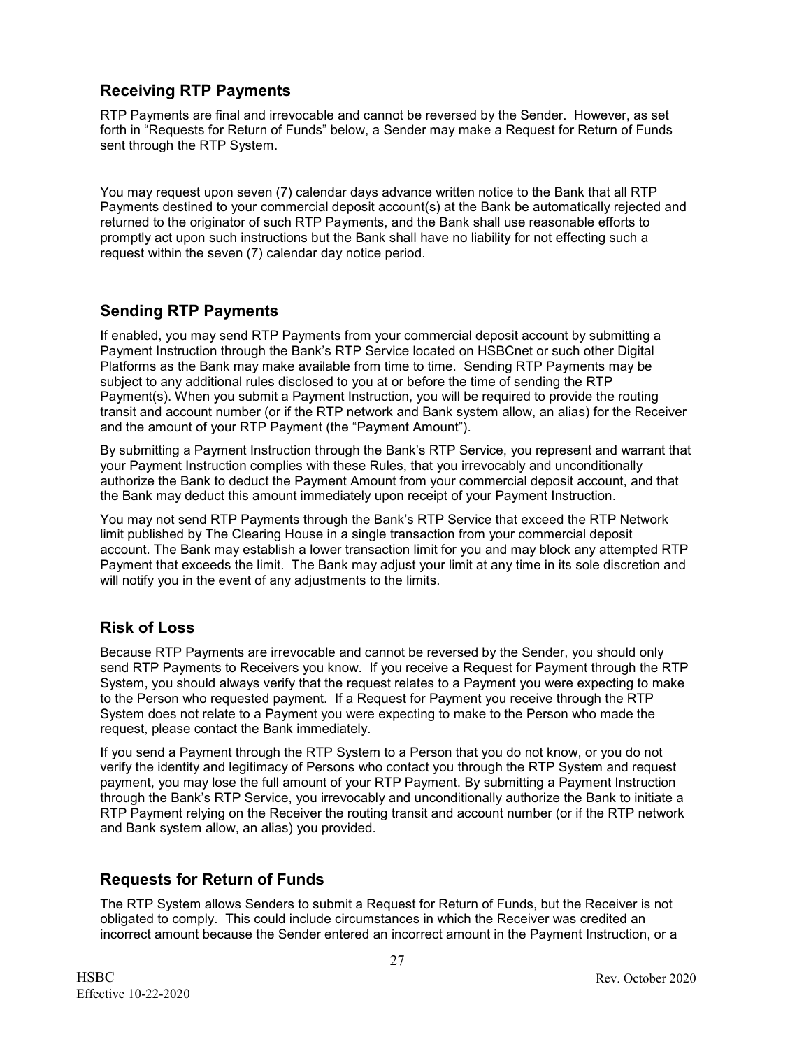## Receiving RTP Payments

RTP Payments are final and irrevocable and cannot be reversed by the Sender. However, as set forth in "Requests for Return of Funds" below, a Sender may make a Request for Return of Funds sent through the RTP System.

You may request upon seven (7) calendar days advance written notice to the Bank that all RTP Payments destined to your commercial deposit account(s) at the Bank be automatically rejected and returned to the originator of such RTP Payments, and the Bank shall use reasonable efforts to promptly act upon such instructions but the Bank shall have no liability for not effecting such a request within the seven (7) calendar day notice period.

## Sending RTP Payments

If enabled, you may send RTP Payments from your commercial deposit account by submitting a Payment Instruction through the Bank's RTP Service located on HSBCnet or such other Digital Platforms as the Bank may make available from time to time. Sending RTP Payments may be subject to any additional rules disclosed to you at or before the time of sending the RTP Payment(s). When you submit a Payment Instruction, you will be required to provide the routing transit and account number (or if the RTP network and Bank system allow, an alias) for the Receiver and the amount of your RTP Payment (the "Payment Amount").

By submitting a Payment Instruction through the Bank's RTP Service, you represent and warrant that your Payment Instruction complies with these Rules, that you irrevocably and unconditionally authorize the Bank to deduct the Payment Amount from your commercial deposit account, and that the Bank may deduct this amount immediately upon receipt of your Payment Instruction.

You may not send RTP Payments through the Bank's RTP Service that exceed the RTP Network limit published by The Clearing House in a single transaction from your commercial deposit account. The Bank may establish a lower transaction limit for you and may block any attempted RTP Payment that exceeds the limit. The Bank may adjust your limit at any time in its sole discretion and will notify you in the event of any adjustments to the limits.

## Risk of Loss

Because RTP Payments are irrevocable and cannot be reversed by the Sender, you should only send RTP Payments to Receivers you know. If you receive a Request for Payment through the RTP System, you should always verify that the request relates to a Payment you were expecting to make to the Person who requested payment. If a Request for Payment you receive through the RTP System does not relate to a Payment you were expecting to make to the Person who made the request, please contact the Bank immediately.

If you send a Payment through the RTP System to a Person that you do not know, or you do not verify the identity and legitimacy of Persons who contact you through the RTP System and request payment, you may lose the full amount of your RTP Payment. By submitting a Payment Instruction through the Bank's RTP Service, you irrevocably and unconditionally authorize the Bank to initiate a RTP Payment relying on the Receiver the routing transit and account number (or if the RTP network and Bank system allow, an alias) you provided.

## Requests for Return of Funds

The RTP System allows Senders to submit a Request for Return of Funds, but the Receiver is not obligated to comply. This could include circumstances in which the Receiver was credited an incorrect amount because the Sender entered an incorrect amount in the Payment Instruction, or a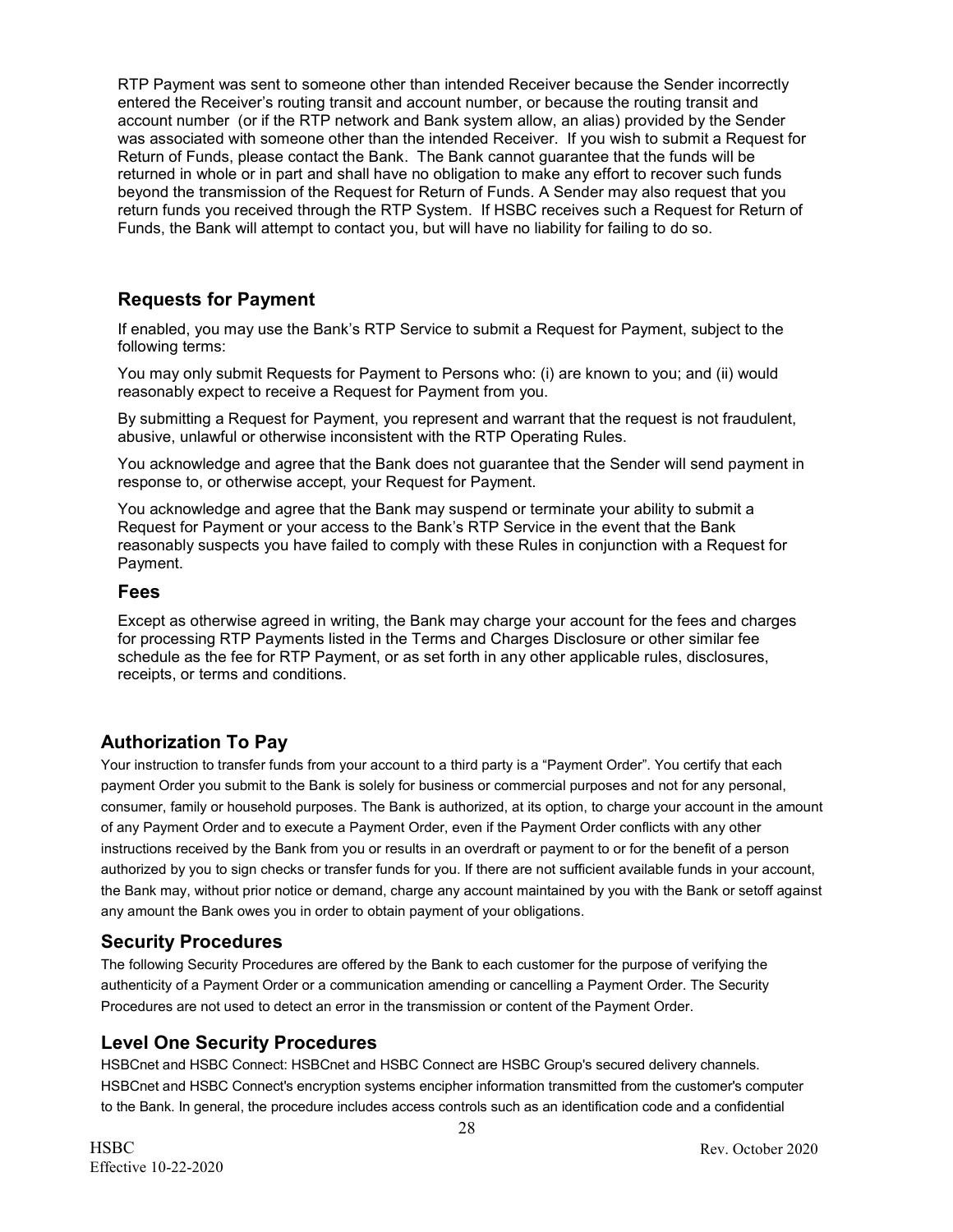RTP Payment was sent to someone other than intended Receiver because the Sender incorrectly entered the Receiver's routing transit and account number, or because the routing transit and account number (or if the RTP network and Bank system allow, an alias) provided by the Sender was associated with someone other than the intended Receiver. If you wish to submit a Request for Return of Funds, please contact the Bank. The Bank cannot guarantee that the funds will be returned in whole or in part and shall have no obligation to make any effort to recover such funds beyond the transmission of the Request for Return of Funds. A Sender may also request that you return funds you received through the RTP System. If HSBC receives such a Request for Return of Funds, the Bank will attempt to contact you, but will have no liability for failing to do so.

### Requests for Payment

If enabled, you may use the Bank's RTP Service to submit a Request for Payment, subject to the following terms:

You may only submit Requests for Payment to Persons who: (i) are known to you; and (ii) would reasonably expect to receive a Request for Payment from you.

By submitting a Request for Payment, you represent and warrant that the request is not fraudulent, abusive, unlawful or otherwise inconsistent with the RTP Operating Rules.

You acknowledge and agree that the Bank does not guarantee that the Sender will send payment in response to, or otherwise accept, your Request for Payment.

You acknowledge and agree that the Bank may suspend or terminate your ability to submit a Request for Payment or your access to the Bank's RTP Service in the event that the Bank reasonably suspects you have failed to comply with these Rules in conjunction with a Request for Payment.

### Fees

Except as otherwise agreed in writing, the Bank may charge your account for the fees and charges for processing RTP Payments listed in the Terms and Charges Disclosure or other similar fee schedule as the fee for RTP Payment, or as set forth in any other applicable rules, disclosures, receipts, or terms and conditions.

## Authorization To Pay

Your instruction to transfer funds from your account to a third party is a "Payment Order". You certify that each payment Order you submit to the Bank is solely for business or commercial purposes and not for any personal, consumer, family or household purposes. The Bank is authorized, at its option, to charge your account in the amount of any Payment Order and to execute a Payment Order, even if the Payment Order conflicts with any other instructions received by the Bank from you or results in an overdraft or payment to or for the benefit of a person authorized by you to sign checks or transfer funds for you. If there are not sufficient available funds in your account, the Bank may, without prior notice or demand, charge any account maintained by you with the Bank or setoff against any amount the Bank owes you in order to obtain payment of your obligations.

## Security Procedures

The following Security Procedures are offered by the Bank to each customer for the purpose of verifying the authenticity of a Payment Order or a communication amending or cancelling a Payment Order. The Security Procedures are not used to detect an error in the transmission or content of the Payment Order.

## Level One Security Procedures

HSBCnet and HSBC Connect: HSBCnet and HSBC Connect are HSBC Group's secured delivery channels. HSBCnet and HSBC Connect's encryption systems encipher information transmitted from the customer's computer to the Bank. In general, the procedure includes access controls such as an identification code and a confidential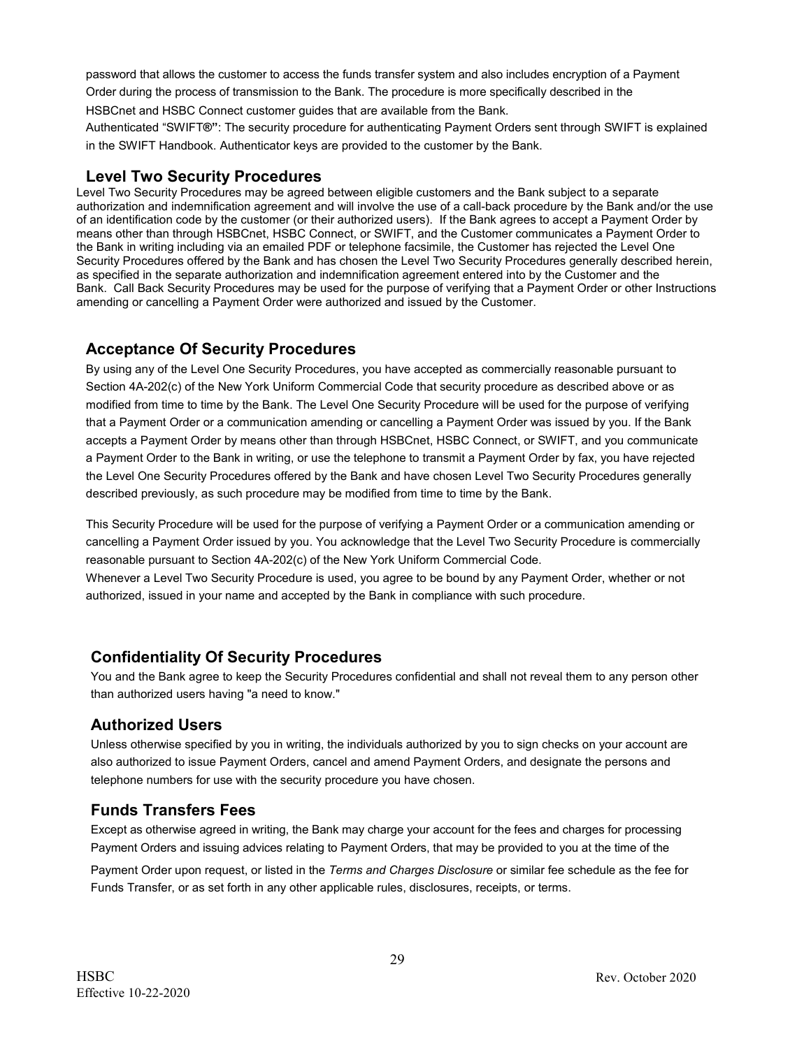password that allows the customer to access the funds transfer system and also includes encryption of a Payment Order during the process of transmission to the Bank. The procedure is more specifically described in the HSBCnet and HSBC Connect customer guides that are available from the Bank.

Authenticated "SWIFT®": The security procedure for authenticating Payment Orders sent through SWIFT is explained in the SWIFT Handbook. Authenticator keys are provided to the customer by the Bank.

## Level Two Security Procedures

Level Two Security Procedures may be agreed between eligible customers and the Bank subject to a separate authorization and indemnification agreement and will involve the use of a call-back procedure by the Bank and/or the use of an identification code by the customer (or their authorized users). If the Bank agrees to accept a Payment Order by means other than through HSBCnet, HSBC Connect, or SWIFT, and the Customer communicates a Payment Order to the Bank in writing including via an emailed PDF or telephone facsimile, the Customer has rejected the Level One Security Procedures offered by the Bank and has chosen the Level Two Security Procedures generally described herein, as specified in the separate authorization and indemnification agreement entered into by the Customer and the Bank. Call Back Security Procedures may be used for the purpose of verifying that a Payment Order or other Instructions amending or cancelling a Payment Order were authorized and issued by the Customer.

## Acceptance Of Security Procedures

By using any of the Level One Security Procedures, you have accepted as commercially reasonable pursuant to Section 4A-202(c) of the New York Uniform Commercial Code that security procedure as described above or as modified from time to time by the Bank. The Level One Security Procedure will be used for the purpose of verifying that a Payment Order or a communication amending or cancelling a Payment Order was issued by you. If the Bank accepts a Payment Order by means other than through HSBCnet, HSBC Connect, or SWIFT, and you communicate a Payment Order to the Bank in writing, or use the telephone to transmit a Payment Order by fax, you have rejected the Level One Security Procedures offered by the Bank and have chosen Level Two Security Procedures generally described previously, as such procedure may be modified from time to time by the Bank.

This Security Procedure will be used for the purpose of verifying a Payment Order or a communication amending or cancelling a Payment Order issued by you. You acknowledge that the Level Two Security Procedure is commercially reasonable pursuant to Section 4A-202(c) of the New York Uniform Commercial Code.

Whenever a Level Two Security Procedure is used, you agree to be bound by any Payment Order, whether or not authorized, issued in your name and accepted by the Bank in compliance with such procedure.

## Confidentiality Of Security Procedures

You and the Bank agree to keep the Security Procedures confidential and shall not reveal them to any person other than authorized users having "a need to know."

## Authorized Users

Unless otherwise specified by you in writing, the individuals authorized by you to sign checks on your account are also authorized to issue Payment Orders, cancel and amend Payment Orders, and designate the persons and telephone numbers for use with the security procedure you have chosen.

## Funds Transfers Fees

Except as otherwise agreed in writing, the Bank may charge your account for the fees and charges for processing Payment Orders and issuing advices relating to Payment Orders, that may be provided to you at the time of the Payment Order upon request, or listed in the *Terms and Charges Disclosure* or similar fee schedule as the fee for Funds Transfer, or as set forth in any other applicable rules, disclosures, receipts, or terms.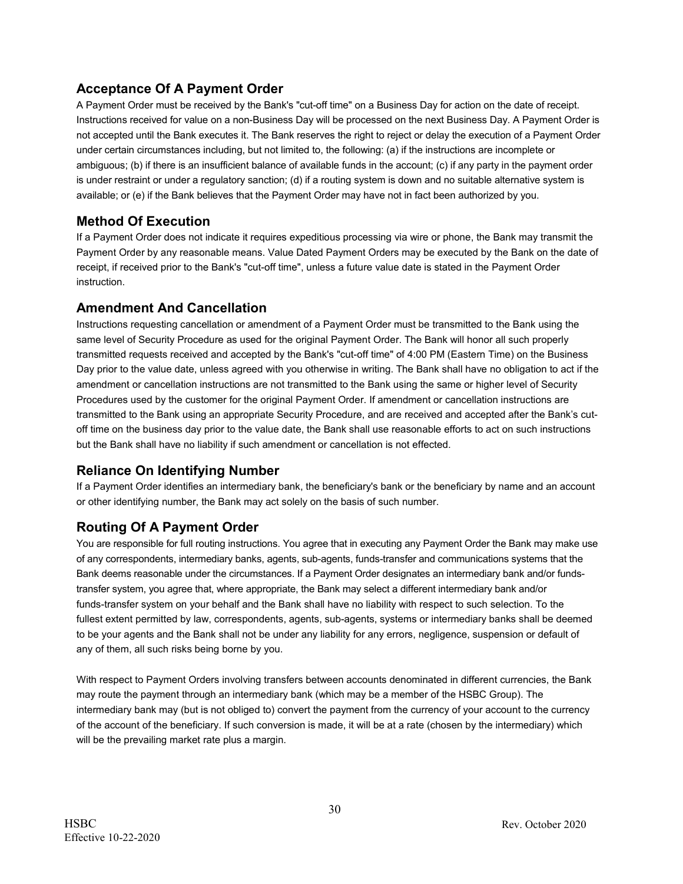## Acceptance Of A Payment Order

A Payment Order must be received by the Bank's "cut-off time" on a Business Day for action on the date of receipt. Instructions received for value on a non-Business Day will be processed on the next Business Day. A Payment Order is not accepted until the Bank executes it. The Bank reserves the right to reject or delay the execution of a Payment Order under certain circumstances including, but not limited to, the following: (a) if the instructions are incomplete or ambiguous; (b) if there is an insufficient balance of available funds in the account; (c) if any party in the payment order is under restraint or under a regulatory sanction; (d) if a routing system is down and no suitable alternative system is available; or (e) if the Bank believes that the Payment Order may have not in fact been authorized by you.

## Method Of Execution

If a Payment Order does not indicate it requires expeditious processing via wire or phone, the Bank may transmit the Payment Order by any reasonable means. Value Dated Payment Orders may be executed by the Bank on the date of receipt, if received prior to the Bank's "cut-off time", unless a future value date is stated in the Payment Order instruction.

## Amendment And Cancellation

Instructions requesting cancellation or amendment of a Payment Order must be transmitted to the Bank using the same level of Security Procedure as used for the original Payment Order. The Bank will honor all such properly transmitted requests received and accepted by the Bank's "cut-off time" of 4:00 PM (Eastern Time) on the Business Day prior to the value date, unless agreed with you otherwise in writing. The Bank shall have no obligation to act if the amendment or cancellation instructions are not transmitted to the Bank using the same or higher level of Security Procedures used by the customer for the original Payment Order. If amendment or cancellation instructions are transmitted to the Bank using an appropriate Security Procedure, and are received and accepted after the Bank's cut-off time on the business day prior to the value date, the Bank shall use reasonable efforts to act on such instructions but the Bank shall have no liability if such amendment or cancellation is not effected.

## Reliance On Identifying Number

If a Payment Order identifies an intermediary bank, the beneficiary's bank or the beneficiary by name and an account or other identifying number, the Bank may act solely on the basis of such number.

## Routing Of A Payment Order

You are responsible for full routing instructions. You agree that in executing any Payment Order the Bank may make use of any correspondents, intermediary banks, agents, sub-agents, funds-transfer and communications systems that the Bank deems reasonable under the circumstances. If a Payment Order designates an intermediary bank and/or funds-transfer system, you agree that, where appropriate, the Bank may select a different intermediary bank and/or funds-transfer system on your behalf and the Bank shall have no liability with respect to such selection. To the fullest extent permitted by law, correspondents, agents, sub-agents, systems or intermediary banks shall be deemed to be your agents and the Bank shall not be under any liability for any errors, negligence, suspension or default of any of them, all such risks being borne by you.

With respect to Payment Orders involving transfers between accounts denominated in different currencies, the Bank may route the payment through an intermediary bank (which may be a member of the HSBC Group). The intermediary bank may (but is not obliged to) convert the payment from the currency of your account to the currency of the account of the beneficiary. If such conversion is made, it will be at a rate (chosen by the intermediary) which will be the prevailing market rate plus a margin.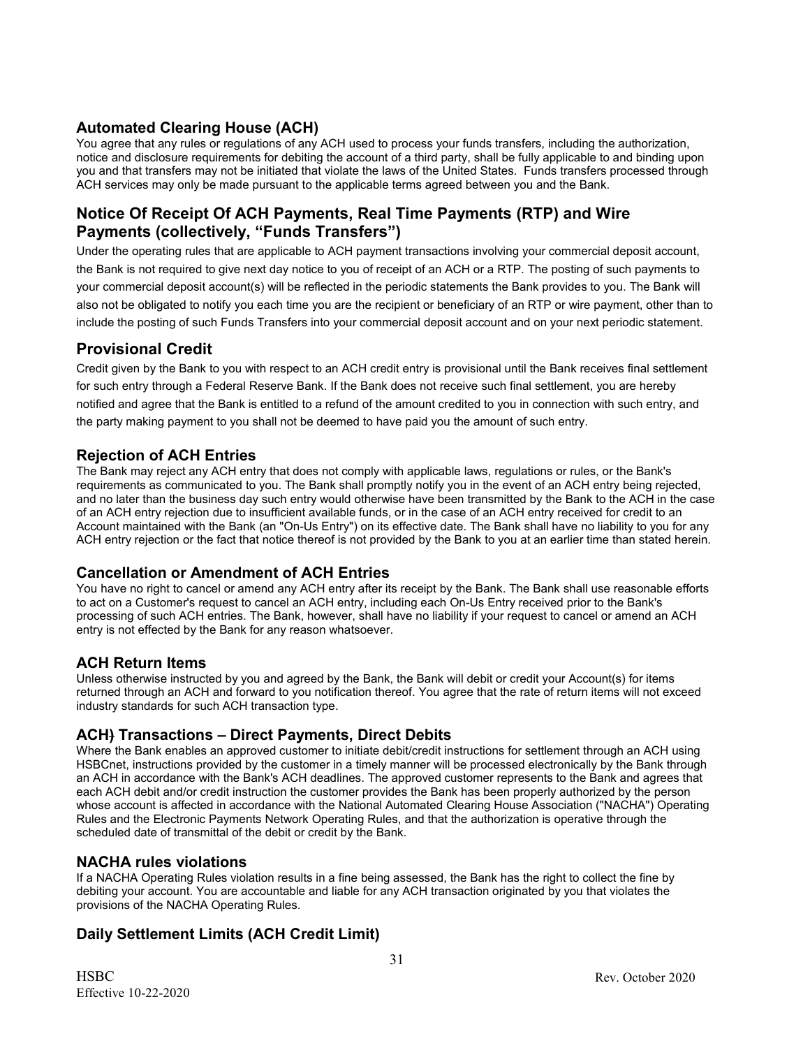## Automated Clearing House (ACH)

You agree that any rules or regulations of any ACH used to process your funds transfers, including the authorization, notice and disclosure requirements for debiting the account of a third party, shall be fully applicable to and binding upon you and that transfers may not be initiated that violate the laws of the United States. Funds transfers processed through ACH services may only be made pursuant to the applicable terms agreed between you and the Bank.

## Notice Of Receipt Of ACH Payments, Real Time Payments (RTP) and Wire Payments (collectively, "Funds Transfers")

Under the operating rules that are applicable to ACH payment transactions involving your commercial deposit account, the Bank is not required to give next day notice to you of receipt of an ACH or a RTP. The posting of such payments to your commercial deposit account(s) will be reflected in the periodic statements the Bank provides to you. The Bank will also not be obligated to notify you each time you are the recipient or beneficiary of an RTP or wire payment, other than to include the posting of such Funds Transfers into your commercial deposit account and on your next periodic statement.

## Provisional Credit

Credit given by the Bank to you with respect to an ACH credit entry is provisional until the Bank receives final settlement for such entry through a Federal Reserve Bank. If the Bank does not receive such final settlement, you are hereby notified and agree that the Bank is entitled to a refund of the amount credited to you in connection with such entry, and the party making payment to you shall not be deemed to have paid you the amount of such entry.

## Rejection of ACH Entries

The Bank may reject any ACH entry that does not comply with applicable laws, regulations or rules, or the Bank's requirements as communicated to you. The Bank shall promptly notify you in the event of an ACH entry being rejected, and no later than the business day such entry would otherwise have been transmitted by the Bank to the ACH in the case of an ACH entry rejection due to insufficient available funds, or in the case of an ACH entry received for credit to an Account maintained with the Bank (an "On-Us Entry") on its effective date. The Bank shall have no liability to you for any ACH entry rejection or the fact that notice thereof is not provided by the Bank to you at an earlier time than stated herein.

## Cancellation or Amendment of ACH Entries

You have no right to cancel or amend any ACH entry after its receipt by the Bank. The Bank shall use reasonable efforts to act on a Customer's request to cancel an ACH entry, including each On-Us Entry received prior to the Bank's processing of such ACH entries. The Bank, however, shall have no liability if your request to cancel or amend an ACH entry is not effected by the Bank for any reason whatsoever.

## ACH Return Items

Unless otherwise instructed by you and agreed by the Bank, the Bank will debit or credit your Account(s) for items returned through an ACH and forward to you notification thereof. You agree that the rate of return items will not exceed industry standards for such ACH transaction type.

## ACH) Transactions – Direct Payments, Direct Debits

Where the Bank enables an approved customer to initiate debit/credit instructions for settlement through an ACH using HSBCnet, instructions provided by the customer in a timely manner will be processed electronically by the Bank through an ACH in accordance with the Bank's ACH deadlines. The approved customer represents to the Bank and agrees that each ACH debit and/or credit instruction the customer provides the Bank has been properly authorized by the person whose account is affected in accordance with the National Automated Clearing House Association ("NACHA") Operating Rules and the Electronic Payments Network Operating Rules, and that the authorization is operative through the scheduled date of transmittal of the debit or credit by the Bank.

## NACHA rules violations

If a NACHA Operating Rules violation results in a fine being assessed, the Bank has the right to collect the fine by debiting your account. You are accountable and liable for any ACH transaction originated by you that violates the provisions of the NACHA Operating Rules.

## Daily Settlement Limits (ACH Credit Limit)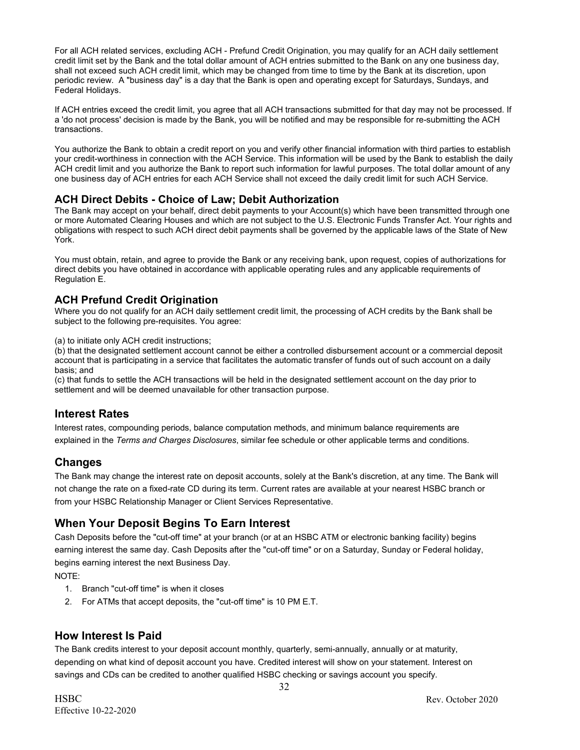For all ACH related services, excluding ACH - Prefund Credit Origination, you may qualify for an ACH daily settlement credit limit set by the Bank and the total dollar amount of ACH entries submitted to the Bank on any one business day, shall not exceed such ACH credit limit, which may be changed from time to time by the Bank at its discretion, upon periodic review. A "business day" is a day that the Bank is open and operating except for Saturdays, Sundays, and Federal Holidays.

If ACH entries exceed the credit limit, you agree that all ACH transactions submitted for that day may not be processed. If a 'do not process' decision is made by the Bank, you will be notified and may be responsible for re-submitting the ACH transactions.

You authorize the Bank to obtain a credit report on you and verify other financial information with third parties to establish your credit-worthiness in connection with the ACH Service. This information will be used by the Bank to establish the daily ACH credit limit and you authorize the Bank to report such information for lawful purposes. The total dollar amount of any one business day of ACH entries for each ACH Service shall not exceed the daily credit limit for such ACH Service.

### ACH Direct Debits - Choice of Law; Debit Authorization

The Bank may accept on your behalf, direct debit payments to your Account(s) which have been transmitted through one or more Automated Clearing Houses and which are not subject to the U.S. Electronic Funds Transfer Act. Your rights and obligations with respect to such ACH direct debit payments shall be governed by the applicable laws of the State of New York.

You must obtain, retain, and agree to provide the Bank or any receiving bank, upon request, copies of authorizations for direct debits you have obtained in accordance with applicable operating rules and any applicable requirements of Regulation E.

### ACH Prefund Credit Origination

Where you do not qualify for an ACH daily settlement credit limit, the processing of ACH credits by the Bank shall be subject to the following pre-requisites. You agree:

(a) to initiate only ACH credit instructions;
(b) that the designated settlement account cannot be either a controlled disbursement account or a commercial deposit account that is participating in a service that facilitates the automatic transfer of funds out of such account on a daily basis; and
(c) that funds to settle the ACH transactions will be held in the designated settlement account on the day prior to settlement and will be deemed unavailable for other transaction purpose.

## Interest Rates

Interest rates, compounding periods, balance computation methods, and minimum balance requirements are explained in the *Terms and Charges Disclosures*, similar fee schedule or other applicable terms and conditions.

## Changes

The Bank may change the interest rate on deposit accounts, solely at the Bank's discretion, at any time. The Bank will not change the rate on a fixed-rate CD during its term. Current rates are available at your nearest HSBC branch or from your HSBC Relationship Manager or Client Services Representative.

## When Your Deposit Begins To Earn Interest

Cash Deposits before the "cut-off time" at your branch (or at an HSBC ATM or electronic banking facility) begins earning interest the same day. Cash Deposits after the "cut-off time" or on a Saturday, Sunday or Federal holiday, begins earning interest the next Business Day.

NOTE:

1. Branch "cut-off time" is when it closes
2. For ATMs that accept deposits, the "cut-off time" is 10 PM E.T.

## How Interest Is Paid

The Bank credits interest to your deposit account monthly, quarterly, semi-annually, annually or at maturity, depending on what kind of deposit account you have. Credited interest will show on your statement. Interest on savings and CDs can be credited to another qualified HSBC checking or savings account you specify.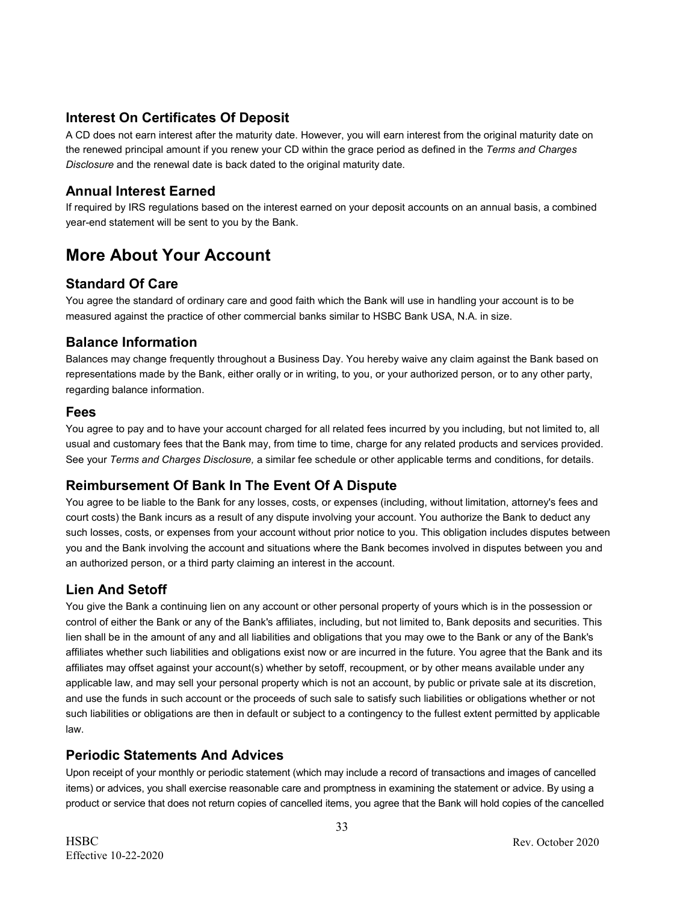### Interest On Certificates Of Deposit

A CD does not earn interest after the maturity date. However, you will earn interest from the original maturity date on the renewed principal amount if you renew your CD within the grace period as defined in the *Terms and Charges Disclosure* and the renewal date is back dated to the original maturity date.

### Annual Interest Earned

If required by IRS regulations based on the interest earned on your deposit accounts on an annual basis, a combined year-end statement will be sent to you by the Bank.

## More About Your Account

### Standard Of Care

You agree the standard of ordinary care and good faith which the Bank will use in handling your account is to be measured against the practice of other commercial banks similar to HSBC Bank USA, N.A. in size.

### Balance Information

Balances may change frequently throughout a Business Day. You hereby waive any claim against the Bank based on representations made by the Bank, either orally or in writing, to you, or your authorized person, or to any other party, regarding balance information.

### Fees

You agree to pay and to have your account charged for all related fees incurred by you including, but not limited to, all usual and customary fees that the Bank may, from time to time, charge for any related products and services provided. See your *Terms and Charges Disclosure,* a similar fee schedule or other applicable terms and conditions, for details.

### Reimbursement Of Bank In The Event Of A Dispute

You agree to be liable to the Bank for any losses, costs, or expenses (including, without limitation, attorney's fees and court costs) the Bank incurs as a result of any dispute involving your account. You authorize the Bank to deduct any such losses, costs, or expenses from your account without prior notice to you. This obligation includes disputes between you and the Bank involving the account and situations where the Bank becomes involved in disputes between you and an authorized person, or a third party claiming an interest in the account.

### Lien And Setoff

You give the Bank a continuing lien on any account or other personal property of yours which is in the possession or control of either the Bank or any of the Bank's affiliates, including, but not limited to, Bank deposits and securities. This lien shall be in the amount of any and all liabilities and obligations that you may owe to the Bank or any of the Bank's affiliates whether such liabilities and obligations exist now or are incurred in the future. You agree that the Bank and its affiliates may offset against your account(s) whether by setoff, recoupment, or by other means available under any applicable law, and may sell your personal property which is not an account, by public or private sale at its discretion, and use the funds in such account or the proceeds of such sale to satisfy such liabilities or obligations whether or not such liabilities or obligations are then in default or subject to a contingency to the fullest extent permitted by applicable law.

### Periodic Statements And Advices

Upon receipt of your monthly or periodic statement (which may include a record of transactions and images of cancelled items) or advices, you shall exercise reasonable care and promptness in examining the statement or advice. By using a product or service that does not return copies of cancelled items, you agree that the Bank will hold copies of the cancelled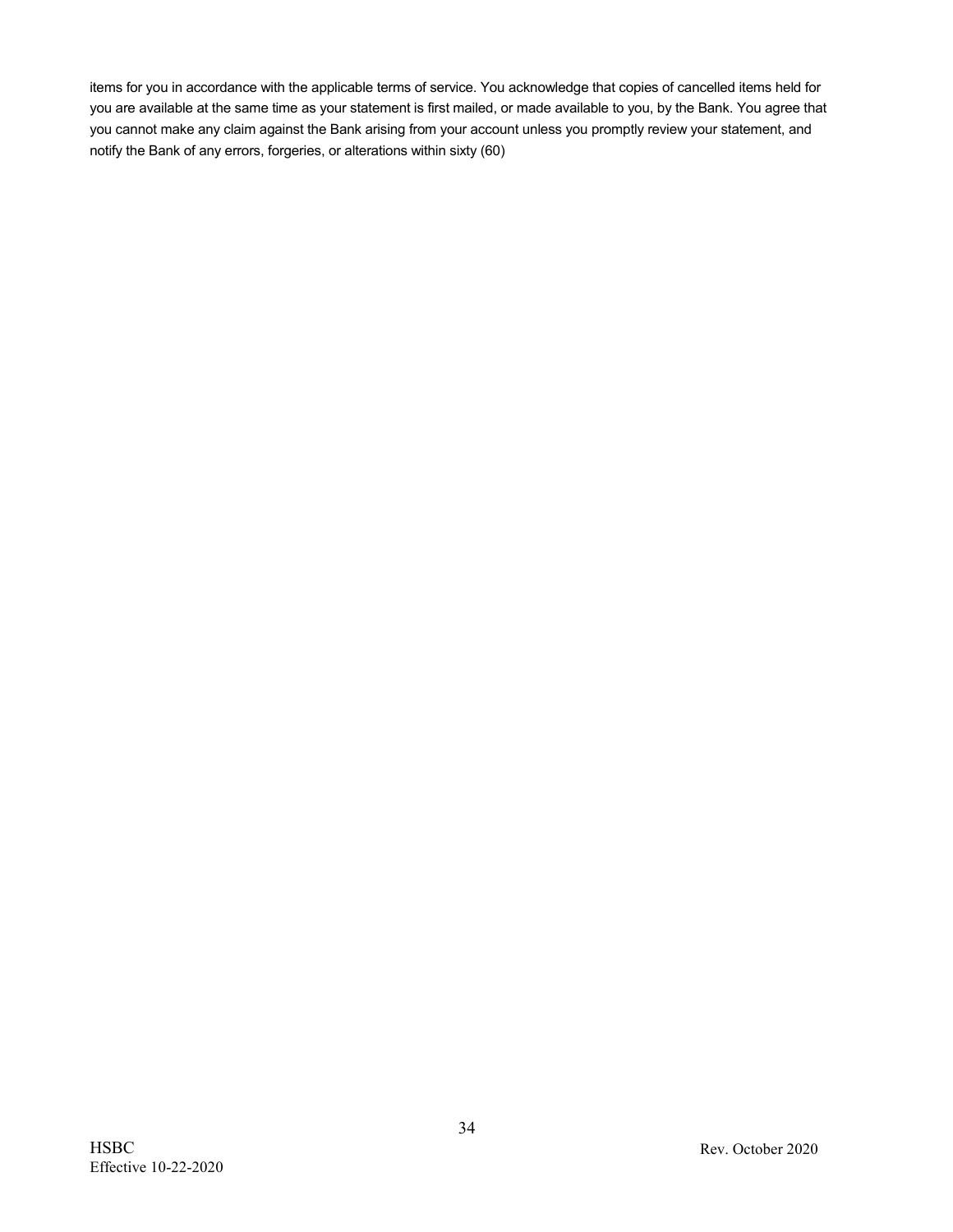items for you in accordance with the applicable terms of service. You acknowledge that copies of cancelled items held for you are available at the same time as your statement is first mailed, or made available to you, by the Bank. You agree that you cannot make any claim against the Bank arising from your account unless you promptly review your statement, and notify the Bank of any errors, forgeries, or alterations within sixty (60)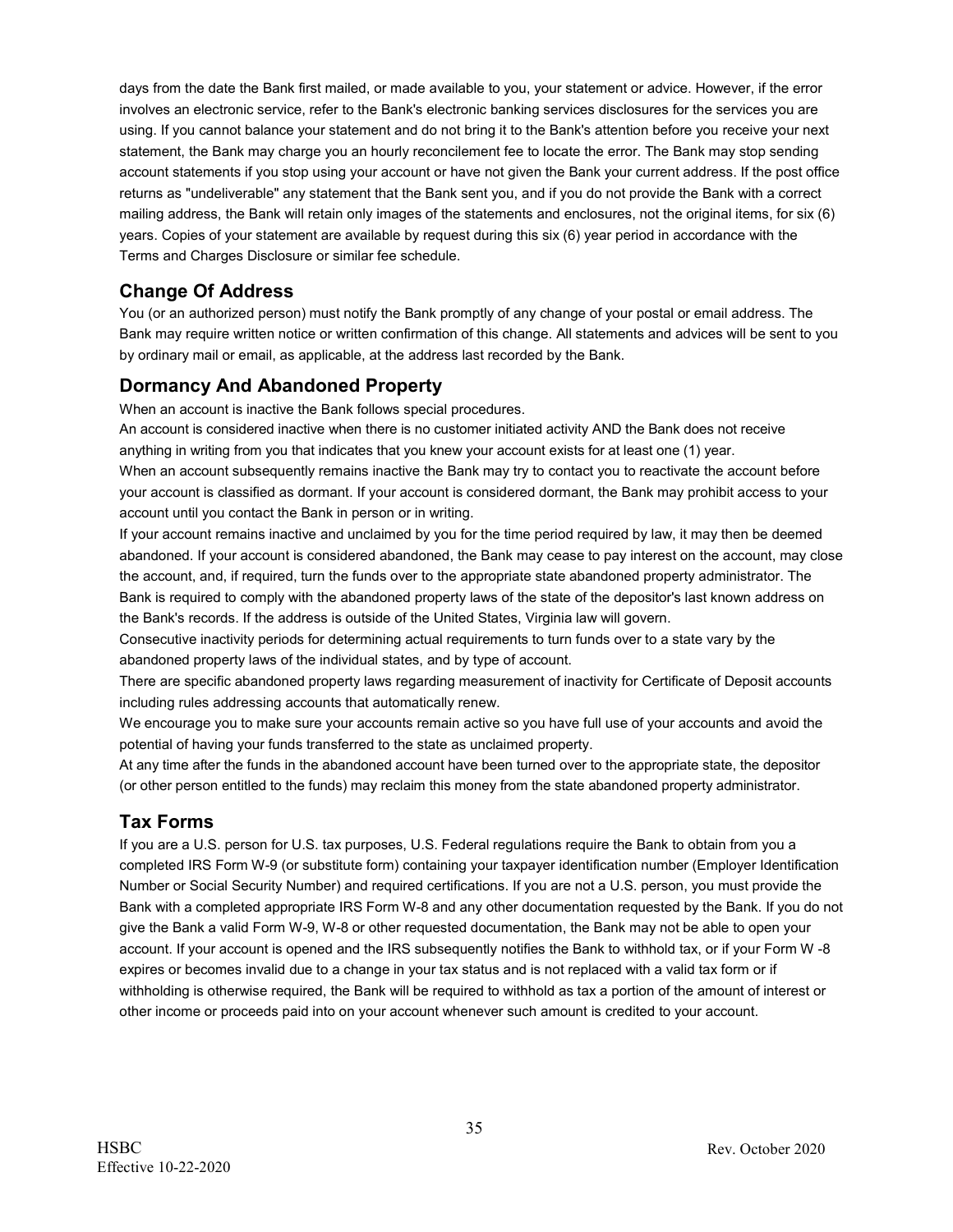days from the date the Bank first mailed, or made available to you, your statement or advice. However, if the error involves an electronic service, refer to the Bank's electronic banking services disclosures for the services you are using. If you cannot balance your statement and do not bring it to the Bank's attention before you receive your next statement, the Bank may charge you an hourly reconcilement fee to locate the error. The Bank may stop sending account statements if you stop using your account or have not given the Bank your current address. If the post office returns as "undeliverable" any statement that the Bank sent you, and if you do not provide the Bank with a correct mailing address, the Bank will retain only images of the statements and enclosures, not the original items, for six (6) years. Copies of your statement are available by request during this six (6) year period in accordance with the Terms and Charges Disclosure or similar fee schedule.

## Change Of Address

You (or an authorized person) must notify the Bank promptly of any change of your postal or email address. The Bank may require written notice or written confirmation of this change. All statements and advices will be sent to you by ordinary mail or email, as applicable, at the address last recorded by the Bank.

## Dormancy And Abandoned Property

When an account is inactive the Bank follows special procedures.

An account is considered inactive when there is no customer initiated activity AND the Bank does not receive anything in writing from you that indicates that you knew your account exists for at least one (1) year.

When an account subsequently remains inactive the Bank may try to contact you to reactivate the account before your account is classified as dormant. If your account is considered dormant, the Bank may prohibit access to your account until you contact the Bank in person or in writing.

If your account remains inactive and unclaimed by you for the time period required by law, it may then be deemed abandoned. If your account is considered abandoned, the Bank may cease to pay interest on the account, may close the account, and, if required, turn the funds over to the appropriate state abandoned property administrator. The Bank is required to comply with the abandoned property laws of the state of the depositor's last known address on the Bank's records. If the address is outside of the United States, Virginia law will govern.

Consecutive inactivity periods for determining actual requirements to turn funds over to a state vary by the abandoned property laws of the individual states, and by type of account.

There are specific abandoned property laws regarding measurement of inactivity for Certificate of Deposit accounts including rules addressing accounts that automatically renew.

We encourage you to make sure your accounts remain active so you have full use of your accounts and avoid the potential of having your funds transferred to the state as unclaimed property.

At any time after the funds in the abandoned account have been turned over to the appropriate state, the depositor (or other person entitled to the funds) may reclaim this money from the state abandoned property administrator.

## Tax Forms

If you are a U.S. person for U.S. tax purposes, U.S. Federal regulations require the Bank to obtain from you a completed IRS Form W-9 (or substitute form) containing your taxpayer identification number (Employer Identification Number or Social Security Number) and required certifications. If you are not a U.S. person, you must provide the Bank with a completed appropriate IRS Form W-8 and any other documentation requested by the Bank. If you do not give the Bank a valid Form W-9, W-8 or other requested documentation, the Bank may not be able to open your account. If your account is opened and the IRS subsequently notifies the Bank to withhold tax, or if your Form W -8 expires or becomes invalid due to a change in your tax status and is not replaced with a valid tax form or if withholding is otherwise required, the Bank will be required to withhold as tax a portion of the amount of interest or other income or proceeds paid into on your account whenever such amount is credited to your account.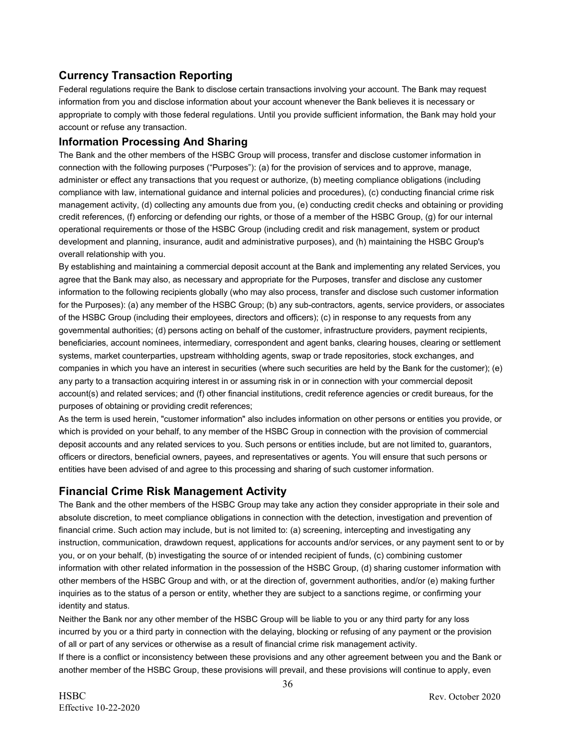## Currency Transaction Reporting

Federal regulations require the Bank to disclose certain transactions involving your account. The Bank may request information from you and disclose information about your account whenever the Bank believes it is necessary or appropriate to comply with those federal regulations. Until you provide sufficient information, the Bank may hold your account or refuse any transaction.

## Information Processing And Sharing

The Bank and the other members of the HSBC Group will process, transfer and disclose customer information in connection with the following purposes ("Purposes"): (a) for the provision of services and to approve, manage, administer or effect any transactions that you request or authorize, (b) meeting compliance obligations (including compliance with law, international guidance and internal policies and procedures), (c) conducting financial crime risk management activity, (d) collecting any amounts due from you, (e) conducting credit checks and obtaining or providing credit references, (f) enforcing or defending our rights, or those of a member of the HSBC Group, (g) for our internal operational requirements or those of the HSBC Group (including credit and risk management, system or product development and planning, insurance, audit and administrative purposes), and (h) maintaining the HSBC Group's overall relationship with you.

By establishing and maintaining a commercial deposit account at the Bank and implementing any related Services, you agree that the Bank may also, as necessary and appropriate for the Purposes, transfer and disclose any customer information to the following recipients globally (who may also process, transfer and disclose such customer information for the Purposes): (a) any member of the HSBC Group; (b) any sub-contractors, agents, service providers, or associates of the HSBC Group (including their employees, directors and officers); (c) in response to any requests from any governmental authorities; (d) persons acting on behalf of the customer, infrastructure providers, payment recipients, beneficiaries, account nominees, intermediary, correspondent and agent banks, clearing houses, clearing or settlement systems, market counterparties, upstream withholding agents, swap or trade repositories, stock exchanges, and companies in which you have an interest in securities (where such securities are held by the Bank for the customer); (e) any party to a transaction acquiring interest in or assuming risk in or in connection with your commercial deposit account(s) and related services; and (f) other financial institutions, credit reference agencies or credit bureaus, for the purposes of obtaining or providing credit references;

As the term is used herein, "customer information" also includes information on other persons or entities you provide, or which is provided on your behalf, to any member of the HSBC Group in connection with the provision of commercial deposit accounts and any related services to you. Such persons or entities include, but are not limited to, guarantors, officers or directors, beneficial owners, payees, and representatives or agents. You will ensure that such persons or entities have been advised of and agree to this processing and sharing of such customer information.

## Financial Crime Risk Management Activity

The Bank and the other members of the HSBC Group may take any action they consider appropriate in their sole and absolute discretion, to meet compliance obligations in connection with the detection, investigation and prevention of financial crime. Such action may include, but is not limited to: (a) screening, intercepting and investigating any instruction, communication, drawdown request, applications for accounts and/or services, or any payment sent to or by you, or on your behalf, (b) investigating the source of or intended recipient of funds, (c) combining customer information with other related information in the possession of the HSBC Group, (d) sharing customer information with other members of the HSBC Group and with, or at the direction of, government authorities, and/or (e) making further inquiries as to the status of a person or entity, whether they are subject to a sanctions regime, or confirming your identity and status.

Neither the Bank nor any other member of the HSBC Group will be liable to you or any third party for any loss incurred by you or a third party in connection with the delaying, blocking or refusing of any payment or the provision of all or part of any services or otherwise as a result of financial crime risk management activity.

If there is a conflict or inconsistency between these provisions and any other agreement between you and the Bank or another member of the HSBC Group, these provisions will prevail, and these provisions will continue to apply, even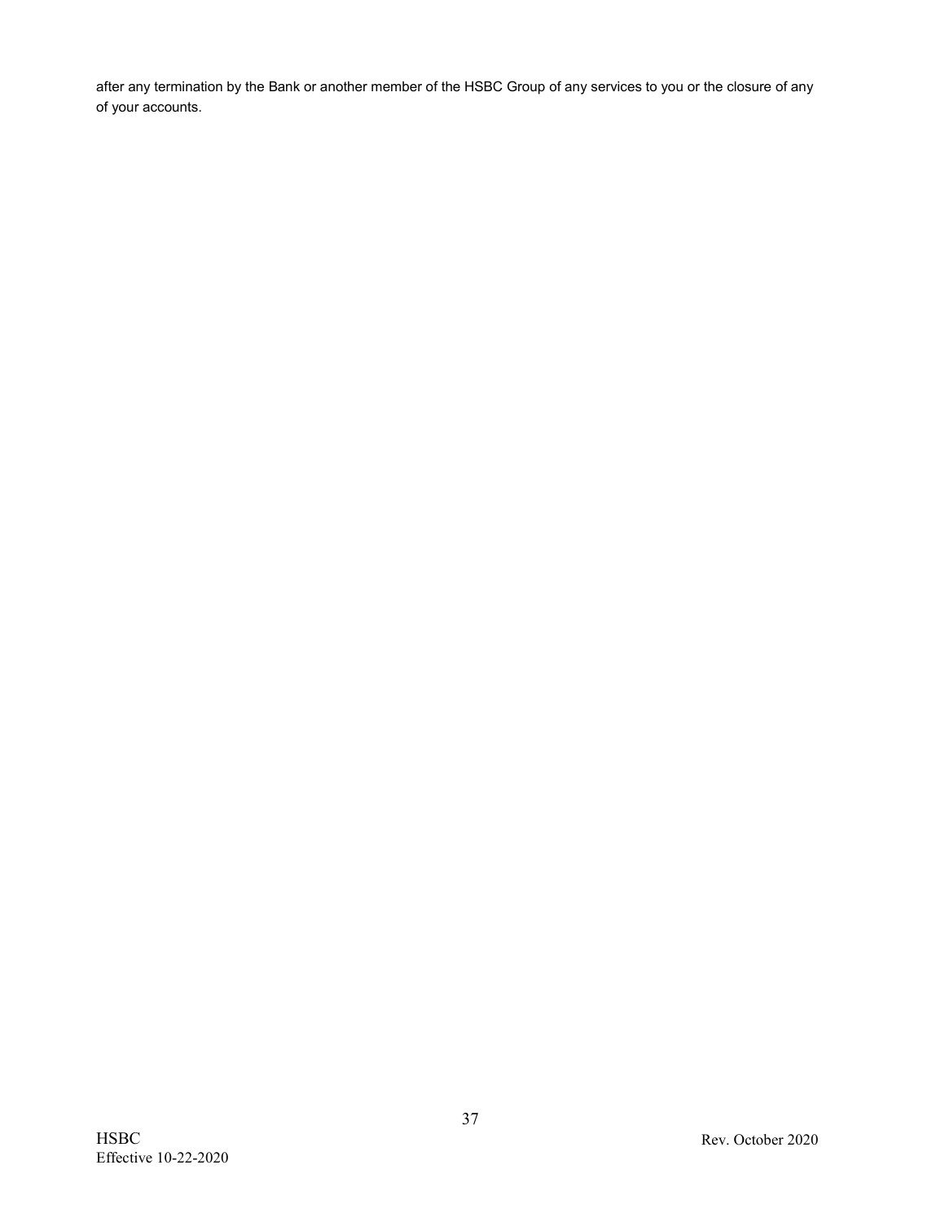after any termination by the Bank or another member of the HSBC Group of any services to you or the closure of any of your accounts.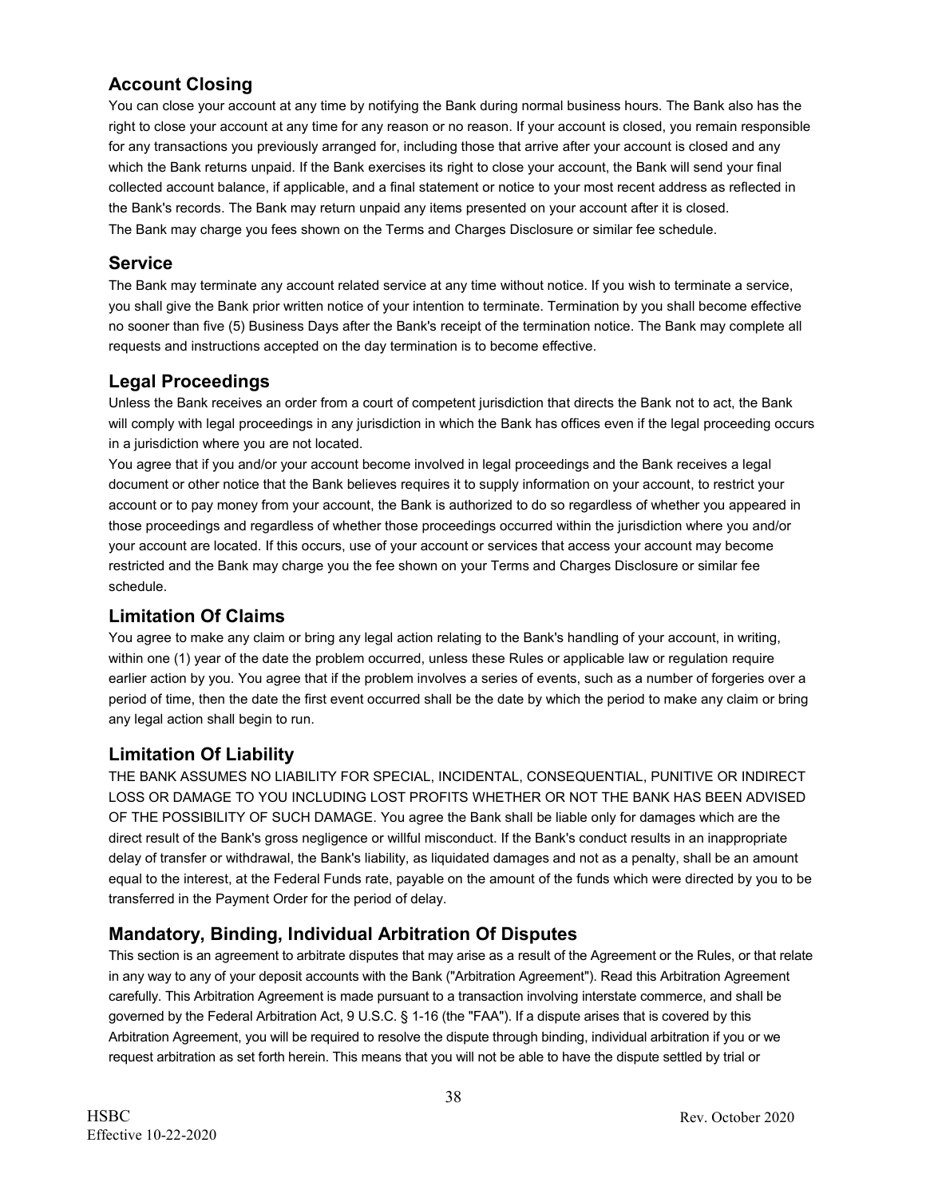## Account Closing

You can close your account at any time by notifying the Bank during normal business hours. The Bank also has the right to close your account at any time for any reason or no reason. If your account is closed, you remain responsible for any transactions you previously arranged for, including those that arrive after your account is closed and any which the Bank returns unpaid. If the Bank exercises its right to close your account, the Bank will send your final collected account balance, if applicable, and a final statement or notice to your most recent address as reflected in the Bank's records. The Bank may return unpaid any items presented on your account after it is closed. The Bank may charge you fees shown on the Terms and Charges Disclosure or similar fee schedule.

## Service

The Bank may terminate any account related service at any time without notice. If you wish to terminate a service, you shall give the Bank prior written notice of your intention to terminate. Termination by you shall become effective no sooner than five (5) Business Days after the Bank's receipt of the termination notice. The Bank may complete all requests and instructions accepted on the day termination is to become effective.

## Legal Proceedings

Unless the Bank receives an order from a court of competent jurisdiction that directs the Bank not to act, the Bank will comply with legal proceedings in any jurisdiction in which the Bank has offices even if the legal proceeding occurs in a jurisdiction where you are not located.

You agree that if you and/or your account become involved in legal proceedings and the Bank receives a legal document or other notice that the Bank believes requires it to supply information on your account, to restrict your account or to pay money from your account, the Bank is authorized to do so regardless of whether you appeared in those proceedings and regardless of whether those proceedings occurred within the jurisdiction where you and/or your account are located. If this occurs, use of your account or services that access your account may become restricted and the Bank may charge you the fee shown on your Terms and Charges Disclosure or similar fee schedule.

## Limitation Of Claims

You agree to make any claim or bring any legal action relating to the Bank's handling of your account, in writing, within one (1) year of the date the problem occurred, unless these Rules or applicable law or regulation require earlier action by you. You agree that if the problem involves a series of events, such as a number of forgeries over a period of time, then the date the first event occurred shall be the date by which the period to make any claim or bring any legal action shall begin to run.

## Limitation Of Liability

THE BANK ASSUMES NO LIABILITY FOR SPECIAL, INCIDENTAL, CONSEQUENTIAL, PUNITIVE OR INDIRECT LOSS OR DAMAGE TO YOU INCLUDING LOST PROFITS WHETHER OR NOT THE BANK HAS BEEN ADVISED OF THE POSSIBILITY OF SUCH DAMAGE. You agree the Bank shall be liable only for damages which are the direct result of the Bank's gross negligence or willful misconduct. If the Bank's conduct results in an inappropriate delay of transfer or withdrawal, the Bank's liability, as liquidated damages and not as a penalty, shall be an amount equal to the interest, at the Federal Funds rate, payable on the amount of the funds which were directed by you to be transferred in the Payment Order for the period of delay.

## Mandatory, Binding, Individual Arbitration Of Disputes

This section is an agreement to arbitrate disputes that may arise as a result of the Agreement or the Rules, or that relate in any way to any of your deposit accounts with the Bank ("Arbitration Agreement"). Read this Arbitration Agreement carefully. This Arbitration Agreement is made pursuant to a transaction involving interstate commerce, and shall be governed by the Federal Arbitration Act, 9 U.S.C. § 1-16 (the "FAA"). If a dispute arises that is covered by this Arbitration Agreement, you will be required to resolve the dispute through binding, individual arbitration if you or we request arbitration as set forth herein. This means that you will not be able to have the dispute settled by trial or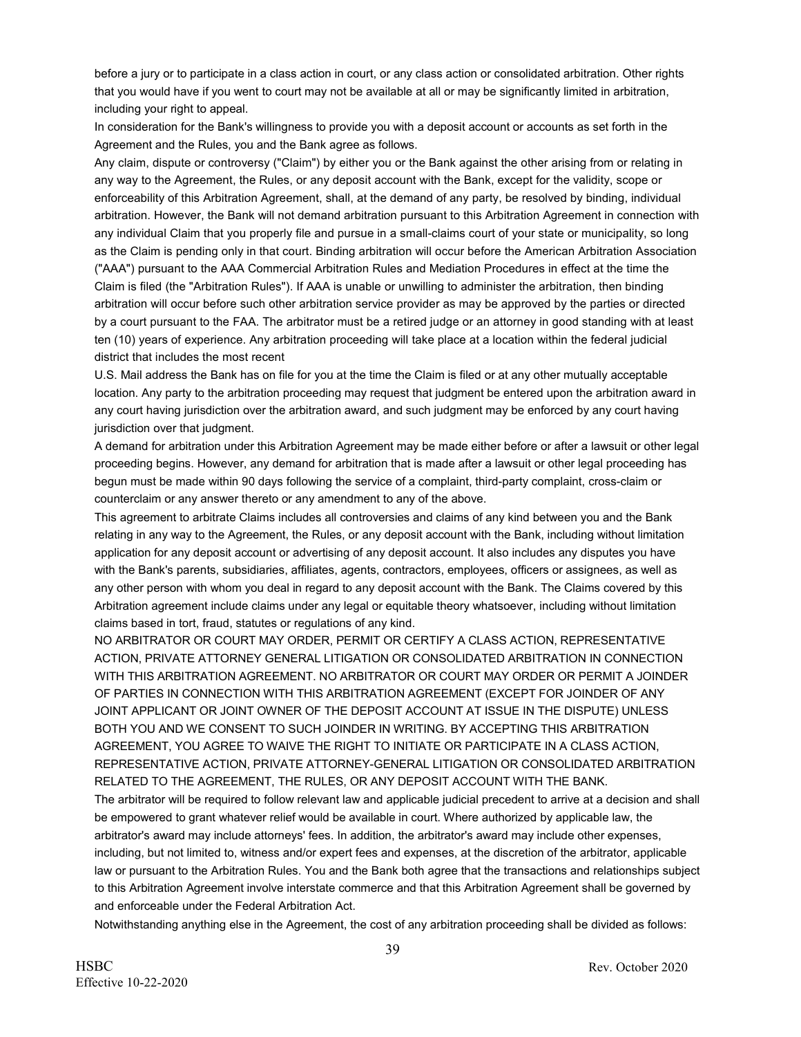before a jury or to participate in a class action in court, or any class action or consolidated arbitration. Other rights that you would have if you went to court may not be available at all or may be significantly limited in arbitration, including your right to appeal.

In consideration for the Bank's willingness to provide you with a deposit account or accounts as set forth in the Agreement and the Rules, you and the Bank agree as follows.

Any claim, dispute or controversy ("Claim") by either you or the Bank against the other arising from or relating in any way to the Agreement, the Rules, or any deposit account with the Bank, except for the validity, scope or enforceability of this Arbitration Agreement, shall, at the demand of any party, be resolved by binding, individual arbitration. However, the Bank will not demand arbitration pursuant to this Arbitration Agreement in connection with any individual Claim that you properly file and pursue in a small-claims court of your state or municipality, so long as the Claim is pending only in that court. Binding arbitration will occur before the American Arbitration Association ("AAA") pursuant to the AAA Commercial Arbitration Rules and Mediation Procedures in effect at the time the Claim is filed (the "Arbitration Rules"). If AAA is unable or unwilling to administer the arbitration, then binding arbitration will occur before such other arbitration service provider as may be approved by the parties or directed by a court pursuant to the FAA. The arbitrator must be a retired judge or an attorney in good standing with at least ten (10) years of experience. Any arbitration proceeding will take place at a location within the federal judicial district that includes the most recent U.S. Mail address the Bank has on file for you at the time the Claim is filed or at any other mutually acceptable location. Any party to the arbitration proceeding may request that judgment be entered upon the arbitration award in any court having jurisdiction over the arbitration award, and such judgment may be enforced by any court having jurisdiction over that judgment.

A demand for arbitration under this Arbitration Agreement may be made either before or after a lawsuit or other legal proceeding begins. However, any demand for arbitration that is made after a lawsuit or other legal proceeding has begun must be made within 90 days following the service of a complaint, third-party complaint, cross-claim or counterclaim or any answer thereto or any amendment to any of the above.

This agreement to arbitrate Claims includes all controversies and claims of any kind between you and the Bank relating in any way to the Agreement, the Rules, or any deposit account with the Bank, including without limitation application for any deposit account or advertising of any deposit account. It also includes any disputes you have with the Bank's parents, subsidiaries, affiliates, agents, contractors, employees, officers or assignees, as well as any other person with whom you deal in regard to any deposit account with the Bank. The Claims covered by this Arbitration agreement include claims under any legal or equitable theory whatsoever, including without limitation claims based in tort, fraud, statutes or regulations of any kind.

NO ARBITRATOR OR COURT MAY ORDER, PERMIT OR CERTIFY A CLASS ACTION, REPRESENTATIVE ACTION, PRIVATE ATTORNEY GENERAL LITIGATION OR CONSOLIDATED ARBITRATION IN CONNECTION WITH THIS ARBITRATION AGREEMENT. NO ARBITRATOR OR COURT MAY ORDER OR PERMIT A JOINDER OF PARTIES IN CONNECTION WITH THIS ARBITRATION AGREEMENT (EXCEPT FOR JOINDER OF ANY JOINT APPLICANT OR JOINT OWNER OF THE DEPOSIT ACCOUNT AT ISSUE IN THE DISPUTE) UNLESS BOTH YOU AND WE CONSENT TO SUCH JOINDER IN WRITING. BY ACCEPTING THIS ARBITRATION AGREEMENT, YOU AGREE TO WAIVE THE RIGHT TO INITIATE OR PARTICIPATE IN A CLASS ACTION, REPRESENTATIVE ACTION, PRIVATE ATTORNEY-GENERAL LITIGATION OR CONSOLIDATED ARBITRATION RELATED TO THE AGREEMENT, THE RULES, OR ANY DEPOSIT ACCOUNT WITH THE BANK.

The arbitrator will be required to follow relevant law and applicable judicial precedent to arrive at a decision and shall be empowered to grant whatever relief would be available in court. Where authorized by applicable law, the arbitrator's award may include attorneys' fees. In addition, the arbitrator's award may include other expenses, including, but not limited to, witness and/or expert fees and expenses, at the discretion of the arbitrator, applicable law or pursuant to the Arbitration Rules. You and the Bank both agree that the transactions and relationships subject to this Arbitration Agreement involve interstate commerce and that this Arbitration Agreement shall be governed by and enforceable under the Federal Arbitration Act.

Notwithstanding anything else in the Agreement, the cost of any arbitration proceeding shall be divided as follows: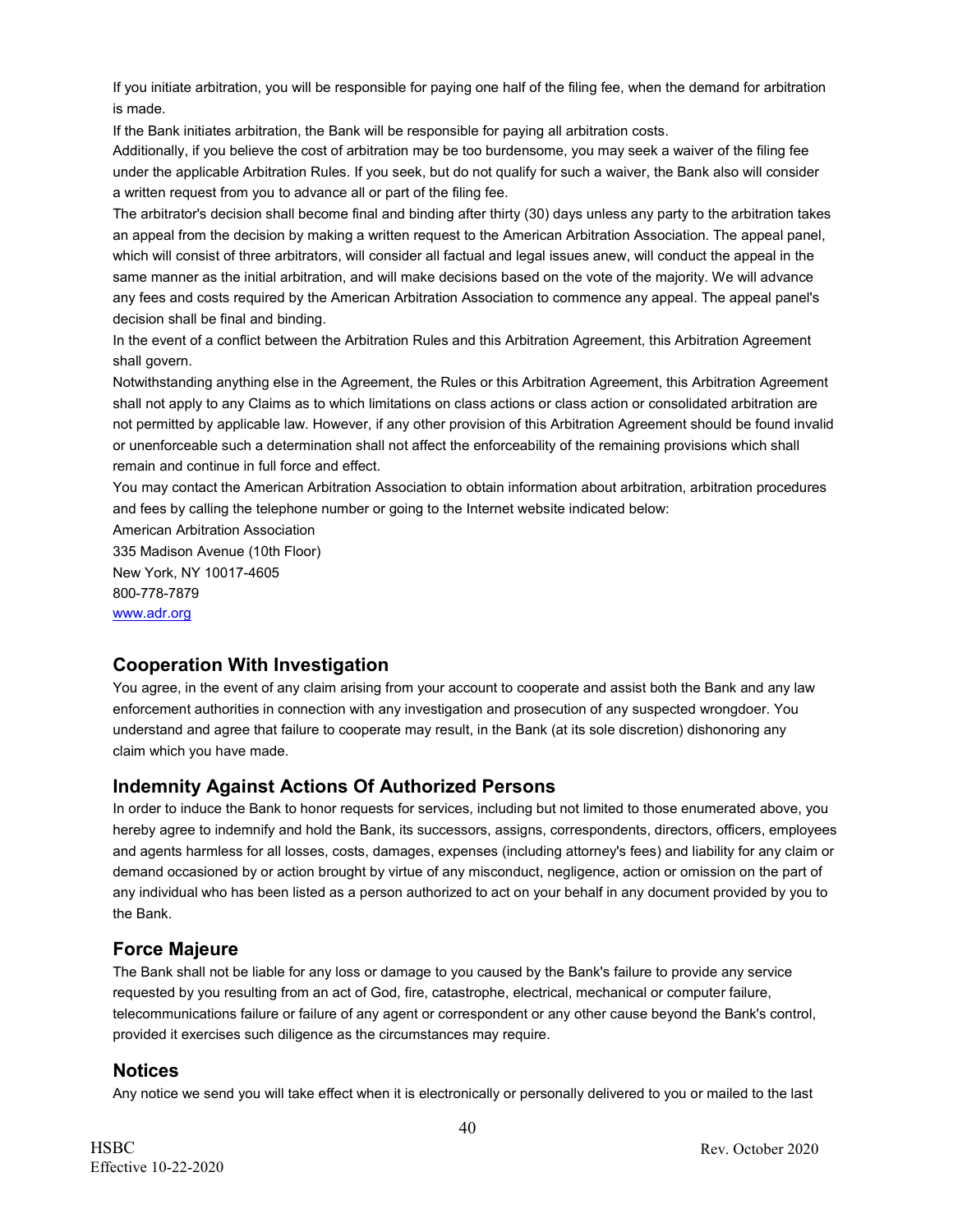If you initiate arbitration, you will be responsible for paying one half of the filing fee, when the demand for arbitration is made.

If the Bank initiates arbitration, the Bank will be responsible for paying all arbitration costs.

Additionally, if you believe the cost of arbitration may be too burdensome, you may seek a waiver of the filing fee under the applicable Arbitration Rules. If you seek, but do not qualify for such a waiver, the Bank also will consider a written request from you to advance all or part of the filing fee.

The arbitrator's decision shall become final and binding after thirty (30) days unless any party to the arbitration takes an appeal from the decision by making a written request to the American Arbitration Association. The appeal panel, which will consist of three arbitrators, will consider all factual and legal issues anew, will conduct the appeal in the same manner as the initial arbitration, and will make decisions based on the vote of the majority. We will advance any fees and costs required by the American Arbitration Association to commence any appeal. The appeal panel's decision shall be final and binding.

In the event of a conflict between the Arbitration Rules and this Arbitration Agreement, this Arbitration Agreement shall govern.

Notwithstanding anything else in the Agreement, the Rules or this Arbitration Agreement, this Arbitration Agreement shall not apply to any Claims as to which limitations on class actions or class action or consolidated arbitration are not permitted by applicable law. However, if any other provision of this Arbitration Agreement should be found invalid or unenforceable such a determination shall not affect the enforceability of the remaining provisions which shall remain and continue in full force and effect.

You may contact the American Arbitration Association to obtain information about arbitration, arbitration procedures and fees by calling the telephone number or going to the Internet website indicated below:

American Arbitration Association
335 Madison Avenue (10th Floor)
New York, NY 10017-4605
800-778-7879
www.adr.org

## Cooperation With Investigation

You agree, in the event of any claim arising from your account to cooperate and assist both the Bank and any law enforcement authorities in connection with any investigation and prosecution of any suspected wrongdoer. You understand and agree that failure to cooperate may result, in the Bank (at its sole discretion) dishonoring any claim which you have made.

## Indemnity Against Actions Of Authorized Persons

In order to induce the Bank to honor requests for services, including but not limited to those enumerated above, you hereby agree to indemnify and hold the Bank, its successors, assigns, correspondents, directors, officers, employees and agents harmless for all losses, costs, damages, expenses (including attorney's fees) and liability for any claim or demand occasioned by or action brought by virtue of any misconduct, negligence, action or omission on the part of any individual who has been listed as a person authorized to act on your behalf in any document provided by you to the Bank.

## Force Majeure

The Bank shall not be liable for any loss or damage to you caused by the Bank's failure to provide any service requested by you resulting from an act of God, fire, catastrophe, electrical, mechanical or computer failure, telecommunications failure or failure of any agent or correspondent or any other cause beyond the Bank's control, provided it exercises such diligence as the circumstances may require.

## Notices

Any notice we send you will take effect when it is electronically or personally delivered to you or mailed to the last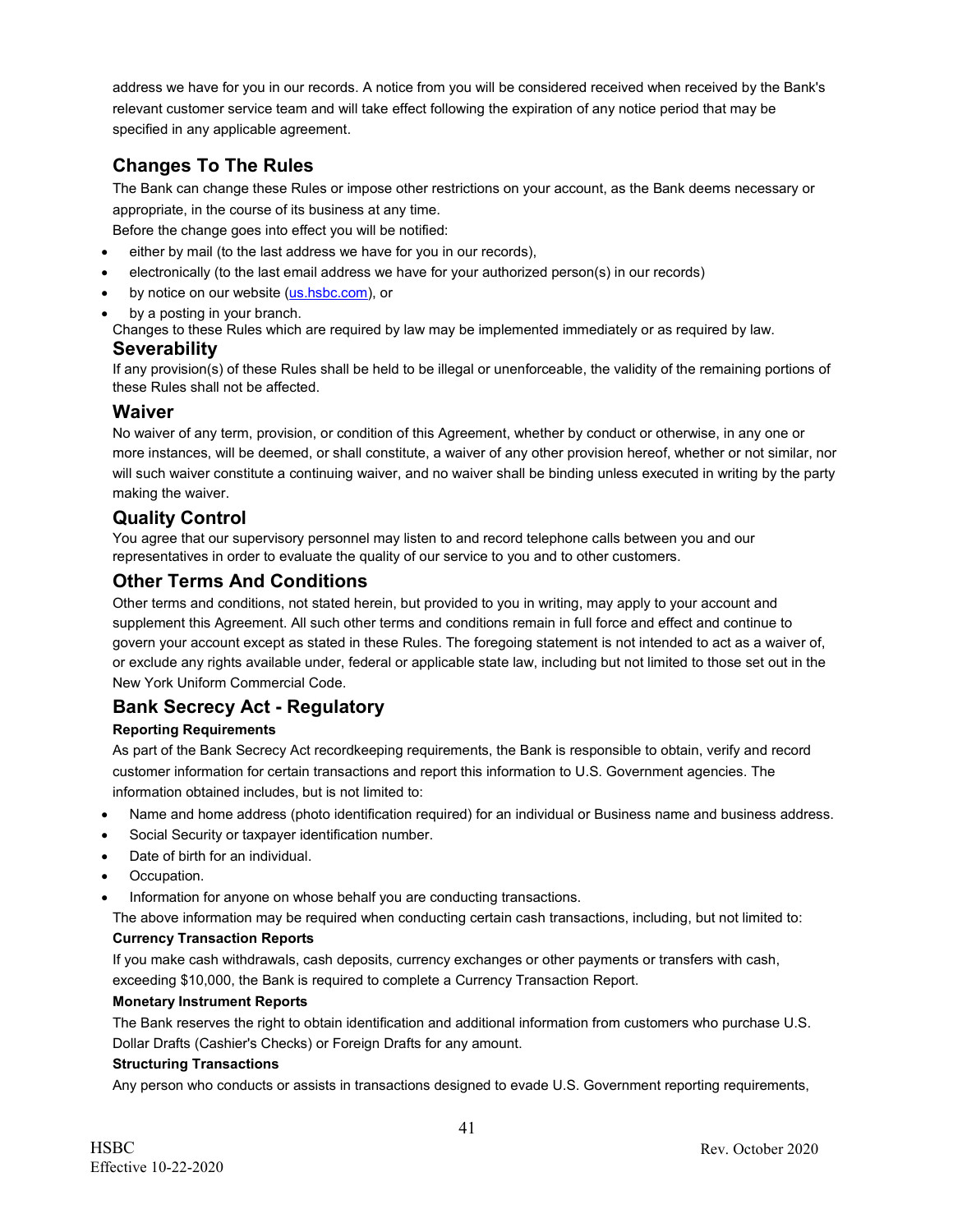address we have for you in our records. A notice from you will be considered received when received by the Bank's relevant customer service team and will take effect following the expiration of any notice period that may be specified in any applicable agreement.

## Changes To The Rules

The Bank can change these Rules or impose other restrictions on your account, as the Bank deems necessary or appropriate, in the course of its business at any time.

Before the change goes into effect you will be notified:

- either by mail (to the last address we have for you in our records),
- electronically (to the last email address we have for your authorized person(s) in our records)
- by notice on our website (us.hsbc.com), or
- by a posting in your branch.

Changes to these Rules which are required by law may be implemented immediately or as required by law.

## Severability

If any provision(s) of these Rules shall be held to be illegal or unenforceable, the validity of the remaining portions of these Rules shall not be affected.

## Waiver

No waiver of any term, provision, or condition of this Agreement, whether by conduct or otherwise, in any one or more instances, will be deemed, or shall constitute, a waiver of any other provision hereof, whether or not similar, nor will such waiver constitute a continuing waiver, and no waiver shall be binding unless executed in writing by the party making the waiver.

## Quality Control

You agree that our supervisory personnel may listen to and record telephone calls between you and our representatives in order to evaluate the quality of our service to you and to other customers.

## Other Terms And Conditions

Other terms and conditions, not stated herein, but provided to you in writing, may apply to your account and supplement this Agreement. All such other terms and conditions remain in full force and effect and continue to govern your account except as stated in these Rules. The foregoing statement is not intended to act as a waiver of, or exclude any rights available under, federal or applicable state law, including but not limited to those set out in the New York Uniform Commercial Code.

## Bank Secrecy Act - Regulatory

**Reporting Requirements**

As part of the Bank Secrecy Act recordkeeping requirements, the Bank is responsible to obtain, verify and record customer information for certain transactions and report this information to U.S. Government agencies. The information obtained includes, but is not limited to:

- Name and home address (photo identification required) for an individual or Business name and business address.
- Social Security or taxpayer identification number.
- Date of birth for an individual.
- Occupation.
- Information for anyone on whose behalf you are conducting transactions.

The above information may be required when conducting certain cash transactions, including, but not limited to:

**Currency Transaction Reports**

If you make cash withdrawals, cash deposits, currency exchanges or other payments or transfers with cash, exceeding $10,000, the Bank is required to complete a Currency Transaction Report.

**Monetary Instrument Reports**

The Bank reserves the right to obtain identification and additional information from customers who purchase U.S. Dollar Drafts (Cashier's Checks) or Foreign Drafts for any amount.

**Structuring Transactions**

Any person who conducts or assists in transactions designed to evade U.S. Government reporting requirements,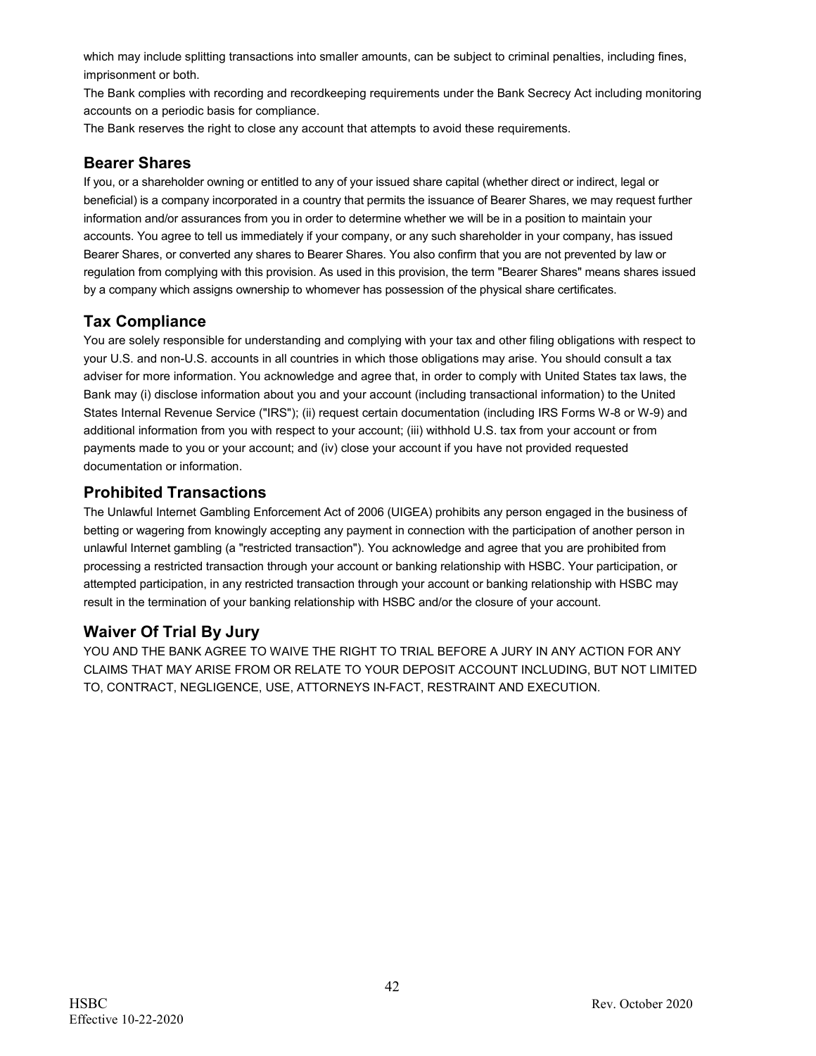which may include splitting transactions into smaller amounts, can be subject to criminal penalties, including fines, imprisonment or both.

The Bank complies with recording and recordkeeping requirements under the Bank Secrecy Act including monitoring accounts on a periodic basis for compliance.

The Bank reserves the right to close any account that attempts to avoid these requirements.

## Bearer Shares

If you, or a shareholder owning or entitled to any of your issued share capital (whether direct or indirect, legal or beneficial) is a company incorporated in a country that permits the issuance of Bearer Shares, we may request further information and/or assurances from you in order to determine whether we will be in a position to maintain your accounts. You agree to tell us immediately if your company, or any such shareholder in your company, has issued Bearer Shares, or converted any shares to Bearer Shares. You also confirm that you are not prevented by law or regulation from complying with this provision. As used in this provision, the term "Bearer Shares" means shares issued by a company which assigns ownership to whomever has possession of the physical share certificates.

## Tax Compliance

You are solely responsible for understanding and complying with your tax and other filing obligations with respect to your U.S. and non-U.S. accounts in all countries in which those obligations may arise. You should consult a tax adviser for more information. You acknowledge and agree that, in order to comply with United States tax laws, the Bank may (i) disclose information about you and your account (including transactional information) to the United States Internal Revenue Service ("IRS"); (ii) request certain documentation (including IRS Forms W-8 or W-9) and additional information from you with respect to your account; (iii) withhold U.S. tax from your account or from payments made to you or your account; and (iv) close your account if you have not provided requested documentation or information.

## Prohibited Transactions

The Unlawful Internet Gambling Enforcement Act of 2006 (UIGEA) prohibits any person engaged in the business of betting or wagering from knowingly accepting any payment in connection with the participation of another person in unlawful Internet gambling (a "restricted transaction"). You acknowledge and agree that you are prohibited from processing a restricted transaction through your account or banking relationship with HSBC. Your participation, or attempted participation, in any restricted transaction through your account or banking relationship with HSBC may result in the termination of your banking relationship with HSBC and/or the closure of your account.

## Waiver Of Trial By Jury

YOU AND THE BANK AGREE TO WAIVE THE RIGHT TO TRIAL BEFORE A JURY IN ANY ACTION FOR ANY CLAIMS THAT MAY ARISE FROM OR RELATE TO YOUR DEPOSIT ACCOUNT INCLUDING, BUT NOT LIMITED TO, CONTRACT, NEGLIGENCE, USE, ATTORNEYS IN-FACT, RESTRAINT AND EXECUTION.